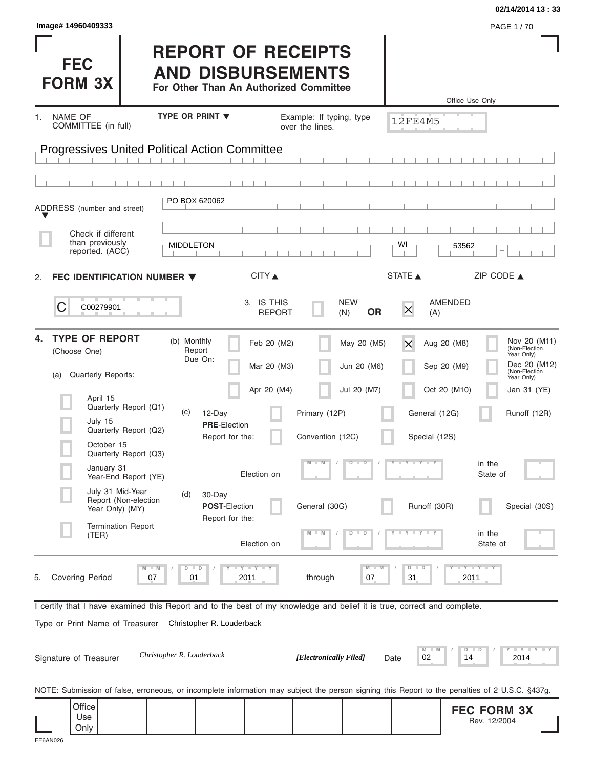Image# 14960409333

02/14/2014 13 : 33

# FEC FORM 3X

# REPORT OF RECEIPTS AND DISBURSEMENTS

**For Other Than An Authorized Committee**

Office Use Only

12FE4M5

1. NAME OF COMMITTEE (in full) — TYPE OR PRINT ▼ — Example: If typing, type over the lines.

Progressives United Political Action Committee

ADDRESS (number and street) ▼

PO BOX 620062

☐ Check if different than previously reported. (ACC)

MIDDLETON | WI | 53562

CITY ▲ STATE ▲ ZIP CODE ▲

2. **FEC IDENTIFICATION NUMBER ▼**

C C00279901

3. IS THIS REPORT ☐ NEW (N) **OR** ☒ AMENDED (A)

4. **TYPE OF REPORT** (Choose One)

(a) Quarterly Reports:

- ☐ April 15 Quarterly Report (Q1)
- ☐ July 15 Quarterly Report (Q2)
- ☐ October 15 Quarterly Report (Q3)
- ☐ January 31 Year-End Report (YE)
- ☐ July 31 Mid-Year Report (Non-election Year Only) (MY)
- ☐ Termination Report (TER)

(b) Monthly Report Due On:

| | | | |
|---|---|---|---|
| ☐ Feb 20 (M2) | ☐ May 20 (M5) | ☒ Aug 20 (M8) | ☐ Nov 20 (M11) (Non-Election Year Only) |
| ☐ Mar 20 (M3) | ☐ Jun 20 (M6) | ☐ Sep 20 (M9) | ☐ Dec 20 (M12) (Non-Election Year Only) |
| ☐ Apr 20 (M4) | ☐ Jul 20 (M7) | ☐ Oct 20 (M10) | ☐ Jan 31 (YE) |

(c) 12-Day **PRE**-Election Report for the: ☐ Primary (12P) ☐ General (12G) ☐ Runoff (12R) ☐ Convention (12C) ☐ Special (12S)

Election on MM / DD / YYYY in the State of

(d) 30-Day **POST**-Election Report for the: ☐ General (30G) ☐ Runoff (30R) ☐ Special (30S)

Election on MM / DD / YYYY in the State of

5. Covering Period 07 / 01 / 2011 through 07 / 31 / 2011

I certify that I have examined this Report and to the best of my knowledge and belief it is true, correct and complete.

Type or Print Name of Treasurer: Christopher R. Louderback

Signature of Treasurer: *Christopher R. Louderback* ***[Electronically Filed]*** Date 02 / 14 / 2014

NOTE: Submission of false, erroneous, or incomplete information may subject the person signing this Report to the penalties of 2 U.S.C. §437g.

Office Use Only

**FEC FORM 3X**
Rev. 12/2004

FE6AN026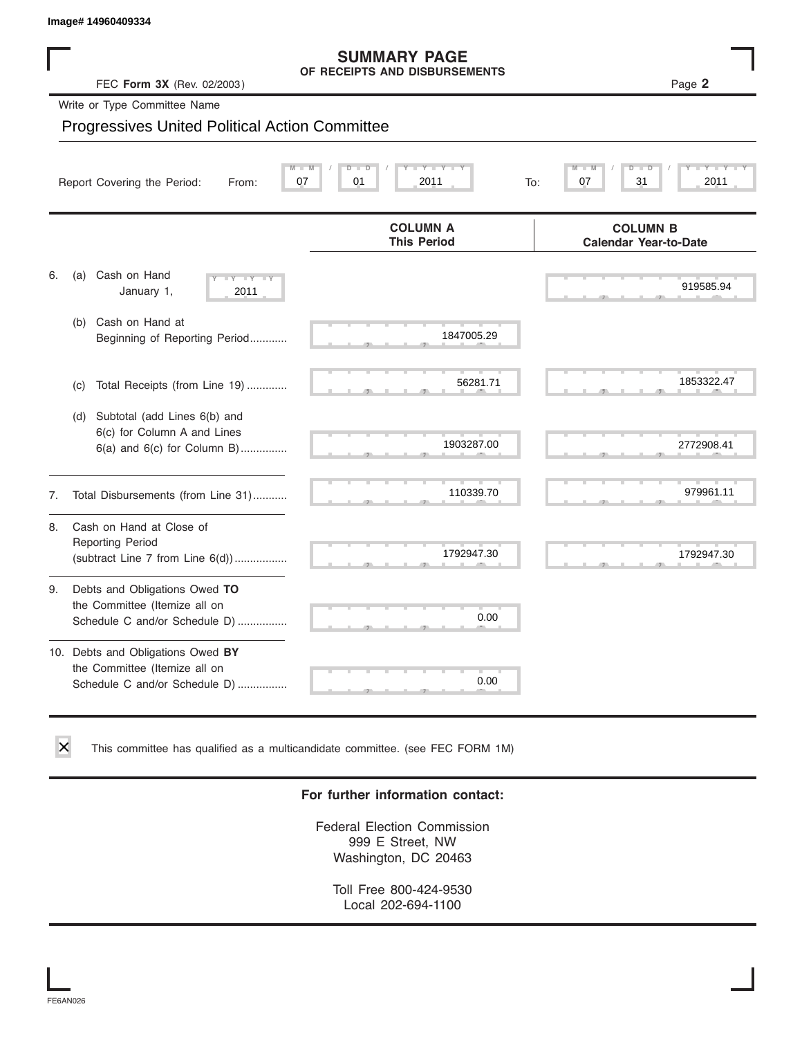Image# 14960409334

# SUMMARY PAGE
## OF RECEIPTS AND DISBURSEMENTS

FEC **Form 3X** (Rev. 02/2003)

Write or Type Committee Name

Progressives United Political Action Committee

Report Covering the Period: From: 07 / 01 / 2011 To: 07 / 31 / 2011

| | COLUMN A This Period | COLUMN B Calendar Year-to-Date |
|---|---|---|
| 6. (a) Cash on Hand January 1, 2011 | | 919585.94 |
| (b) Cash on Hand at Beginning of Reporting Period | 1847005.29 | |
| (c) Total Receipts (from Line 19) | 56281.71 | 1853322.47 |
| (d) Subtotal (add Lines 6(b) and 6(c) for Column A and Lines 6(a) and 6(c) for Column B) | 1903287.00 | 2772908.41 |
| 7. Total Disbursements (from Line 31) | 110339.70 | 979961.11 |
| 8. Cash on Hand at Close of Reporting Period (subtract Line 7 from Line 6(d)) | 1792947.30 | 1792947.30 |
| 9. Debts and Obligations Owed **TO** the Committee (Itemize all on Schedule C and/or Schedule D) | 0.00 | |
| 10. Debts and Obligations Owed **BY** the Committee (Itemize all on Schedule C and/or Schedule D) | 0.00 | |

☒ This committee has qualified as a multicandidate committee. (see FEC FORM 1M)

**For further information contact:**

Federal Election Commission
999 E Street, NW
Washington, DC 20463

Toll Free 800-424-9530
Local 202-694-1100

FE6AN026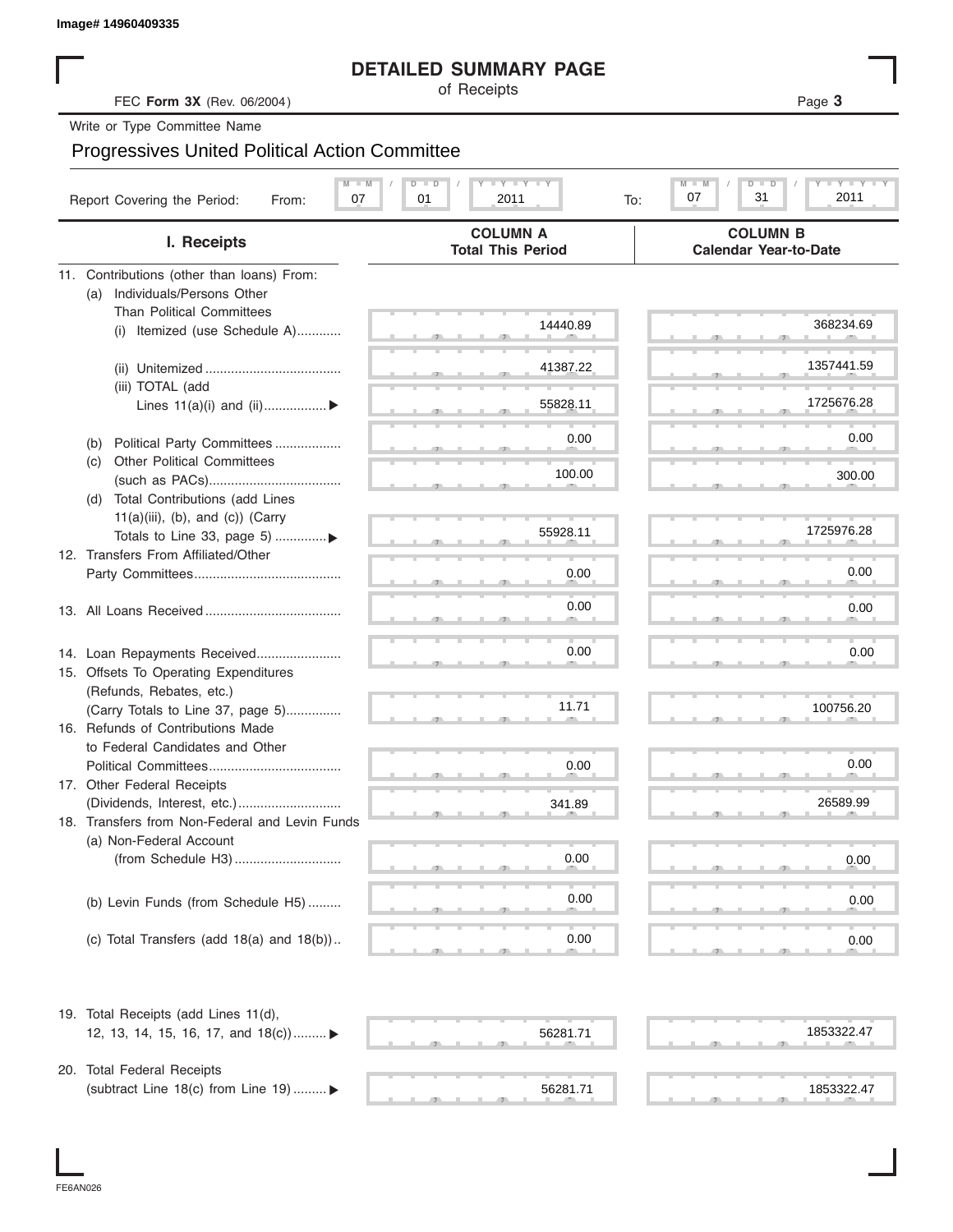Image# 14960409335

# DETAILED SUMMARY PAGE

of Receipts

FEC **Form 3X** (Rev. 06/2004)

Write or Type Committee Name

## Progressives United Political Action Committee

Report Covering the Period: From: 07 / 01 / 2011 To: 07 / 31 / 2011

| I. Receipts | COLUMN A Total This Period | COLUMN B Calendar Year-to-Date |
|---|---|---|
| 11. Contributions (other than loans) From: | | |
| (a) Individuals/Persons Other Than Political Committees | | |
| (i) Itemized (use Schedule A) | 14440.89 | 368234.69 |
| (ii) Unitemized | 41387.22 | 1357441.59 |
| (iii) TOTAL (add Lines 11(a)(i) and (ii) ▶ | 55828.11 | 1725676.28 |
| (b) Political Party Committees | 0.00 | 0.00 |
| (c) Other Political Committees (such as PACs) | 100.00 | 300.00 |
| (d) Total Contributions (add Lines 11(a)(iii), (b), and (c)) (Carry Totals to Line 33, page 5) ▶ | 55928.11 | 1725976.28 |
| 12. Transfers From Affiliated/Other Party Committees | 0.00 | 0.00 |
| 13. All Loans Received | 0.00 | 0.00 |
| 14. Loan Repayments Received | 0.00 | 0.00 |
| 15. Offsets To Operating Expenditures (Refunds, Rebates, etc.) (Carry Totals to Line 37, page 5) | 11.71 | 100756.20 |
| 16. Refunds of Contributions Made to Federal Candidates and Other Political Committees | 0.00 | 0.00 |
| 17. Other Federal Receipts (Dividends, Interest, etc.) | 341.89 | 26589.99 |
| 18. Transfers from Non-Federal and Levin Funds | | |
| (a) Non-Federal Account (from Schedule H3) | 0.00 | 0.00 |
| (b) Levin Funds (from Schedule H5) | 0.00 | 0.00 |
| (c) Total Transfers (add 18(a) and 18(b)) | 0.00 | 0.00 |
| 19. Total Receipts (add Lines 11(d), 12, 13, 14, 15, 16, 17, and 18(c)) ▶ | 56281.71 | 1853322.47 |
| 20. Total Federal Receipts (subtract Line 18(c) from Line 19) ▶ | 56281.71 | 1853322.47 |

FE6AN026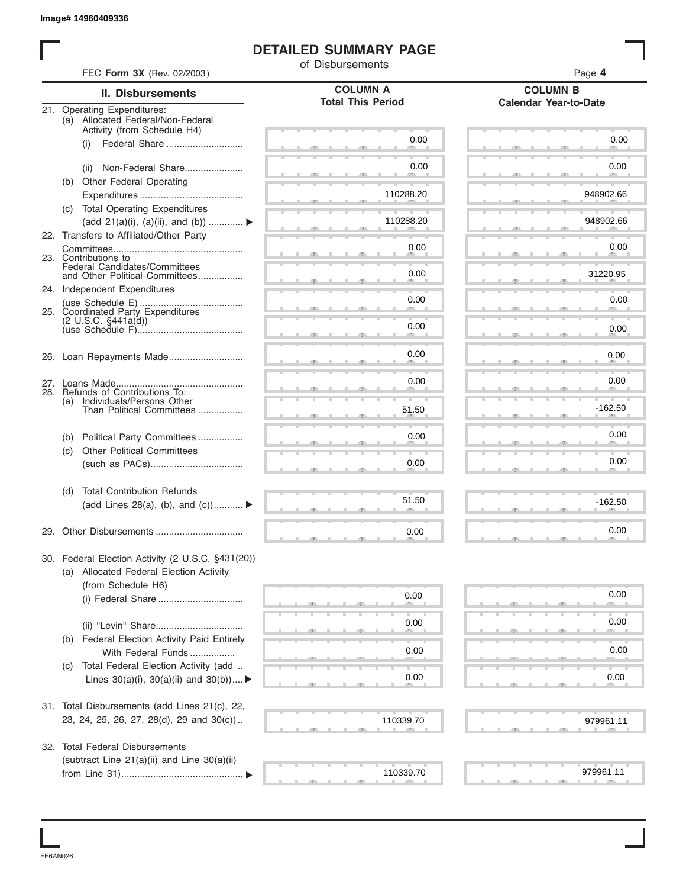Image# 14960409336

# DETAILED SUMMARY PAGE

of Disbursements

FEC **Form 3X** (Rev. 02/2003)

Page **4**

| II. Disbursements | COLUMN A Total This Period | COLUMN B Calendar Year-to-Date |
|---|---|---|
| 21. Operating Expenditures: | | |
| (a) Allocated Federal/Non-Federal Activity (from Schedule H4) | | |
| (i) Federal Share | 0.00 | 0.00 |
| (ii) Non-Federal Share | 0.00 | 0.00 |
| (b) Other Federal Operating Expenditures | 110288.20 | 948902.66 |
| (c) Total Operating Expenditures (add 21(a)(i), (a)(ii), and (b)) ▶ | 110288.20 | 948902.66 |
| 22. Transfers to Affiliated/Other Party Committees | 0.00 | 0.00 |
| 23. Contributions to Federal Candidates/Committees and Other Political Committees | 0.00 | 31220.95 |
| 24. Independent Expenditures (use Schedule E) | 0.00 | 0.00 |
| 25. Coordinated Party Expenditures (2 U.S.C. §441a(d)) (use Schedule F) | 0.00 | 0.00 |
| 26. Loan Repayments Made | 0.00 | 0.00 |
| 27. Loans Made | 0.00 | 0.00 |
| 28. Refunds of Contributions To: | | |
| (a) Individuals/Persons Other Than Political Committees | 51.50 | -162.50 |
| (b) Political Party Committees | 0.00 | 0.00 |
| (c) Other Political Committees (such as PACs) | 0.00 | 0.00 |
| (d) Total Contribution Refunds (add Lines 28(a), (b), and (c)) ▶ | 51.50 | -162.50 |
| 29. Other Disbursements | 0.00 | 0.00 |
| 30. Federal Election Activity (2 U.S.C. §431(20)) | | |
| (a) Allocated Federal Election Activity (from Schedule H6) | | |
| (i) Federal Share | 0.00 | 0.00 |
| (ii) "Levin" Share | 0.00 | 0.00 |
| (b) Federal Election Activity Paid Entirely With Federal Funds | 0.00 | 0.00 |
| (c) Total Federal Election Activity (add Lines 30(a)(i), 30(a)(ii) and 30(b)) ▶ | 0.00 | 0.00 |
| 31. Total Disbursements (add Lines 21(c), 22, 23, 24, 25, 26, 27, 28(d), 29 and 30(c)) | 110339.70 | 979961.11 |
| 32. Total Federal Disbursements (subtract Line 21(a)(ii) and Line 30(a)(ii) from Line 31) ▶ | 110339.70 | 979961.11 |

FE6AN026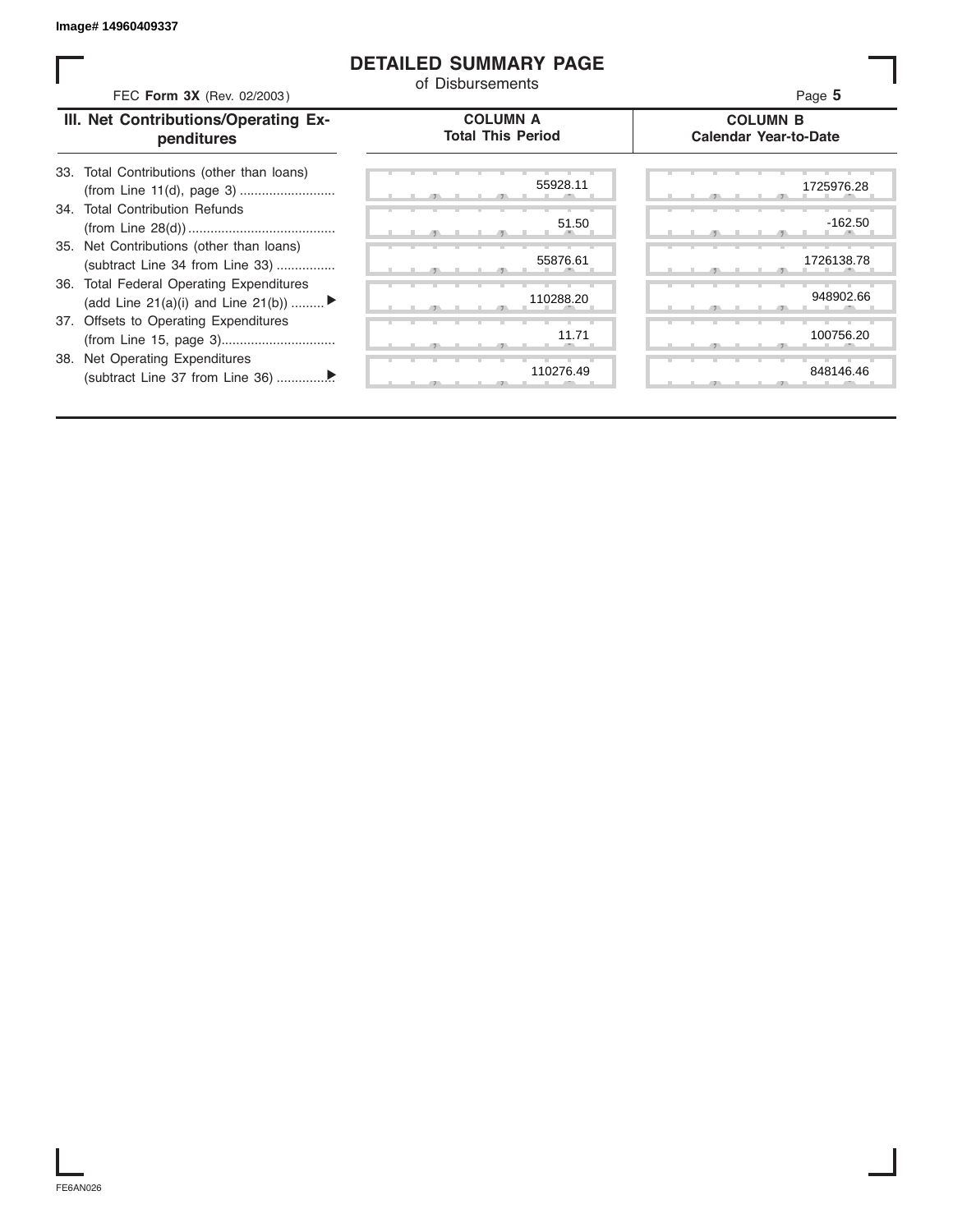Image# 14960409337

# DETAILED SUMMARY PAGE

of Disbursements

FEC **Form 3X** (Rev. 02/2003)

| III. Net Contributions/Operating Expenditures | COLUMN A Total This Period | COLUMN B Calendar Year-to-Date |
|---|---|---|
| 33. Total Contributions (other than loans) (from Line 11(d), page 3) .......................... | 55928.11 | 1725976.28 |
| 34. Total Contribution Refunds (from Line 28(d)) ........................................ | 51.50 | -162.50 |
| 35. Net Contributions (other than loans) (subtract Line 34 from Line 33) ................ | 55876.61 | 1726138.78 |
| 36. Total Federal Operating Expenditures (add Line 21(a)(i) and Line 21(b)) ......... ▶ | 110288.20 | 948902.66 |
| 37. Offsets to Operating Expenditures (from Line 15, page 3)............................... | 11.71 | 100756.20 |
| 38. Net Operating Expenditures (subtract Line 37 from Line 36) ...............▶ | 110276.49 | 848146.46 |

FE6AN026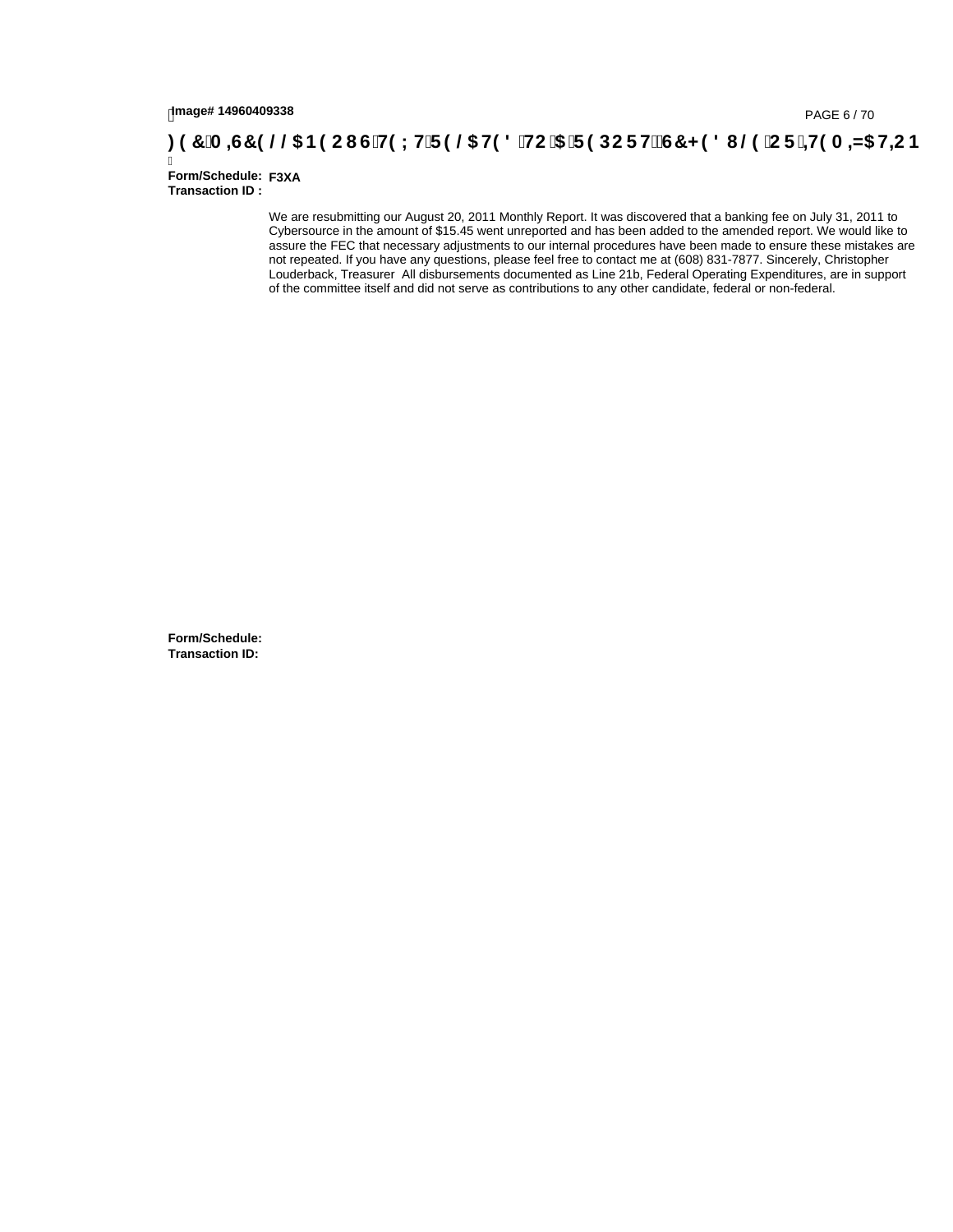**Form/Schedule:** F3XA
**Transaction ID :**

We are resubmitting our August 20, 2011 Monthly Report. It was discovered that a banking fee on July 31, 2011 to Cybersource in the amount of $15.45 went unreported and has been added to the amended report. We would like to assure the FEC that necessary adjustments to our internal procedures have been made to ensure these mistakes are not repeated. If you have any questions, please feel free to contact me at (608) 831-7877. Sincerely, Christopher Louderback, Treasurer All disbursements documented as Line 21b, Federal Operating Expenditures, are in support of the committee itself and did not serve as contributions to any other candidate, federal or non-federal.

**Form/Schedule:**
**Transaction ID:**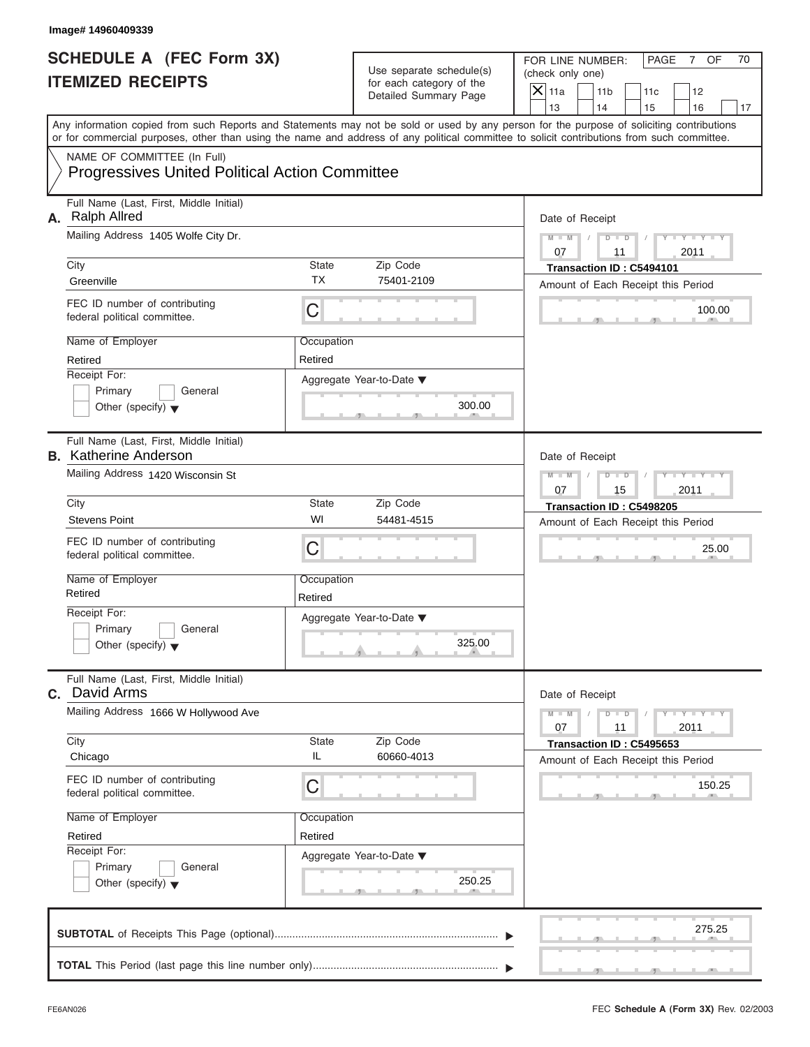Image# 14960409339

# SCHEDULE A (FEC Form 3X) ITEMIZED RECEIPTS

Use separate schedule(s) for each category of the Detailed Summary Page

FOR LINE NUMBER: (check only one)

- [X] 11a
- [ ] 11b
- [ ] 11c
- [ ] 12
- [ ] 13
- [ ] 14
- [ ] 15
- [ ] 16
- [ ] 17

PAGE 7 OF 70

Any information copied from such Reports and Statements may not be sold or used by any person for the purpose of soliciting contributions or for commercial purposes, other than using the name and address of any political committee to solicit contributions from such committee.

NAME OF COMMITTEE (In Full)
Progressives United Political Action Committee

---

**A.** Full Name (Last, First, Middle Initial): Ralph Allred

Mailing Address: 1405 Wolfe City Dr.

City: Greenville | State: TX | Zip Code: 75401-2109

FEC ID number of contributing federal political committee: C

Name of Employer: Retired | Occupation: Retired

Receipt For: Primary / General / Other (specify)

Aggregate Year-to-Date: 300.00

Date of Receipt: 07 / 11 / 2011

Transaction ID : C5494101

Amount of Each Receipt this Period: 100.00

---

**B.** Full Name (Last, First, Middle Initial): Katherine Anderson

Mailing Address: 1420 Wisconsin St

City: Stevens Point | State: WI | Zip Code: 54481-4515

FEC ID number of contributing federal political committee: C

Name of Employer: Retired | Occupation: Retired

Receipt For: Primary / General / Other (specify)

Aggregate Year-to-Date: 325.00

Date of Receipt: 07 / 15 / 2011

Transaction ID : C5498205

Amount of Each Receipt this Period: 25.00

---

**C.** Full Name (Last, First, Middle Initial): David Arms

Mailing Address: 1666 W Hollywood Ave

City: Chicago | State: IL | Zip Code: 60660-4013

FEC ID number of contributing federal political committee: C

Name of Employer: Retired | Occupation: Retired

Receipt For: Primary / General / Other (specify)

Aggregate Year-to-Date: 250.25

Date of Receipt: 07 / 11 / 2011

Transaction ID : C5495653

Amount of Each Receipt this Period: 150.25

---

**SUBTOTAL** of Receipts This Page (optional): 275.25

**TOTAL** This Period (last page this line number only):

FE6AN026

FEC **Schedule A** (Form 3X) Rev. 02/2003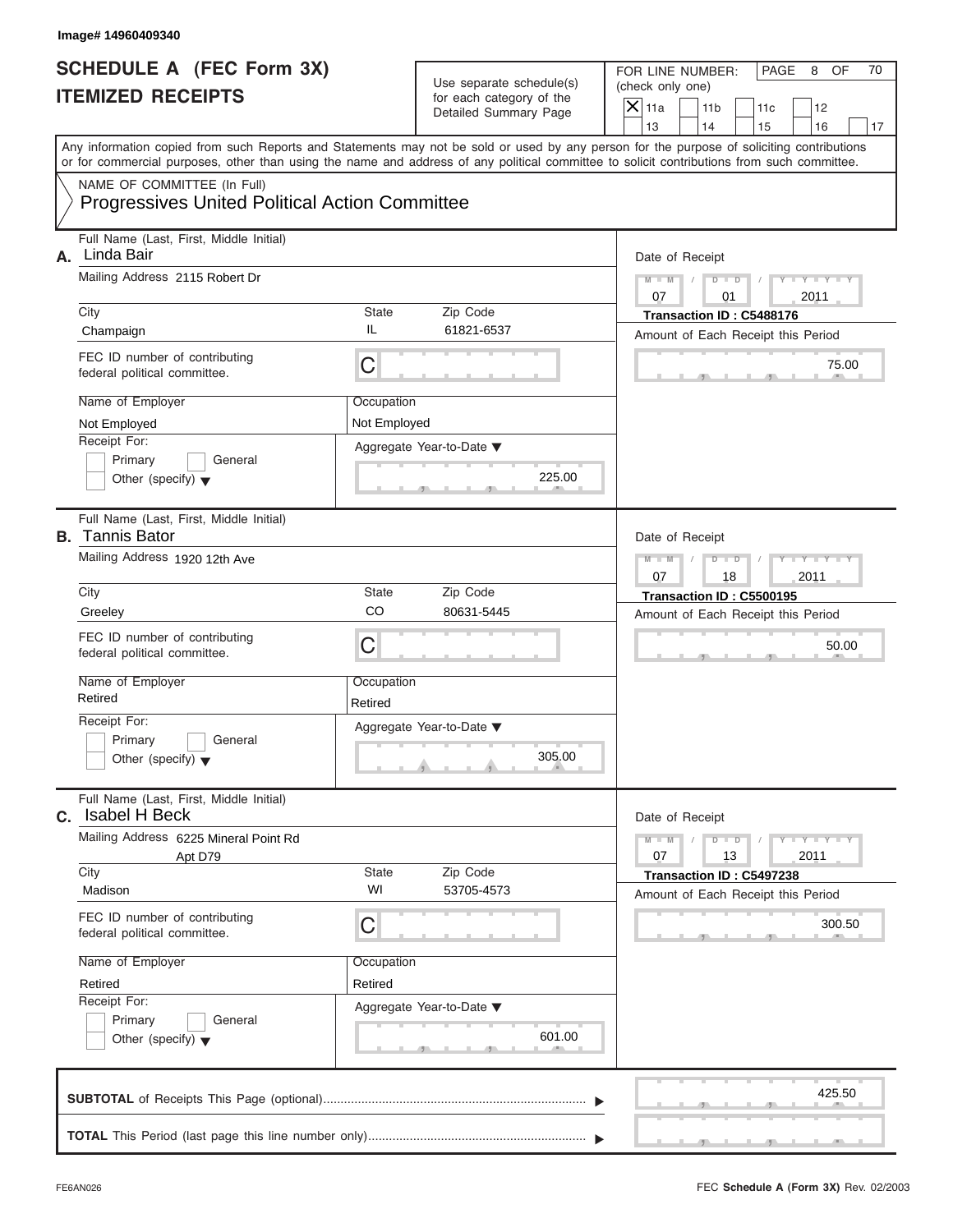Image# 14960409340

# SCHEDULE A (FEC Form 3X)
## ITEMIZED RECEIPTS

Use separate schedule(s) for each category of the Detailed Summary Page

FOR LINE NUMBER: (check only one)
[X] 11a [ ] 11b [ ] 11c [ ] 12
[ ] 13 [ ] 14 [ ] 15 [ ] 16 [ ] 17

PAGE 8 OF 70

Any information copied from such Reports and Statements may not be sold or used by any person for the purpose of soliciting contributions or for commercial purposes, other than using the name and address of any political committee to solicit contributions from such committee.

NAME OF COMMITTEE (In Full)
Progressives United Political Action Committee

---

**A.** Full Name (Last, First, Middle Initial): Linda Bair
Mailing Address: 2115 Robert Dr
City: Champaign | State: IL | Zip Code: 61821-6537
FEC ID number of contributing federal political committee: C
Name of Employer: Not Employed | Occupation: Not Employed
Receipt For: Primary / General / Other (specify)
Aggregate Year-to-Date: 225.00
Date of Receipt: 07 / 01 / 2011
Transaction ID : C5488176
Amount of Each Receipt this Period: 75.00

---

**B.** Full Name (Last, First, Middle Initial): Tannis Bator
Mailing Address: 1920 12th Ave
City: Greeley | State: CO | Zip Code: 80631-5445
FEC ID number of contributing federal political committee: C
Name of Employer: Retired | Occupation: Retired
Receipt For: Primary / General / Other (specify)
Aggregate Year-to-Date: 305.00
Date of Receipt: 07 / 18 / 2011
Transaction ID : C5500195
Amount of Each Receipt this Period: 50.00

---

**C.** Full Name (Last, First, Middle Initial): Isabel H Beck
Mailing Address: 6225 Mineral Point Rd Apt D79
City: Madison | State: WI | Zip Code: 53705-4573
FEC ID number of contributing federal political committee: C
Name of Employer: Retired | Occupation: Retired
Receipt For: Primary / General / Other (specify)
Aggregate Year-to-Date: 601.00
Date of Receipt: 07 / 13 / 2011
Transaction ID : C5497238
Amount of Each Receipt this Period: 300.50

---

**SUBTOTAL** of Receipts This Page (optional): 425.50

**TOTAL** This Period (last page this line number only):

FE6AN026 FEC **Schedule A** (Form 3X) Rev. 02/2003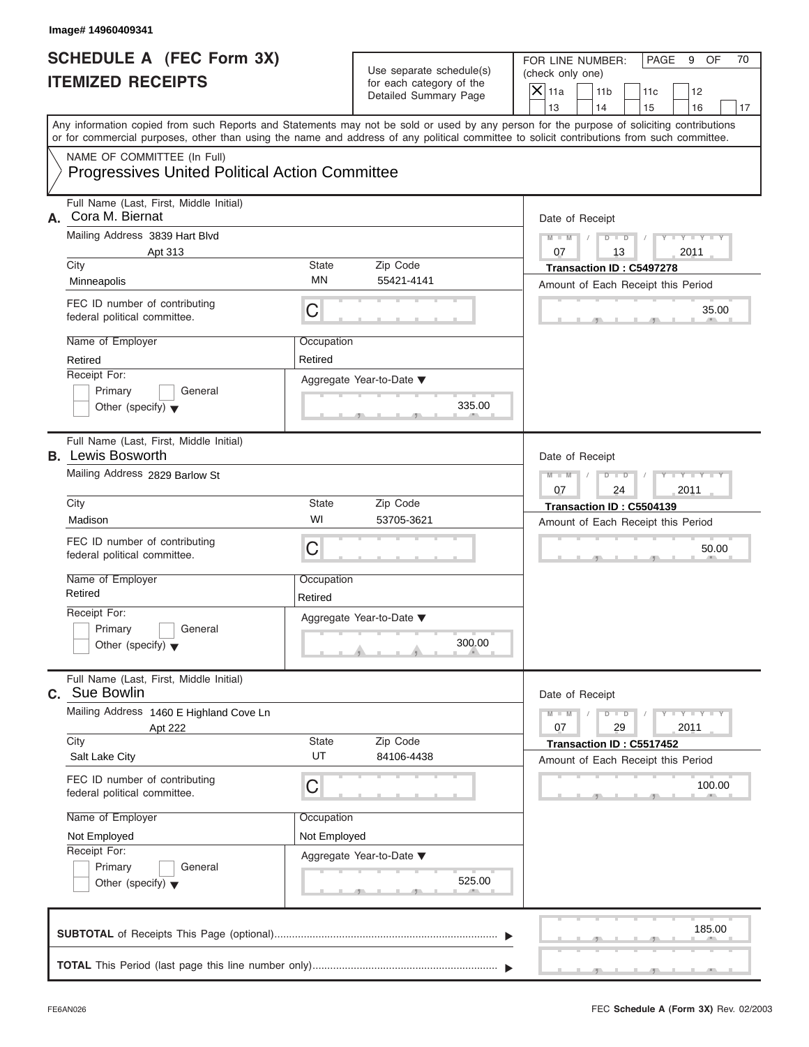Image# 14960409341

# SCHEDULE A (FEC Form 3X)
## ITEMIZED RECEIPTS

Use separate schedule(s) for each category of the Detailed Summary Page

FOR LINE NUMBER: (check only one)

- [X] 11a
- [ ] 11b
- [ ] 11c
- [ ] 12
- [ ] 13
- [ ] 14
- [ ] 15
- [ ] 16
- [ ] 17

PAGE 9 OF 70

Any information copied from such Reports and Statements may not be sold or used by any person for the purpose of soliciting contributions or for commercial purposes, other than using the name and address of any political committee to solicit contributions from such committee.

NAME OF COMMITTEE (In Full)
Progressives United Political Action Committee

---

**A.** Full Name (Last, First, Middle Initial): Cora M. Biernat

Mailing Address: 3839 Hart Blvd, Apt 313

City: Minneapolis | State: MN | Zip Code: 55421-4141

FEC ID number of contributing federal political committee: C

Name of Employer: Retired | Occupation: Retired

Receipt For: [ ] Primary [ ] General [ ] Other (specify)

Aggregate Year-to-Date: 335.00

Date of Receipt: 07 / 13 / 2011

Transaction ID : C5497278

Amount of Each Receipt this Period: 35.00

---

**B.** Full Name (Last, First, Middle Initial): Lewis Bosworth

Mailing Address: 2829 Barlow St

City: Madison | State: WI | Zip Code: 53705-3621

FEC ID number of contributing federal political committee: C

Name of Employer: Retired | Occupation: Retired

Receipt For: [ ] Primary [ ] General [ ] Other (specify)

Aggregate Year-to-Date: 300.00

Date of Receipt: 07 / 24 / 2011

Transaction ID : C5504139

Amount of Each Receipt this Period: 50.00

---

**C.** Full Name (Last, First, Middle Initial): Sue Bowlin

Mailing Address: 1460 E Highland Cove Ln, Apt 222

City: Salt Lake City | State: UT | Zip Code: 84106-4438

FEC ID number of contributing federal political committee: C

Name of Employer: Not Employed | Occupation: Not Employed

Receipt For: [ ] Primary [ ] General [ ] Other (specify)

Aggregate Year-to-Date: 525.00

Date of Receipt: 07 / 29 / 2011

Transaction ID : C5517452

Amount of Each Receipt this Period: 100.00

---

**SUBTOTAL** of Receipts This Page (optional): 185.00

**TOTAL** This Period (last page this line number only):

FE6AN026 — FEC **Schedule A** (Form 3X) Rev. 02/2003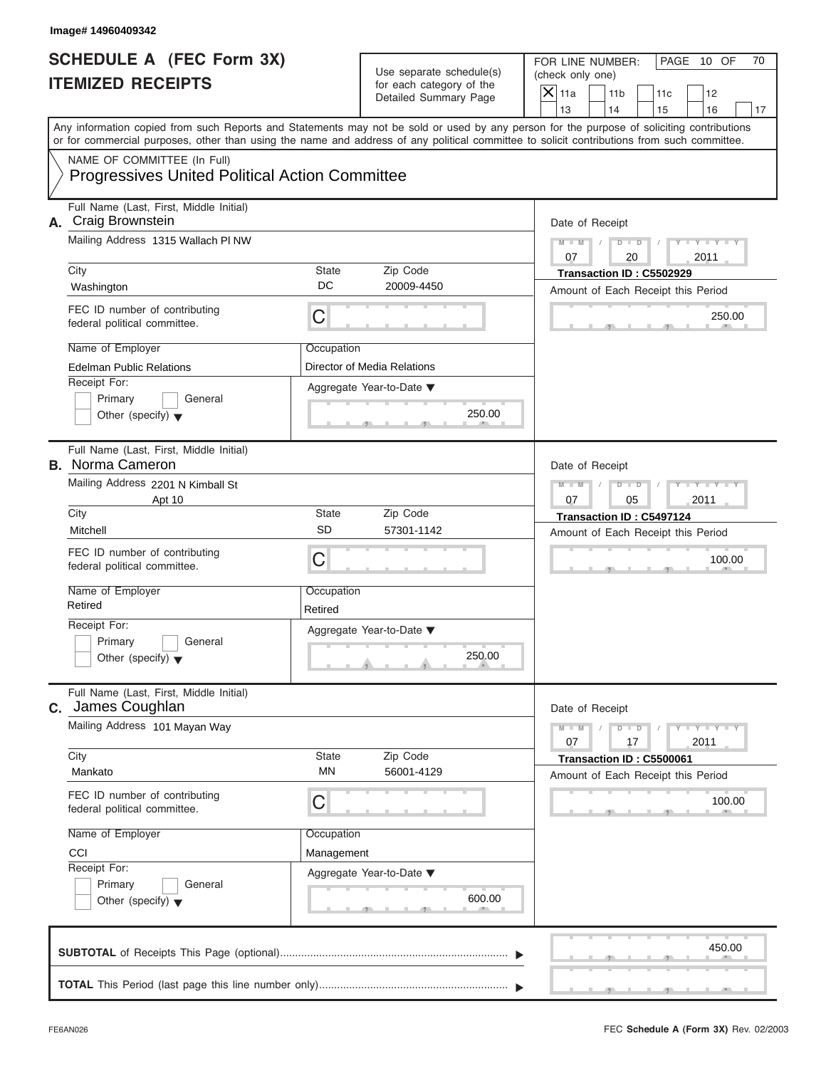Image# 14960409342

# SCHEDULE A (FEC Form 3X) ITEMIZED RECEIPTS

Use separate schedule(s) for each category of the Detailed Summary Page

FOR LINE NUMBER: (check only one)

[X] 11a [ ] 11b [ ] 11c [ ] 12 [ ] 13 [ ] 14 [ ] 15 [ ] 16 [ ] 17

PAGE 10 OF 70

Any information copied from such Reports and Statements may not be sold or used by any person for the purpose of soliciting contributions or for commercial purposes, other than using the name and address of any political committee to solicit contributions from such committee.

NAME OF COMMITTEE (In Full)
**Progressives United Political Action Committee**

---

**A.** Full Name (Last, First, Middle Initial): **Craig Brownstein**

Mailing Address: 1315 Wallach Pl NW

| City | State | Zip Code |
|---|---|---|
| Washington | DC | 20009-4450 |

FEC ID number of contributing federal political committee: C

| Name of Employer | Occupation |
|---|---|
| Edelman Public Relations | Director of Media Relations |

Receipt For: [ ] Primary [ ] General [ ] Other (specify)

Aggregate Year-to-Date: 250.00

Date of Receipt: 07 / 20 / 2011
Transaction ID : C5502929
Amount of Each Receipt this Period: 250.00

---

**B.** Full Name (Last, First, Middle Initial): **Norma Cameron**

Mailing Address: 2201 N Kimball St Apt 10

| City | State | Zip Code |
|---|---|---|
| Mitchell | SD | 57301-1142 |

FEC ID number of contributing federal political committee: C

| Name of Employer | Occupation |
|---|---|
| Retired | Retired |

Receipt For: [ ] Primary [ ] General [ ] Other (specify)

Aggregate Year-to-Date: 250.00

Date of Receipt: 07 / 05 / 2011
Transaction ID : C5497124
Amount of Each Receipt this Period: 100.00

---

**C.** Full Name (Last, First, Middle Initial): **James Coughlan**

Mailing Address: 101 Mayan Way

| City | State | Zip Code |
|---|---|---|
| Mankato | MN | 56001-4129 |

FEC ID number of contributing federal political committee: C

| Name of Employer | Occupation |
|---|---|
| CCI | Management |

Receipt For: [ ] Primary [ ] General [ ] Other (specify)

Aggregate Year-to-Date: 600.00

Date of Receipt: 07 / 17 / 2011
Transaction ID : C5500061
Amount of Each Receipt this Period: 100.00

---

**SUBTOTAL** of Receipts This Page (optional): 450.00

**TOTAL** This Period (last page this line number only):

FE6AN026 FEC **Schedule A (Form 3X)** Rev. 02/2003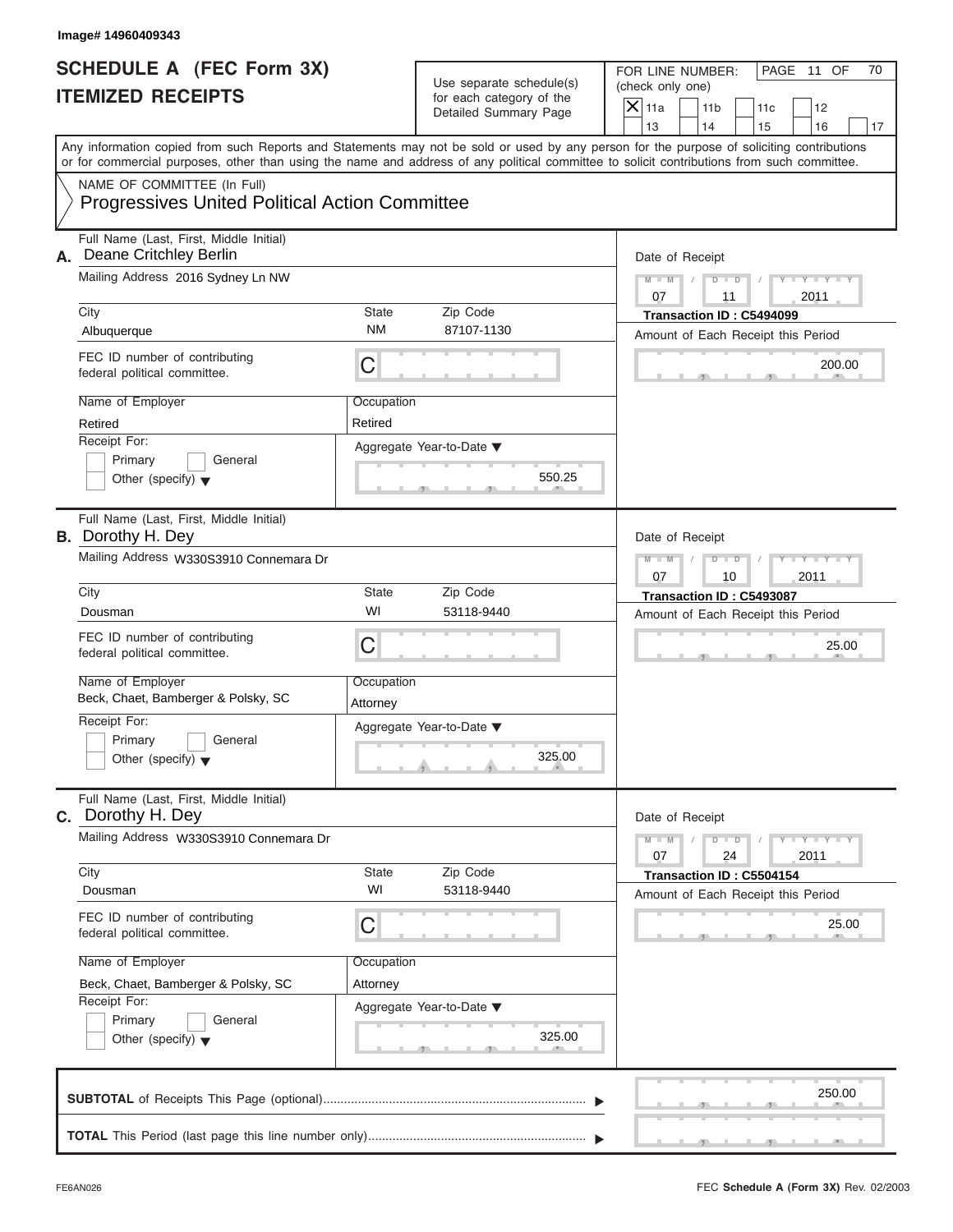Image# 14960409343

# SCHEDULE A (FEC Form 3X)
# ITEMIZED RECEIPTS

Use separate schedule(s) for each category of the Detailed Summary Page

FOR LINE NUMBER: (check only one)

- [X] 11a
- [ ] 11b
- [ ] 11c
- [ ] 12
- [ ] 13
- [ ] 14
- [ ] 15
- [ ] 16
- [ ] 17

PAGE 11 OF 70

Any information copied from such Reports and Statements may not be sold or used by any person for the purpose of soliciting contributions or for commercial purposes, other than using the name and address of any political committee to solicit contributions from such committee.

NAME OF COMMITTEE (In Full)
**Progressives United Political Action Committee**

---

**A.** Full Name (Last, First, Middle Initial): Deane Critchley Berlin

Mailing Address: 2016 Sydney Ln NW

City: Albuquerque | State: NM | Zip Code: 87107-1130

FEC ID number of contributing federal political committee: C

Name of Employer: Retired | Occupation: Retired

Receipt For: Primary / General / Other (specify)

Aggregate Year-to-Date: 550.25

Date of Receipt: 07 / 11 / 2011

Transaction ID : C5494099

Amount of Each Receipt this Period: 200.00

---

**B.** Full Name (Last, First, Middle Initial): Dorothy H. Dey

Mailing Address: W330S3910 Connemara Dr

City: Dousman | State: WI | Zip Code: 53118-9440

FEC ID number of contributing federal political committee: C

Name of Employer: Beck, Chaet, Bamberger & Polsky, SC | Occupation: Attorney

Receipt For: Primary / General / Other (specify)

Aggregate Year-to-Date: 325.00

Date of Receipt: 07 / 10 / 2011

Transaction ID : C5493087

Amount of Each Receipt this Period: 25.00

---

**C.** Full Name (Last, First, Middle Initial): Dorothy H. Dey

Mailing Address: W330S3910 Connemara Dr

City: Dousman | State: WI | Zip Code: 53118-9440

FEC ID number of contributing federal political committee: C

Name of Employer: Beck, Chaet, Bamberger & Polsky, SC | Occupation: Attorney

Receipt For: Primary / General / Other (specify)

Aggregate Year-to-Date: 325.00

Date of Receipt: 07 / 24 / 2011

Transaction ID : C5504154

Amount of Each Receipt this Period: 25.00

---

**SUBTOTAL** of Receipts This Page (optional): 250.00

**TOTAL** This Period (last page this line number only):

FE6AN026

FEC **Schedule A (Form 3X)** Rev. 02/2003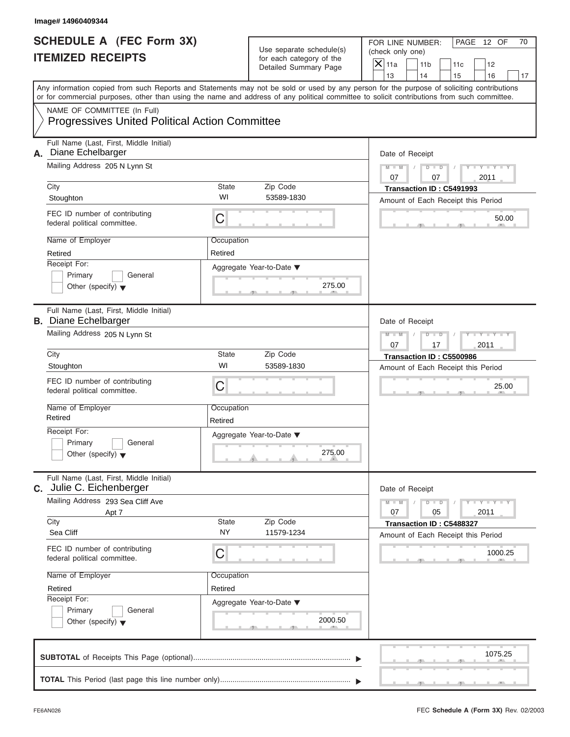Image# 14960409344

# SCHEDULE A (FEC Form 3X) ITEMIZED RECEIPTS

Use separate schedule(s) for each category of the Detailed Summary Page

FOR LINE NUMBER: (check only one)

- [X] 11a
- [ ] 11b
- [ ] 11c
- [ ] 12
- [ ] 13
- [ ] 14
- [ ] 15
- [ ] 16
- [ ] 17

PAGE 12 OF 70

Any information copied from such Reports and Statements may not be sold or used by any person for the purpose of soliciting contributions or for commercial purposes, other than using the name and address of any political committee to solicit contributions from such committee.

NAME OF COMMITTEE (In Full)
**Progressives United Political Action Committee**

---

**A.** Full Name (Last, First, Middle Initial): Diane Echelbarger

Mailing Address: 205 N Lynn St

City: Stoughton | State: WI | Zip Code: 53589-1830

FEC ID number of contributing federal political committee: C

Name of Employer: Retired | Occupation: Retired

Receipt For: [ ] Primary [ ] General [ ] Other (specify)

Aggregate Year-to-Date: 275.00

Date of Receipt: 07 / 07 / 2011

Transaction ID : C5491993

Amount of Each Receipt this Period: 50.00

---

**B.** Full Name (Last, First, Middle Initial): Diane Echelbarger

Mailing Address: 205 N Lynn St

City: Stoughton | State: WI | Zip Code: 53589-1830

FEC ID number of contributing federal political committee: C

Name of Employer: Retired | Occupation: Retired

Receipt For: [ ] Primary [ ] General [ ] Other (specify)

Aggregate Year-to-Date: 275.00

Date of Receipt: 07 / 17 / 2011

Transaction ID : C5500986

Amount of Each Receipt this Period: 25.00

---

**C.** Full Name (Last, First, Middle Initial): Julie C. Eichenberger

Mailing Address: 293 Sea Cliff Ave, Apt 7

City: Sea Cliff | State: NY | Zip Code: 11579-1234

FEC ID number of contributing federal political committee: C

Name of Employer: Retired | Occupation: Retired

Receipt For: [ ] Primary [ ] General [ ] Other (specify)

Aggregate Year-to-Date: 2000.50

Date of Receipt: 07 / 05 / 2011

Transaction ID : C5488327

Amount of Each Receipt this Period: 1000.25

---

**SUBTOTAL** of Receipts This Page (optional): 1075.25

**TOTAL** This Period (last page this line number only):

FE6AN026 | FEC **Schedule A (Form 3X)** Rev. 02/2003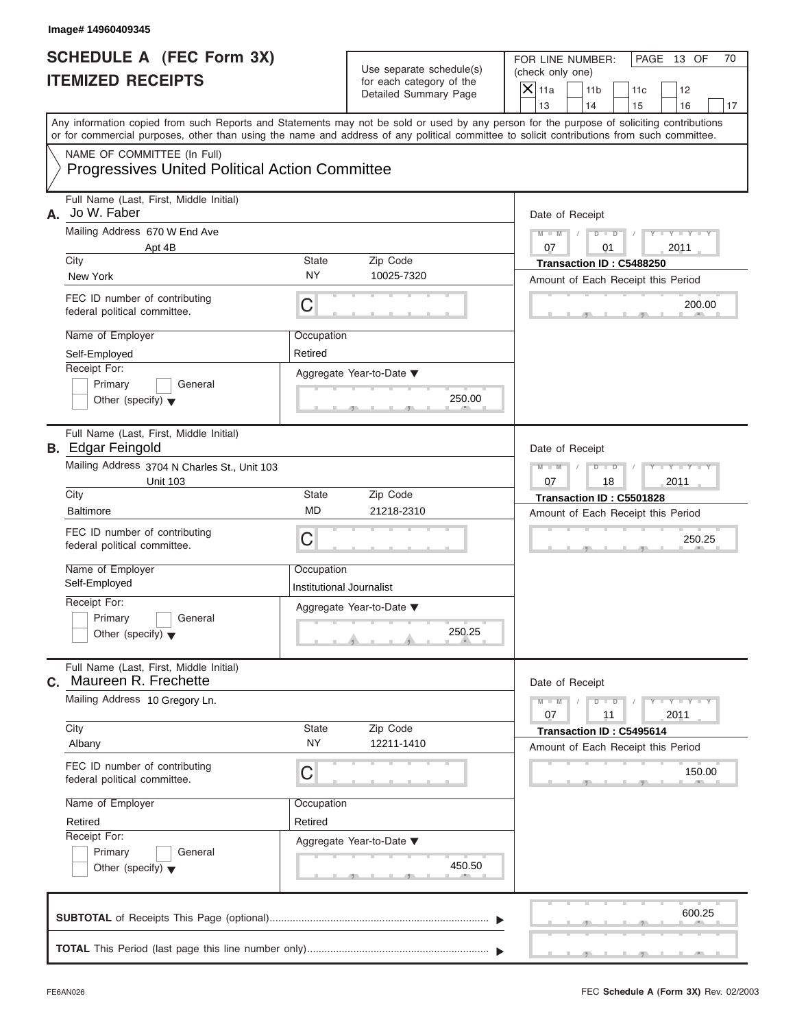Image# 14960409345

# SCHEDULE A (FEC Form 3X) ITEMIZED RECEIPTS

Use separate schedule(s) for each category of the Detailed Summary Page

FOR LINE NUMBER: (check only one)

- [X] 11a
- [ ] 11b
- [ ] 11c
- [ ] 12
- [ ] 13
- [ ] 14
- [ ] 15
- [ ] 16
- [ ] 17

PAGE 13 OF 70

Any information copied from such Reports and Statements may not be sold or used by any person for the purpose of soliciting contributions or for commercial purposes, other than using the name and address of any political committee to solicit contributions from such committee.

NAME OF COMMITTEE (In Full)

**Progressives United Political Action Committee**

---

**A.** Full Name (Last, First, Middle Initial): Jo W. Faber

Mailing Address: 670 W End Ave, Apt 4B

City: New York | State: NY | Zip Code: 10025-7320

FEC ID number of contributing federal political committee: C

Name of Employer: Self-Employed

Occupation: Retired

Receipt For: Primary / General / Other (specify)

Aggregate Year-to-Date: 250.00

Date of Receipt: 07 / 01 / 2011

Transaction ID : C5488250

Amount of Each Receipt this Period: 200.00

---

**B.** Full Name (Last, First, Middle Initial): Edgar Feingold

Mailing Address: 3704 N Charles St., Unit 103, Unit 103

City: Baltimore | State: MD | Zip Code: 21218-2310

FEC ID number of contributing federal political committee: C

Name of Employer: Self-Employed

Occupation: Institutional Journalist

Receipt For: Primary / General / Other (specify)

Aggregate Year-to-Date: 250.25

Date of Receipt: 07 / 18 / 2011

Transaction ID : C5501828

Amount of Each Receipt this Period: 250.25

---

**C.** Full Name (Last, First, Middle Initial): Maureen R. Frechette

Mailing Address: 10 Gregory Ln.

City: Albany | State: NY | Zip Code: 12211-1410

FEC ID number of contributing federal political committee: C

Name of Employer: Retired

Occupation: Retired

Receipt For: Primary / General / Other (specify)

Aggregate Year-to-Date: 450.50

Date of Receipt: 07 / 11 / 2011

Transaction ID : C5495614

Amount of Each Receipt this Period: 150.00

---

**SUBTOTAL** of Receipts This Page (optional): 600.25

**TOTAL** This Period (last page this line number only):

FE6AN026

FEC **Schedule A** (Form 3X) Rev. 02/2003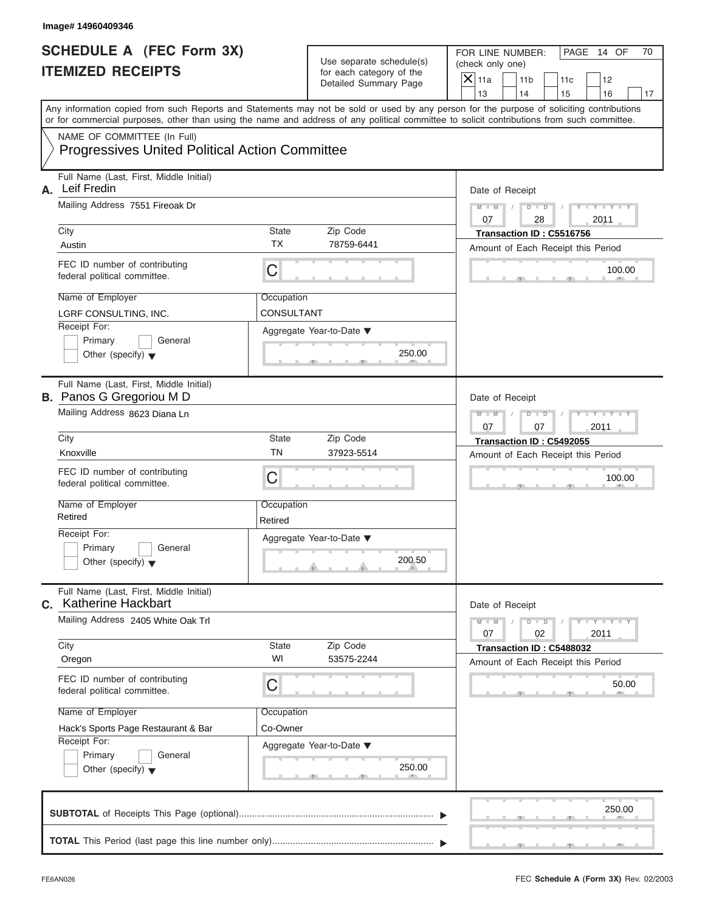Image# 14960409346

# SCHEDULE A (FEC Form 3X)
# ITEMIZED RECEIPTS

Use separate schedule(s) for each category of the Detailed Summary Page

FOR LINE NUMBER: (check only one)

- [X] 11a
- [ ] 11b
- [ ] 11c
- [ ] 12
- [ ] 13
- [ ] 14
- [ ] 15
- [ ] 16
- [ ] 17

PAGE 14 OF 70

Any information copied from such Reports and Statements may not be sold or used by any person for the purpose of soliciting contributions or for commercial purposes, other than using the name and address of any political committee to solicit contributions from such committee.

NAME OF COMMITTEE (In Full)
Progressives United Political Action Committee

---

**A.** Full Name (Last, First, Middle Initial): Leif Fredin

Mailing Address: 7551 Fireoak Dr

City: Austin | State: TX | Zip Code: 78759-6441

FEC ID number of contributing federal political committee: C

Name of Employer: LGRF CONSULTING, INC.

Occupation: CONSULTANT

Receipt For: Primary / General / Other (specify)

Aggregate Year-to-Date: 250.00

Date of Receipt: 07 / 28 / 2011

Transaction ID : C5516756

Amount of Each Receipt this Period: 100.00

---

**B.** Full Name (Last, First, Middle Initial): Panos G Gregoriou M D

Mailing Address: 8623 Diana Ln

City: Knoxville | State: TN | Zip Code: 37923-5514

FEC ID number of contributing federal political committee: C

Name of Employer: Retired

Occupation: Retired

Receipt For: Primary / General / Other (specify)

Aggregate Year-to-Date: 200.50

Date of Receipt: 07 / 07 / 2011

Transaction ID : C5492055

Amount of Each Receipt this Period: 100.00

---

**C.** Full Name (Last, First, Middle Initial): Katherine Hackbart

Mailing Address: 2405 White Oak Trl

City: Oregon | State: WI | Zip Code: 53575-2244

FEC ID number of contributing federal political committee: C

Name of Employer: Hack's Sports Page Restaurant & Bar

Occupation: Co-Owner

Receipt For: Primary / General / Other (specify)

Aggregate Year-to-Date: 250.00

Date of Receipt: 07 / 02 / 2011

Transaction ID : C5488032

Amount of Each Receipt this Period: 50.00

---

**SUBTOTAL** of Receipts This Page (optional): 250.00

**TOTAL** This Period (last page this line number only):

FE6AN026

FEC **Schedule A** (Form 3X) Rev. 02/2003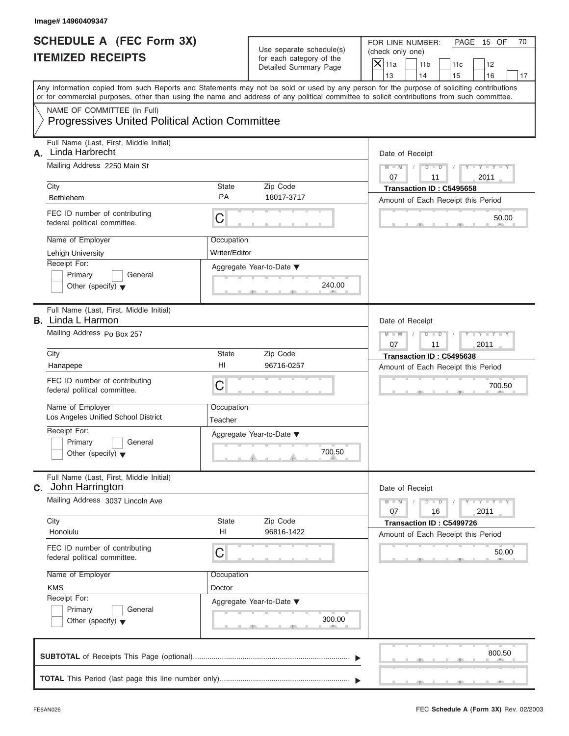Image# 14960409347

# SCHEDULE A (FEC Form 3X)
# ITEMIZED RECEIPTS

Use separate schedule(s) for each category of the Detailed Summary Page

FOR LINE NUMBER: (check only one)

- [X] 11a
- [ ] 11b
- [ ] 11c
- [ ] 12
- [ ] 13
- [ ] 14
- [ ] 15
- [ ] 16
- [ ] 17

PAGE 15 OF 70

Any information copied from such Reports and Statements may not be sold or used by any person for the purpose of soliciting contributions or for commercial purposes, other than using the name and address of any political committee to solicit contributions from such committee.

NAME OF COMMITTEE (In Full)
**Progressives United Political Action Committee**

---

**A.** Full Name (Last, First, Middle Initial): Linda Harbrecht

Mailing Address: 2250 Main St

City: Bethlehem | State: PA | Zip Code: 18017-3717

FEC ID number of contributing federal political committee: C

Name of Employer: Lehigh University

Occupation: Writer/Editor

Receipt For: Primary / General / Other (specify)

Aggregate Year-to-Date: 240.00

Date of Receipt: 07 / 11 / 2011

Transaction ID : C5495658

Amount of Each Receipt this Period: 50.00

---

**B.** Full Name (Last, First, Middle Initial): Linda L Harmon

Mailing Address: Po Box 257

City: Hanapepe | State: HI | Zip Code: 96716-0257

FEC ID number of contributing federal political committee: C

Name of Employer: Los Angeles Unified School District

Occupation: Teacher

Receipt For: Primary / General / Other (specify)

Aggregate Year-to-Date: 700.50

Date of Receipt: 07 / 11 / 2011

Transaction ID : C5495638

Amount of Each Receipt this Period: 700.50

---

**C.** Full Name (Last, First, Middle Initial): John Harrington

Mailing Address: 3037 Lincoln Ave

City: Honolulu | State: HI | Zip Code: 96816-1422

FEC ID number of contributing federal political committee: C

Name of Employer: KMS

Occupation: Doctor

Receipt For: Primary / General / Other (specify)

Aggregate Year-to-Date: 300.00

Date of Receipt: 07 / 16 / 2011

Transaction ID : C5499726

Amount of Each Receipt this Period: 50.00

---

**SUBTOTAL** of Receipts This Page (optional): 800.50

**TOTAL** This Period (last page this line number only):

FE6AN026 FEC **Schedule A (Form 3X)** Rev. 02/2003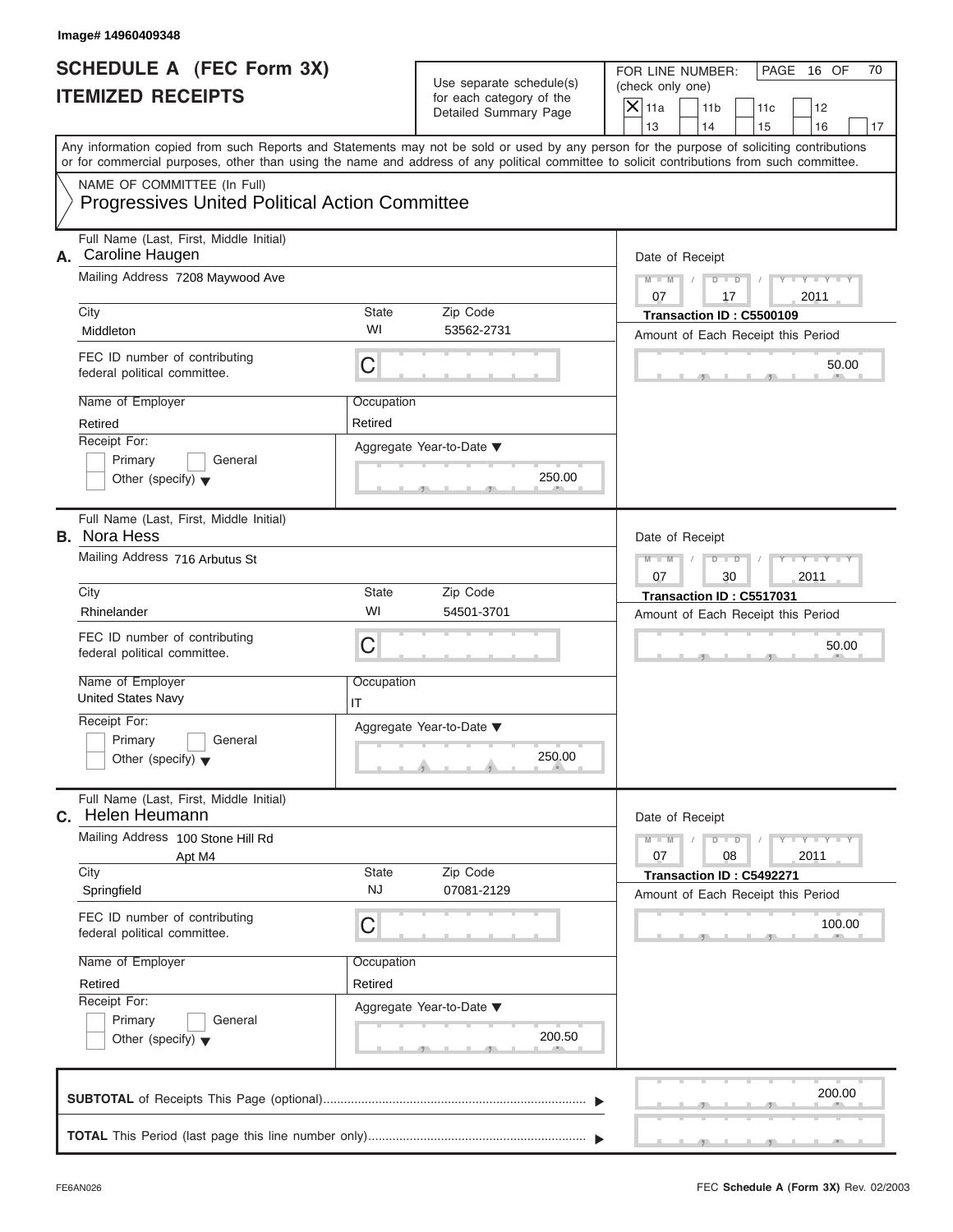Image# 14960409348

# SCHEDULE A (FEC Form 3X)
# ITEMIZED RECEIPTS

Use separate schedule(s) for each category of the Detailed Summary Page

FOR LINE NUMBER: (check only one)

[X] 11a [ ] 11b [ ] 11c [ ] 12 [ ] 13 [ ] 14 [ ] 15 [ ] 16 [ ] 17

PAGE 16 OF 70

Any information copied from such Reports and Statements may not be sold or used by any person for the purpose of soliciting contributions or for commercial purposes, other than using the name and address of any political committee to solicit contributions from such committee.

NAME OF COMMITTEE (In Full)

**Progressives United Political Action Committee**

---

**A.** Full Name (Last, First, Middle Initial): Caroline Haugen

Mailing Address: 7208 Maywood Ave

City: Middleton | State: WI | Zip Code: 53562-2731

FEC ID number of contributing federal political committee: C

Name of Employer: Retired

Occupation: Retired

Receipt For: [ ] Primary [ ] General [ ] Other (specify)

Aggregate Year-to-Date: 250.00

Date of Receipt: 07 / 17 / 2011

Transaction ID : C5500109

Amount of Each Receipt this Period: 50.00

---

**B.** Full Name (Last, First, Middle Initial): Nora Hess

Mailing Address: 716 Arbutus St

City: Rhinelander | State: WI | Zip Code: 54501-3701

FEC ID number of contributing federal political committee: C

Name of Employer: United States Navy

Occupation: IT

Receipt For: [ ] Primary [ ] General [ ] Other (specify)

Aggregate Year-to-Date: 250.00

Date of Receipt: 07 / 30 / 2011

Transaction ID : C5517031

Amount of Each Receipt this Period: 50.00

---

**C.** Full Name (Last, First, Middle Initial): Helen Heumann

Mailing Address: 100 Stone Hill Rd Apt M4

City: Springfield | State: NJ | Zip Code: 07081-2129

FEC ID number of contributing federal political committee: C

Name of Employer: Retired

Occupation: Retired

Receipt For: [ ] Primary [ ] General [ ] Other (specify)

Aggregate Year-to-Date: 200.50

Date of Receipt: 07 / 08 / 2011

Transaction ID : C5492271

Amount of Each Receipt this Period: 100.00

---

**SUBTOTAL** of Receipts This Page (optional): 200.00

**TOTAL** This Period (last page this line number only):

FE6AN026

FEC **Schedule A** (Form 3X) Rev. 02/2003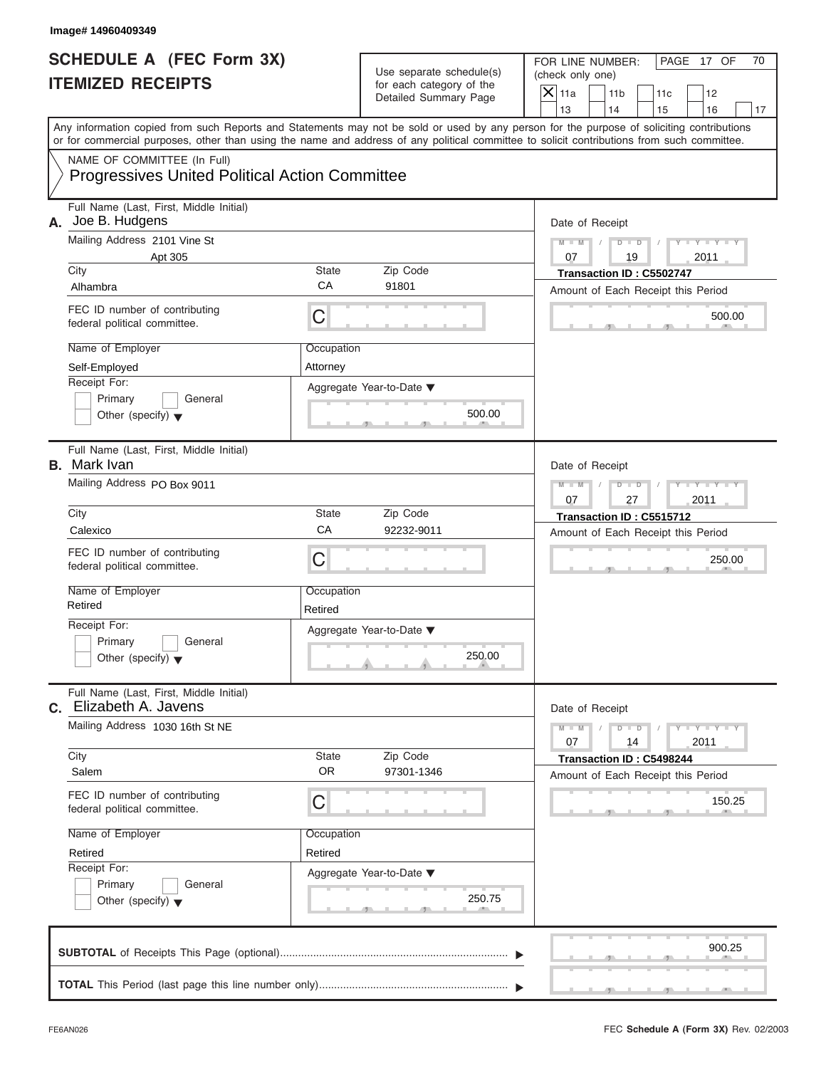Image# 14960409349

# SCHEDULE A (FEC Form 3X)
# ITEMIZED RECEIPTS

Use separate schedule(s) for each category of the Detailed Summary Page

FOR LINE NUMBER: (check only one)

[X] 11a [ ] 11b [ ] 11c [ ] 12 [ ] 13 [ ] 14 [ ] 15 [ ] 16 [ ] 17

PAGE 17 OF 70

Any information copied from such Reports and Statements may not be sold or used by any person for the purpose of soliciting contributions or for commercial purposes, other than using the name and address of any political committee to solicit contributions from such committee.

NAME OF COMMITTEE (In Full)
**Progressives United Political Action Committee**

---

**A.** Full Name (Last, First, Middle Initial): Joe B. Hudgens

Mailing Address: 2101 Vine St, Apt 305

City: Alhambra | State: CA | Zip Code: 91801

FEC ID number of contributing federal political committee: C

Name of Employer: Self-Employed | Occupation: Attorney

Receipt For: [ ] Primary [ ] General [ ] Other (specify)

Aggregate Year-to-Date: 500.00

Date of Receipt: 07 / 19 / 2011

Transaction ID : C5502747

Amount of Each Receipt this Period: 500.00

---

**B.** Full Name (Last, First, Middle Initial): Mark Ivan

Mailing Address: PO Box 9011

City: Calexico | State: CA | Zip Code: 92232-9011

FEC ID number of contributing federal political committee: C

Name of Employer: Retired | Occupation: Retired

Receipt For: [ ] Primary [ ] General [ ] Other (specify)

Aggregate Year-to-Date: 250.00

Date of Receipt: 07 / 27 / 2011

Transaction ID : C5515712

Amount of Each Receipt this Period: 250.00

---

**C.** Full Name (Last, First, Middle Initial): Elizabeth A. Javens

Mailing Address: 1030 16th St NE

City: Salem | State: OR | Zip Code: 97301-1346

FEC ID number of contributing federal political committee: C

Name of Employer: Retired | Occupation: Retired

Receipt For: [ ] Primary [ ] General [ ] Other (specify)

Aggregate Year-to-Date: 250.75

Date of Receipt: 07 / 14 / 2011

Transaction ID : C5498244

Amount of Each Receipt this Period: 150.25

---

**SUBTOTAL** of Receipts This Page (optional): 900.25

**TOTAL** This Period (last page this line number only):

FE6AN026 FEC **Schedule A** (Form 3X) Rev. 02/2003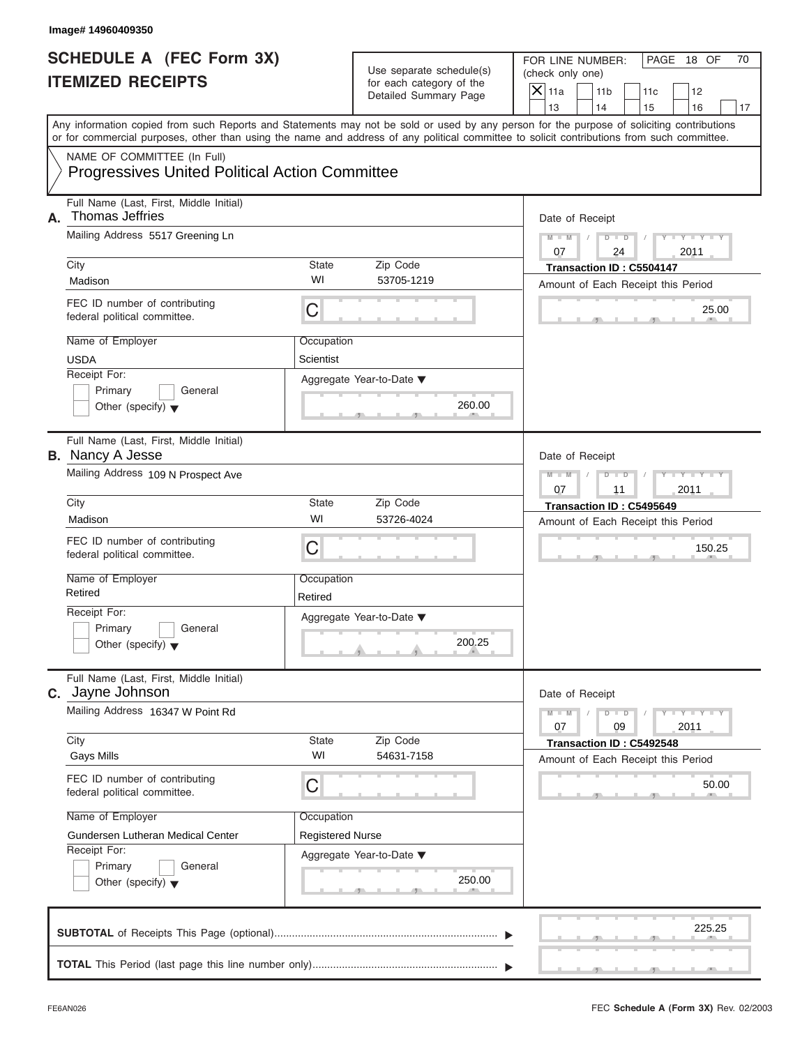Image# 14960409350

# SCHEDULE A (FEC Form 3X) ITEMIZED RECEIPTS

Use separate schedule(s) for each category of the Detailed Summary Page

FOR LINE NUMBER: (check only one)

- [X] 11a
- [ ] 11b
- [ ] 11c
- [ ] 12
- [ ] 13
- [ ] 14
- [ ] 15
- [ ] 16
- [ ] 17

PAGE 18 OF 70

Any information copied from such Reports and Statements may not be sold or used by any person for the purpose of soliciting contributions or for commercial purposes, other than using the name and address of any political committee to solicit contributions from such committee.

NAME OF COMMITTEE (In Full)
**Progressives United Political Action Committee**

---

**A.** Full Name (Last, First, Middle Initial): Thomas Jeffries

Mailing Address: 5517 Greening Ln

City: Madison | State: WI | Zip Code: 53705-1219

FEC ID number of contributing federal political committee: C

Name of Employer: USDA | Occupation: Scientist

Receipt For: [ ] Primary [ ] General [ ] Other (specify)

Aggregate Year-to-Date: 260.00

Date of Receipt: 07 / 24 / 2011

Transaction ID : C5504147

Amount of Each Receipt this Period: 25.00

---

**B.** Full Name (Last, First, Middle Initial): Nancy A Jesse

Mailing Address: 109 N Prospect Ave

City: Madison | State: WI | Zip Code: 53726-4024

FEC ID number of contributing federal political committee: C

Name of Employer: Retired | Occupation: Retired

Receipt For: [ ] Primary [ ] General [ ] Other (specify)

Aggregate Year-to-Date: 200.25

Date of Receipt: 07 / 11 / 2011

Transaction ID : C5495649

Amount of Each Receipt this Period: 150.25

---

**C.** Full Name (Last, First, Middle Initial): Jayne Johnson

Mailing Address: 16347 W Point Rd

City: Gays Mills | State: WI | Zip Code: 54631-7158

FEC ID number of contributing federal political committee: C

Name of Employer: Gundersen Lutheran Medical Center | Occupation: Registered Nurse

Receipt For: [ ] Primary [ ] General [ ] Other (specify)

Aggregate Year-to-Date: 250.00

Date of Receipt: 07 / 09 / 2011

Transaction ID : C5492548

Amount of Each Receipt this Period: 50.00

---

**SUBTOTAL** of Receipts This Page (optional): 225.25

**TOTAL** This Period (last page this line number only):

FE6AN026

FEC **Schedule A (Form 3X)** Rev. 02/2003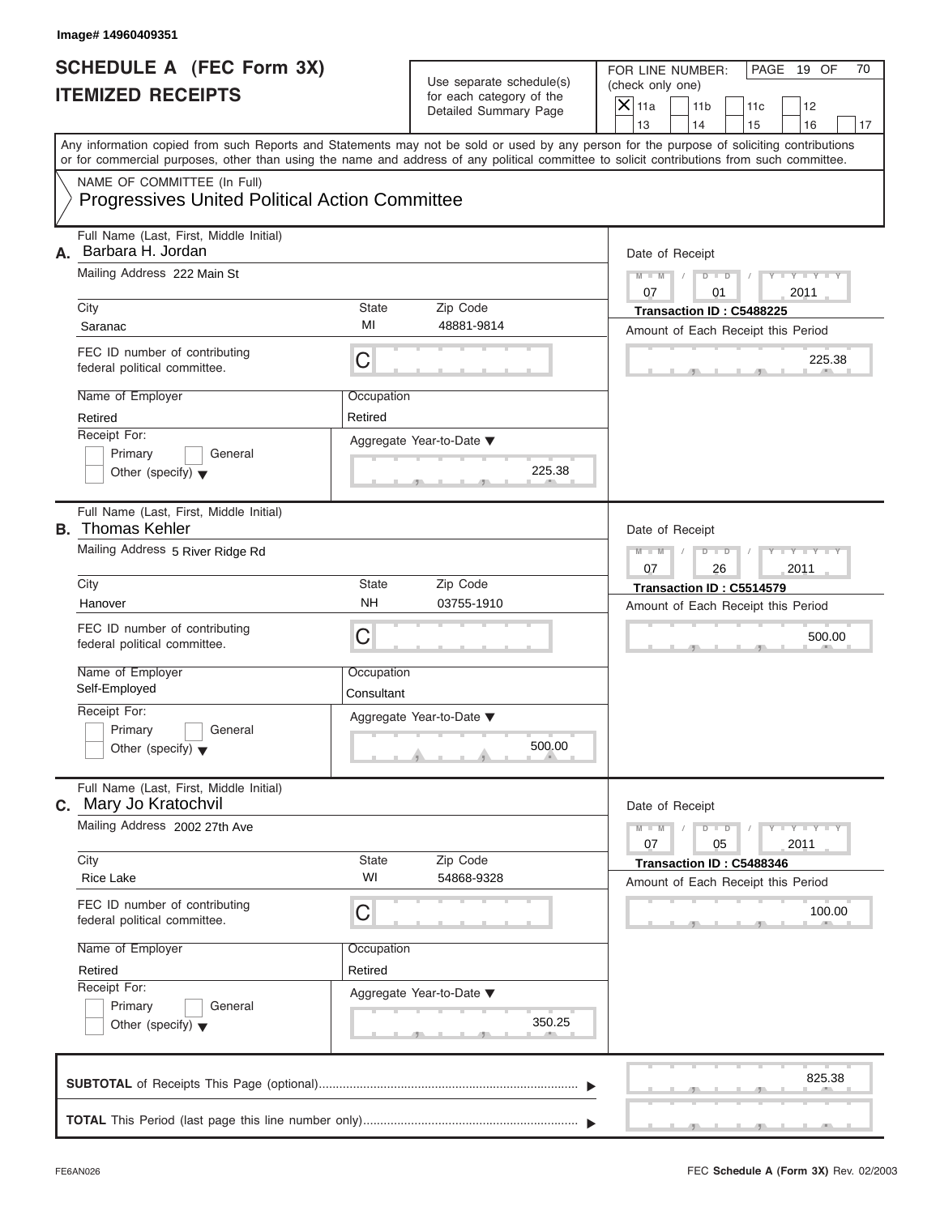Image# 14960409351

# SCHEDULE A (FEC Form 3X) ITEMIZED RECEIPTS

Use separate schedule(s) for each category of the Detailed Summary Page

FOR LINE NUMBER: (check only one)

- [X] 11a
- [ ] 11b
- [ ] 11c
- [ ] 12
- [ ] 13
- [ ] 14
- [ ] 15
- [ ] 16
- [ ] 17

Any information copied from such Reports and Statements may not be sold or used by any person for the purpose of soliciting contributions or for commercial purposes, other than using the name and address of any political committee to solicit contributions from such committee.

NAME OF COMMITTEE (In Full)
**Progressives United Political Action Committee**

---

**A.** Full Name (Last, First, Middle Initial): Barbara H. Jordan

Mailing Address: 222 Main St

City: Saranac | State: MI | Zip Code: 48881-9814

FEC ID number of contributing federal political committee: C

Name of Employer: Retired | Occupation: Retired

Receipt For: Primary / General / Other (specify)

Aggregate Year-to-Date: 225.38

Date of Receipt: 07 / 01 / 2011

Transaction ID : C5488225

Amount of Each Receipt this Period: 225.38

---

**B.** Full Name (Last, First, Middle Initial): Thomas Kehler

Mailing Address: 5 River Ridge Rd

City: Hanover | State: NH | Zip Code: 03755-1910

FEC ID number of contributing federal political committee: C

Name of Employer: Self-Employed | Occupation: Consultant

Receipt For: Primary / General / Other (specify)

Aggregate Year-to-Date: 500.00

Date of Receipt: 07 / 26 / 2011

Transaction ID : C5514579

Amount of Each Receipt this Period: 500.00

---

**C.** Full Name (Last, First, Middle Initial): Mary Jo Kratochvil

Mailing Address: 2002 27th Ave

City: Rice Lake | State: WI | Zip Code: 54868-9328

FEC ID number of contributing federal political committee: C

Name of Employer: Retired | Occupation: Retired

Receipt For: Primary / General / Other (specify)

Aggregate Year-to-Date: 350.25

Date of Receipt: 07 / 05 / 2011

Transaction ID : C5488346

Amount of Each Receipt this Period: 100.00

---

**SUBTOTAL** of Receipts This Page (optional): 825.38

**TOTAL** This Period (last page this line number only):

FE6AN026 FEC **Schedule A** (Form 3X) Rev. 02/2003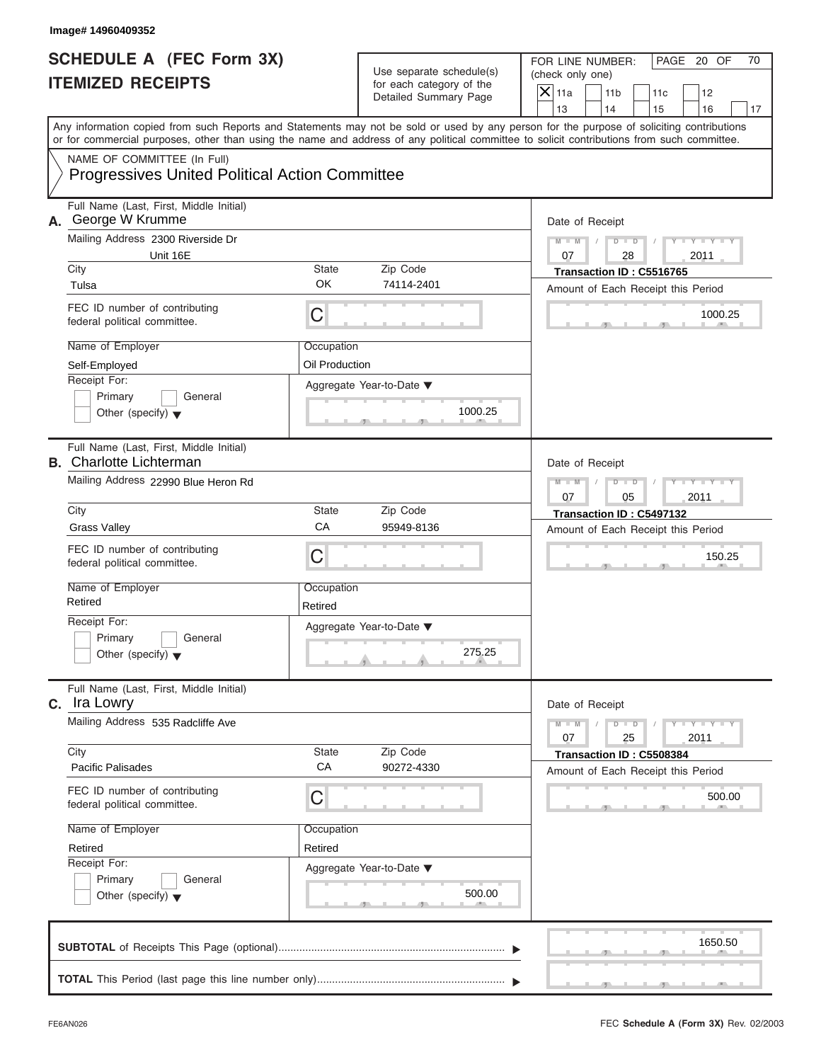Image# 14960409352

# SCHEDULE A (FEC Form 3X)
## ITEMIZED RECEIPTS

Use separate schedule(s) for each category of the Detailed Summary Page

FOR LINE NUMBER: (check only one)

- [X] 11a
- [ ] 11b
- [ ] 11c
- [ ] 12
- [ ] 13
- [ ] 14
- [ ] 15
- [ ] 16
- [ ] 17

PAGE 20 OF 70

Any information copied from such Reports and Statements may not be sold or used by any person for the purpose of soliciting contributions or for commercial purposes, other than using the name and address of any political committee to solicit contributions from such committee.

NAME OF COMMITTEE (In Full)
**Progressives United Political Action Committee**

---

**A.** Full Name (Last, First, Middle Initial): George W Krumme

Mailing Address: 2300 Riverside Dr, Unit 16E

City: Tulsa | State: OK | Zip Code: 74114-2401

FEC ID number of contributing federal political committee: C

Name of Employer: Self-Employed

Occupation: Oil Production

Receipt For: Primary / General / Other (specify)

Aggregate Year-to-Date: 1000.25

Date of Receipt: 07 / 28 / 2011

Transaction ID : C5516765

Amount of Each Receipt this Period: 1000.25

---

**B.** Full Name (Last, First, Middle Initial): Charlotte Lichterman

Mailing Address: 22990 Blue Heron Rd

City: Grass Valley | State: CA | Zip Code: 95949-8136

FEC ID number of contributing federal political committee: C

Name of Employer: Retired

Occupation: Retired

Receipt For: Primary / General / Other (specify)

Aggregate Year-to-Date: 275.25

Date of Receipt: 07 / 05 / 2011

Transaction ID : C5497132

Amount of Each Receipt this Period: 150.25

---

**C.** Full Name (Last, First, Middle Initial): Ira Lowry

Mailing Address: 535 Radcliffe Ave

City: Pacific Palisades | State: CA | Zip Code: 90272-4330

FEC ID number of contributing federal political committee: C

Name of Employer: Retired

Occupation: Retired

Receipt For: Primary / General / Other (specify)

Aggregate Year-to-Date: 500.00

Date of Receipt: 07 / 25 / 2011

Transaction ID : C5508384

Amount of Each Receipt this Period: 500.00

---

**SUBTOTAL** of Receipts This Page (optional): 1650.50

**TOTAL** This Period (last page this line number only):

FE6AN026 — FEC **Schedule A** (Form 3X) Rev. 02/2003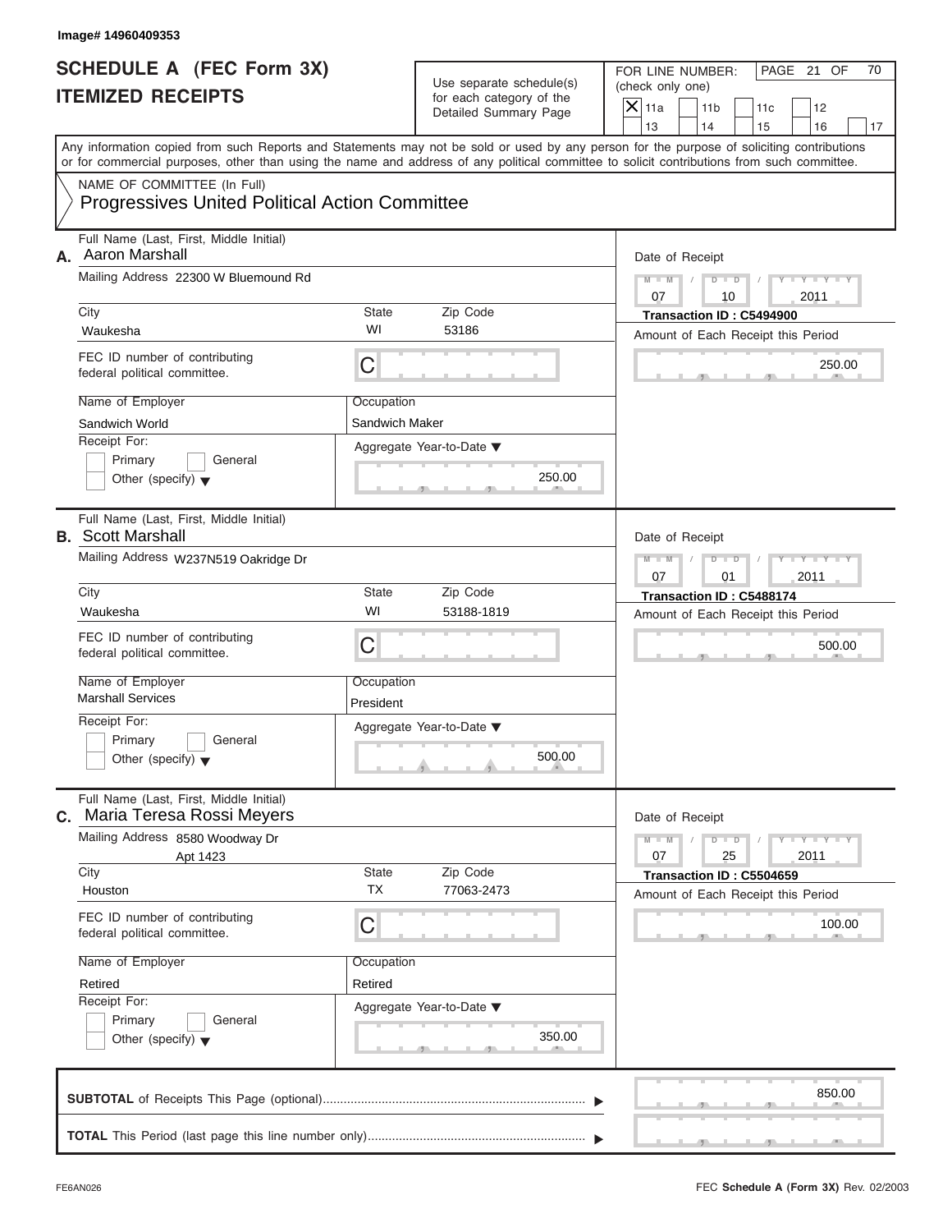Image# 14960409353

# SCHEDULE A (FEC Form 3X)
## ITEMIZED RECEIPTS

Use separate schedule(s) for each category of the Detailed Summary Page

FOR LINE NUMBER: (check only one)

[X] 11a [ ] 11b [ ] 11c [ ] 12 [ ] 13 [ ] 14 [ ] 15 [ ] 16 [ ] 17

PAGE 21 OF 70

Any information copied from such Reports and Statements may not be sold or used by any person for the purpose of soliciting contributions or for commercial purposes, other than using the name and address of any political committee to solicit contributions from such committee.

NAME OF COMMITTEE (In Full)
Progressives United Political Action Committee

---

**A.** Full Name (Last, First, Middle Initial): Aaron Marshall

Mailing Address: 22300 W Bluemound Rd

City: Waukesha | State: WI | Zip Code: 53186

FEC ID number of contributing federal political committee: C

Name of Employer: Sandwich World | Occupation: Sandwich Maker

Receipt For: [ ] Primary [ ] General [ ] Other (specify)

Aggregate Year-to-Date: 250.00

Date of Receipt: 07/10/2011

Transaction ID : C5494900

Amount of Each Receipt this Period: 250.00

---

**B.** Full Name (Last, First, Middle Initial): Scott Marshall

Mailing Address: W237N519 Oakridge Dr

City: Waukesha | State: WI | Zip Code: 53188-1819

FEC ID number of contributing federal political committee: C

Name of Employer: Marshall Services | Occupation: President

Receipt For: [ ] Primary [ ] General [ ] Other (specify)

Aggregate Year-to-Date: 500.00

Date of Receipt: 07/01/2011

Transaction ID : C5488174

Amount of Each Receipt this Period: 500.00

---

**C.** Full Name (Last, First, Middle Initial): Maria Teresa Rossi Meyers

Mailing Address: 8580 Woodway Dr, Apt 1423

City: Houston | State: TX | Zip Code: 77063-2473

FEC ID number of contributing federal political committee: C

Name of Employer: Retired | Occupation: Retired

Receipt For: [ ] Primary [ ] General [ ] Other (specify)

Aggregate Year-to-Date: 350.00

Date of Receipt: 07/25/2011

Transaction ID : C5504659

Amount of Each Receipt this Period: 100.00

---

**SUBTOTAL** of Receipts This Page (optional): 850.00

**TOTAL** This Period (last page this line number only):

FE6AN026 | FEC **Schedule A** (Form 3X) Rev. 02/2003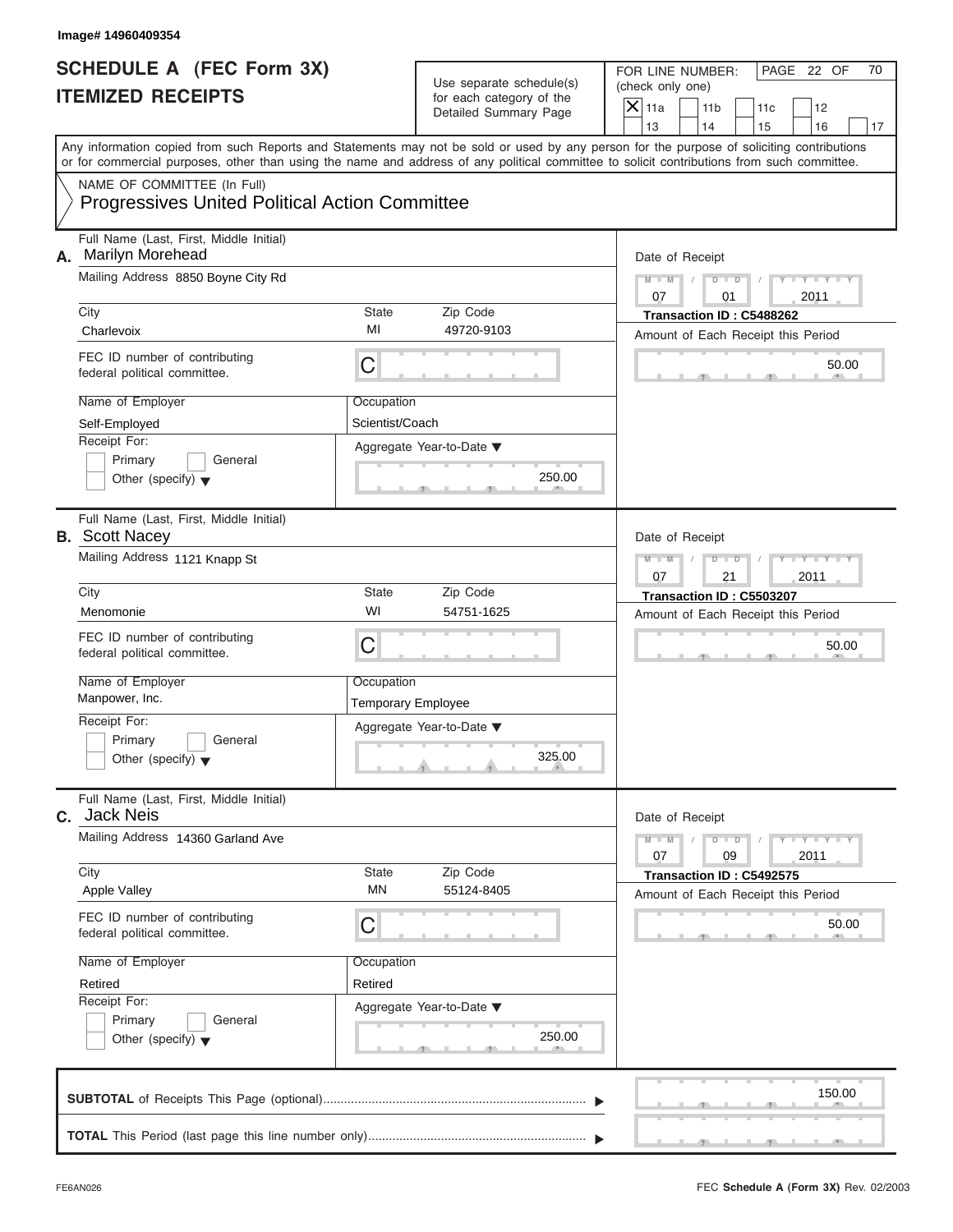Image# 14960409354

# SCHEDULE A (FEC Form 3X)
## ITEMIZED RECEIPTS

Use separate schedule(s) for each category of the Detailed Summary Page

FOR LINE NUMBER: (check only one)

- [X] 11a
- [ ] 11b
- [ ] 11c
- [ ] 12
- [ ] 13
- [ ] 14
- [ ] 15
- [ ] 16
- [ ] 17

PAGE 22 OF 70

Any information copied from such Reports and Statements may not be sold or used by any person for the purpose of soliciting contributions or for commercial purposes, other than using the name and address of any political committee to solicit contributions from such committee.

NAME OF COMMITTEE (In Full)

**Progressives United Political Action Committee**

---

**A.** Full Name (Last, First, Middle Initial): Marilyn Morehead

Mailing Address: 8850 Boyne City Rd

City: Charlevoix | State: MI | Zip Code: 49720-9103

FEC ID number of contributing federal political committee: C

Name of Employer: Self-Employed

Occupation: Scientist/Coach

Receipt For: [ ] Primary [ ] General [ ] Other (specify)

Aggregate Year-to-Date: 250.00

Date of Receipt: 07 / 01 / 2011

Transaction ID : C5488262

Amount of Each Receipt this Period: 50.00

---

**B.** Full Name (Last, First, Middle Initial): Scott Nacey

Mailing Address: 1121 Knapp St

City: Menomonie | State: WI | Zip Code: 54751-1625

FEC ID number of contributing federal political committee: C

Name of Employer: Manpower, Inc.

Occupation: Temporary Employee

Receipt For: [ ] Primary [ ] General [ ] Other (specify)

Aggregate Year-to-Date: 325.00

Date of Receipt: 07 / 21 / 2011

Transaction ID : C5503207

Amount of Each Receipt this Period: 50.00

---

**C.** Full Name (Last, First, Middle Initial): Jack Neis

Mailing Address: 14360 Garland Ave

City: Apple Valley | State: MN | Zip Code: 55124-8405

FEC ID number of contributing federal political committee: C

Name of Employer: Retired

Occupation: Retired

Receipt For: [ ] Primary [ ] General [ ] Other (specify)

Aggregate Year-to-Date: 250.00

Date of Receipt: 07 / 09 / 2011

Transaction ID : C5492575

Amount of Each Receipt this Period: 50.00

---

**SUBTOTAL** of Receipts This Page (optional): 150.00

**TOTAL** This Period (last page this line number only):

FE6AN026 FEC **Schedule A (Form 3X)** Rev. 02/2003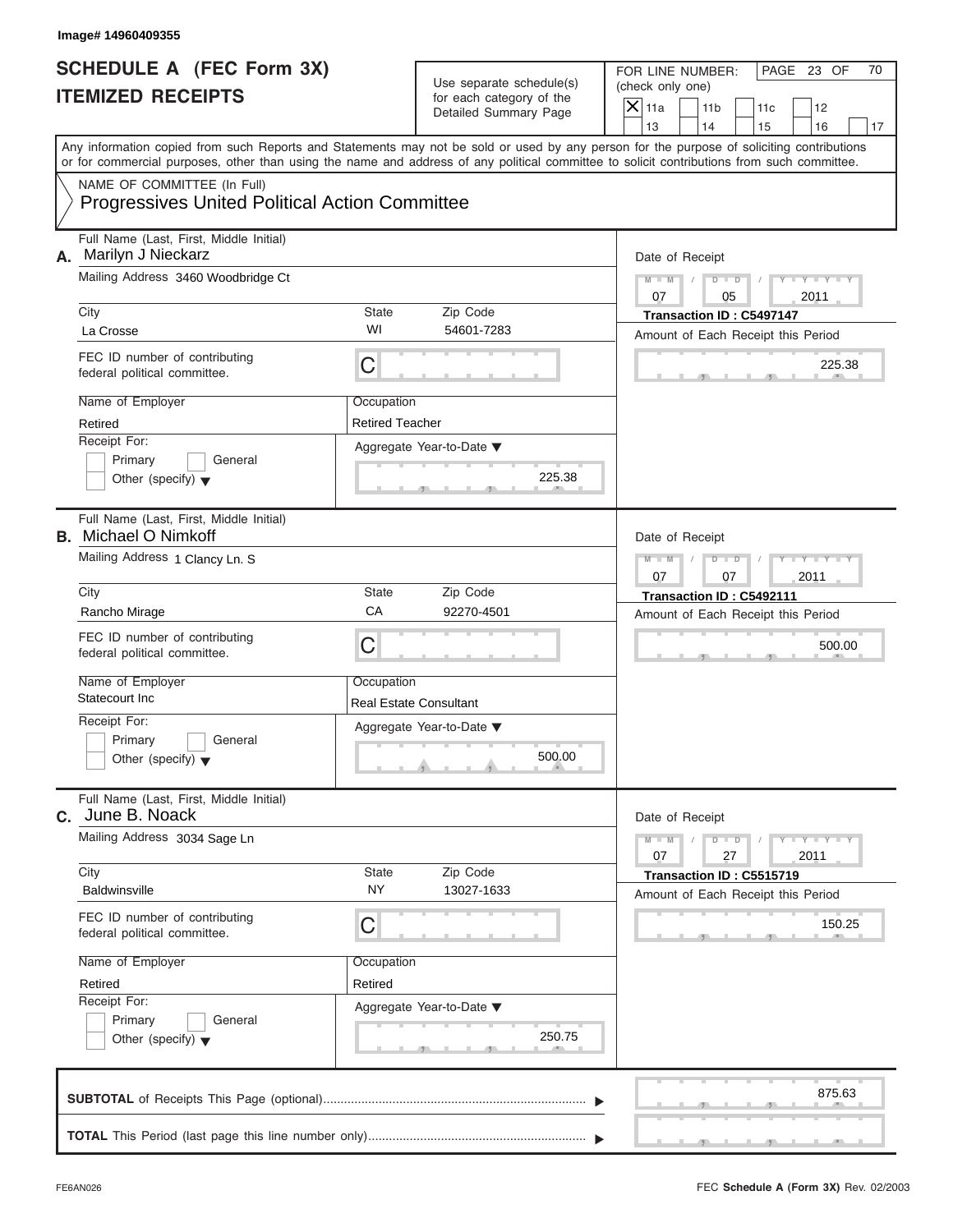Image# 14960409355

# SCHEDULE A (FEC Form 3X)
## ITEMIZED RECEIPTS

Use separate schedule(s) for each category of the Detailed Summary Page

FOR LINE NUMBER: (check only one)

- [X] 11a
- [ ] 11b
- [ ] 11c
- [ ] 12
- [ ] 13
- [ ] 14
- [ ] 15
- [ ] 16
- [ ] 17

PAGE 23 OF 70

Any information copied from such Reports and Statements may not be sold or used by any person for the purpose of soliciting contributions or for commercial purposes, other than using the name and address of any political committee to solicit contributions from such committee.

NAME OF COMMITTEE (In Full)
**Progressives United Political Action Committee**

---

**A.** Full Name (Last, First, Middle Initial): Marilyn J Nieckarz

Mailing Address: 3460 Woodbridge Ct

City: La Crosse | State: WI | Zip Code: 54601-7283

FEC ID number of contributing federal political committee: C

Name of Employer: Retired

Occupation: Retired Teacher

Receipt For: Primary / General / Other (specify)

Aggregate Year-to-Date: 225.38

Date of Receipt: 07 / 05 / 2011

Transaction ID : C5497147

Amount of Each Receipt this Period: 225.38

---

**B.** Full Name (Last, First, Middle Initial): Michael O Nimkoff

Mailing Address: 1 Clancy Ln. S

City: Rancho Mirage | State: CA | Zip Code: 92270-4501

FEC ID number of contributing federal political committee: C

Name of Employer: Statecourt Inc

Occupation: Real Estate Consultant

Receipt For: Primary / General / Other (specify)

Aggregate Year-to-Date: 500.00

Date of Receipt: 07 / 07 / 2011

Transaction ID : C5492111

Amount of Each Receipt this Period: 500.00

---

**C.** Full Name (Last, First, Middle Initial): June B. Noack

Mailing Address: 3034 Sage Ln

City: Baldwinsville | State: NY | Zip Code: 13027-1633

FEC ID number of contributing federal political committee: C

Name of Employer: Retired

Occupation: Retired

Receipt For: Primary / General / Other (specify)

Aggregate Year-to-Date: 250.75

Date of Receipt: 07 / 27 / 2011

Transaction ID : C5515719

Amount of Each Receipt this Period: 150.25

---

**SUBTOTAL** of Receipts This Page (optional): 875.63

**TOTAL** This Period (last page this line number only):

FE6AN026 | FEC **Schedule A** (Form 3X) Rev. 02/2003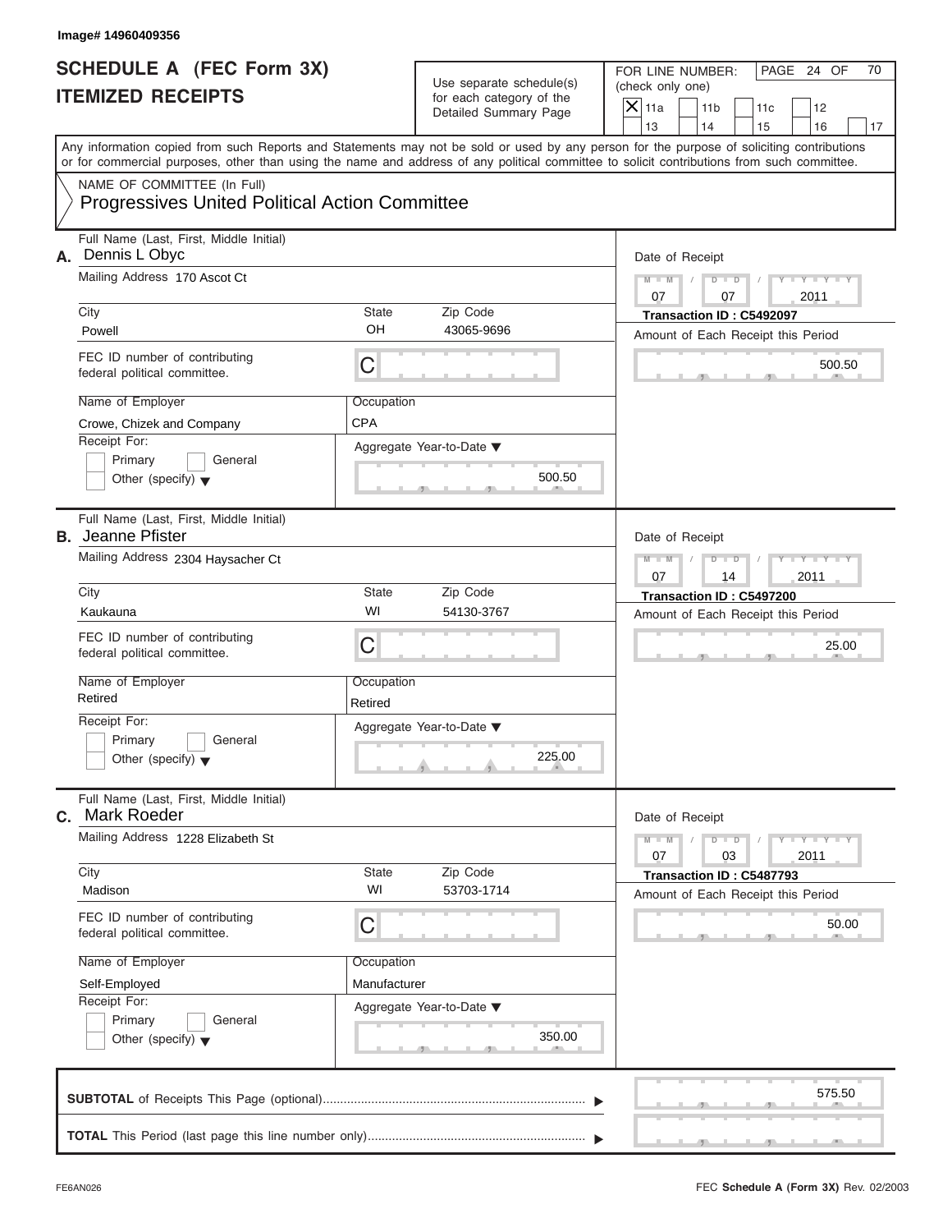Image# 14960409356

# SCHEDULE A (FEC Form 3X)
## ITEMIZED RECEIPTS

Use separate schedule(s) for each category of the Detailed Summary Page

FOR LINE NUMBER: (check only one)

- [X] 11a
- [ ] 11b
- [ ] 11c
- [ ] 12
- [ ] 13
- [ ] 14
- [ ] 15
- [ ] 16
- [ ] 17

PAGE 24 OF 70

Any information copied from such Reports and Statements may not be sold or used by any person for the purpose of soliciting contributions or for commercial purposes, other than using the name and address of any political committee to solicit contributions from such committee.

NAME OF COMMITTEE (In Full)
**Progressives United Political Action Committee**

---

**A.** Full Name (Last, First, Middle Initial): Dennis L Obyc

Mailing Address: 170 Ascot Ct

City: Powell | State: OH | Zip Code: 43065-9696

FEC ID number of contributing federal political committee: C

Name of Employer: Crowe, Chizek and Company
Occupation: CPA

Receipt For: [ ] Primary [ ] General [ ] Other (specify)

Aggregate Year-to-Date: 500.50

Date of Receipt: 07 / 07 / 2011
Transaction ID : C5492097
Amount of Each Receipt this Period: 500.50

---

**B.** Full Name (Last, First, Middle Initial): Jeanne Pfister

Mailing Address: 2304 Haysacher Ct

City: Kaukauna | State: WI | Zip Code: 54130-3767

FEC ID number of contributing federal political committee: C

Name of Employer: Retired
Occupation: Retired

Receipt For: [ ] Primary [ ] General [ ] Other (specify)

Aggregate Year-to-Date: 225.00

Date of Receipt: 07 / 14 / 2011
Transaction ID : C5497200
Amount of Each Receipt this Period: 25.00

---

**C.** Full Name (Last, First, Middle Initial): Mark Roeder

Mailing Address: 1228 Elizabeth St

City: Madison | State: WI | Zip Code: 53703-1714

FEC ID number of contributing federal political committee: C

Name of Employer: Self-Employed
Occupation: Manufacturer

Receipt For: [ ] Primary [ ] General [ ] Other (specify)

Aggregate Year-to-Date: 350.00

Date of Receipt: 07 / 03 / 2011
Transaction ID : C5487793
Amount of Each Receipt this Period: 50.00

---

**SUBTOTAL** of Receipts This Page (optional): 575.50

**TOTAL** This Period (last page this line number only):

FE6AN026 | FEC **Schedule A** (Form 3X) Rev. 02/2003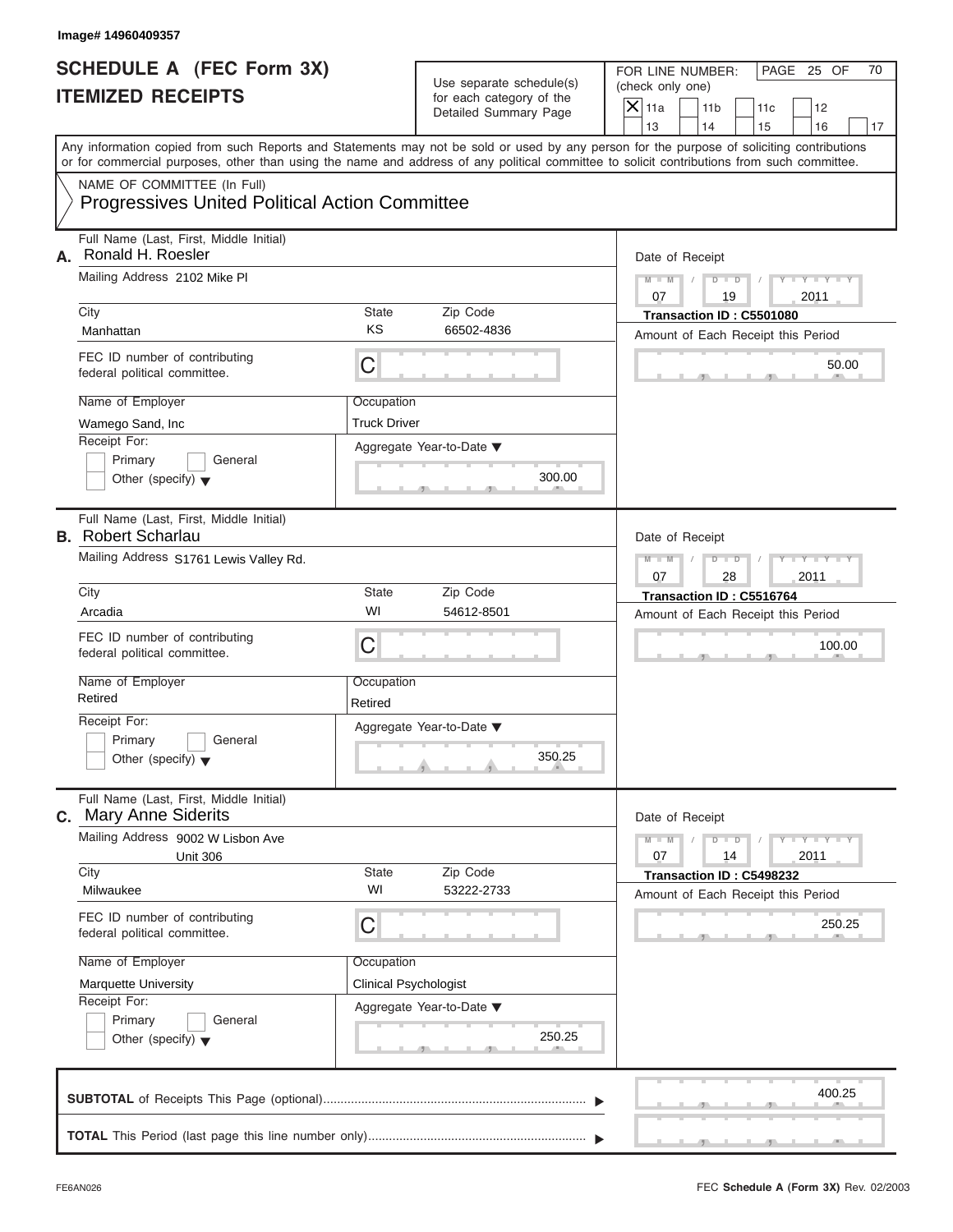Image# 14960409357

# SCHEDULE A (FEC Form 3X)
# ITEMIZED RECEIPTS

Use separate schedule(s) for each category of the Detailed Summary Page

FOR LINE NUMBER: (check only one)

- [X] 11a
- [ ] 11b
- [ ] 11c
- [ ] 12
- [ ] 13
- [ ] 14
- [ ] 15
- [ ] 16
- [ ] 17

PAGE 25 OF 70

Any information copied from such Reports and Statements may not be sold or used by any person for the purpose of soliciting contributions or for commercial purposes, other than using the name and address of any political committee to solicit contributions from such committee.

NAME OF COMMITTEE (In Full)
Progressives United Political Action Committee

---

**A.** Full Name (Last, First, Middle Initial): Ronald H. Roesler

Mailing Address: 2102 Mike Pl

City: Manhattan | State: KS | Zip Code: 66502-4836

FEC ID number of contributing federal political committee: C

Name of Employer: Wamego Sand, Inc

Occupation: Truck Driver

Receipt For: Primary / General / Other (specify)

Aggregate Year-to-Date: 300.00

Date of Receipt: 07 / 19 / 2011

Transaction ID : C5501080

Amount of Each Receipt this Period: 50.00

---

**B.** Full Name (Last, First, Middle Initial): Robert Scharlau

Mailing Address: S1761 Lewis Valley Rd.

City: Arcadia | State: WI | Zip Code: 54612-8501

FEC ID number of contributing federal political committee: C

Name of Employer: Retired

Occupation: Retired

Receipt For: Primary / General / Other (specify)

Aggregate Year-to-Date: 350.25

Date of Receipt: 07 / 28 / 2011

Transaction ID : C5516764

Amount of Each Receipt this Period: 100.00

---

**C.** Full Name (Last, First, Middle Initial): Mary Anne Siderits

Mailing Address: 9002 W Lisbon Ave, Unit 306

City: Milwaukee | State: WI | Zip Code: 53222-2733

FEC ID number of contributing federal political committee: C

Name of Employer: Marquette University

Occupation: Clinical Psychologist

Receipt For: Primary / General / Other (specify)

Aggregate Year-to-Date: 250.25

Date of Receipt: 07 / 14 / 2011

Transaction ID : C5498232

Amount of Each Receipt this Period: 250.25

---

**SUBTOTAL** of Receipts This Page (optional): 400.25

**TOTAL** This Period (last page this line number only):

FE6AN026

FEC **Schedule A (Form 3X)** Rev. 02/2003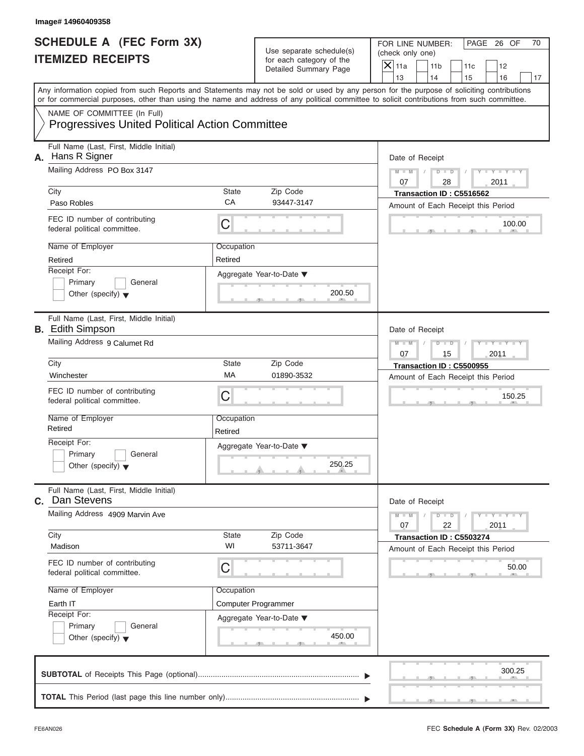Image# 14960409358

# SCHEDULE A (FEC Form 3X)
## ITEMIZED RECEIPTS

Use separate schedule(s) for each category of the Detailed Summary Page

FOR LINE NUMBER: (check only one)

[X] 11a [ ] 11b [ ] 11c [ ] 12 [ ] 13 [ ] 14 [ ] 15 [ ] 16 [ ] 17

PAGE 26 OF 70

Any information copied from such Reports and Statements may not be sold or used by any person for the purpose of soliciting contributions or for commercial purposes, other than using the name and address of any political committee to solicit contributions from such committee.

NAME OF COMMITTEE (In Full)
**Progressives United Political Action Committee**

---

**A.** Full Name (Last, First, Middle Initial): Hans R Signer

Mailing Address: PO Box 3147

City: Paso Robles | State: CA | Zip Code: 93447-3147

FEC ID number of contributing federal political committee: C

Name of Employer: Retired

Occupation: Retired

Receipt For: [ ] Primary [ ] General [ ] Other (specify)

Aggregate Year-to-Date: 200.50

Date of Receipt: 07 / 28 / 2011

Transaction ID : C5516562

Amount of Each Receipt this Period: 100.00

---

**B.** Full Name (Last, First, Middle Initial): Edith Simpson

Mailing Address: 9 Calumet Rd

City: Winchester | State: MA | Zip Code: 01890-3532

FEC ID number of contributing federal political committee: C

Name of Employer: Retired

Occupation: Retired

Receipt For: [ ] Primary [ ] General [ ] Other (specify)

Aggregate Year-to-Date: 250.25

Date of Receipt: 07 / 15 / 2011

Transaction ID : C5500955

Amount of Each Receipt this Period: 150.25

---

**C.** Full Name (Last, First, Middle Initial): Dan Stevens

Mailing Address: 4909 Marvin Ave

City: Madison | State: WI | Zip Code: 53711-3647

FEC ID number of contributing federal political committee: C

Name of Employer: Earth IT

Occupation: Computer Programmer

Receipt For: [ ] Primary [ ] General [ ] Other (specify)

Aggregate Year-to-Date: 450.00

Date of Receipt: 07 / 22 / 2011

Transaction ID : C5503274

Amount of Each Receipt this Period: 50.00

---

**SUBTOTAL** of Receipts This Page (optional): 300.25

**TOTAL** This Period (last page this line number only):

FE6AN026

FEC **Schedule A** (Form 3X) Rev. 02/2003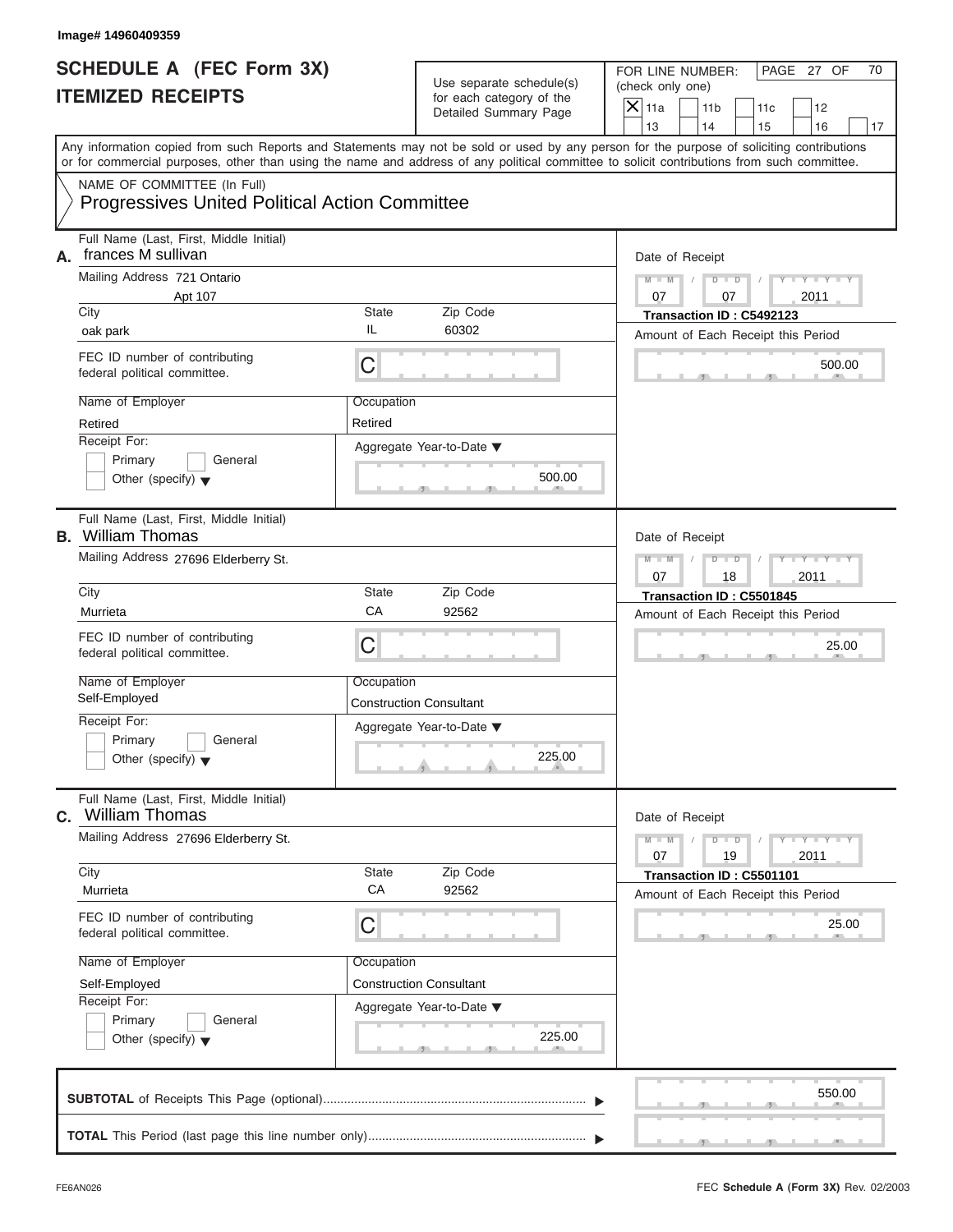Image# 14960409359

# SCHEDULE A (FEC Form 3X)
# ITEMIZED RECEIPTS

Use separate schedule(s) for each category of the Detailed Summary Page

FOR LINE NUMBER: (check only one)

- [X] 11a
- [ ] 11b
- [ ] 11c
- [ ] 12
- [ ] 13
- [ ] 14
- [ ] 15
- [ ] 16
- [ ] 17

PAGE 27 OF 70

Any information copied from such Reports and Statements may not be sold or used by any person for the purpose of soliciting contributions or for commercial purposes, other than using the name and address of any political committee to solicit contributions from such committee.

NAME OF COMMITTEE (In Full)
Progressives United Political Action Committee

---

**A.** Full Name (Last, First, Middle Initial): frances M sullivan

Mailing Address: 721 Ontario
Apt 107

| City | State | Zip Code |
|---|---|---|
| oak park | IL | 60302 |

FEC ID number of contributing federal political committee: C

| Name of Employer | Occupation |
|---|---|
| Retired | Retired |

Receipt For: [ ] Primary [ ] General [ ] Other (specify)

Aggregate Year-to-Date: 500.00

Date of Receipt: 07 / 07 / 2011
Transaction ID : C5492123
Amount of Each Receipt this Period: 500.00

---

**B.** Full Name (Last, First, Middle Initial): William Thomas

Mailing Address: 27696 Elderberry St.

| City | State | Zip Code |
|---|---|---|
| Murrieta | CA | 92562 |

FEC ID number of contributing federal political committee: C

| Name of Employer | Occupation |
|---|---|
| Self-Employed | Construction Consultant |

Receipt For: [ ] Primary [ ] General [ ] Other (specify)

Aggregate Year-to-Date: 225.00

Date of Receipt: 07 / 18 / 2011
Transaction ID : C5501845
Amount of Each Receipt this Period: 25.00

---

**C.** Full Name (Last, First, Middle Initial): William Thomas

Mailing Address: 27696 Elderberry St.

| City | State | Zip Code |
|---|---|---|
| Murrieta | CA | 92562 |

FEC ID number of contributing federal political committee: C

| Name of Employer | Occupation |
|---|---|
| Self-Employed | Construction Consultant |

Receipt For: [ ] Primary [ ] General [ ] Other (specify)

Aggregate Year-to-Date: 225.00

Date of Receipt: 07 / 19 / 2011
Transaction ID : C5501101
Amount of Each Receipt this Period: 25.00

---

**SUBTOTAL** of Receipts This Page (optional): 550.00

**TOTAL** This Period (last page this line number only):

FE6AN026

FEC **Schedule A** (Form 3X) Rev. 02/2003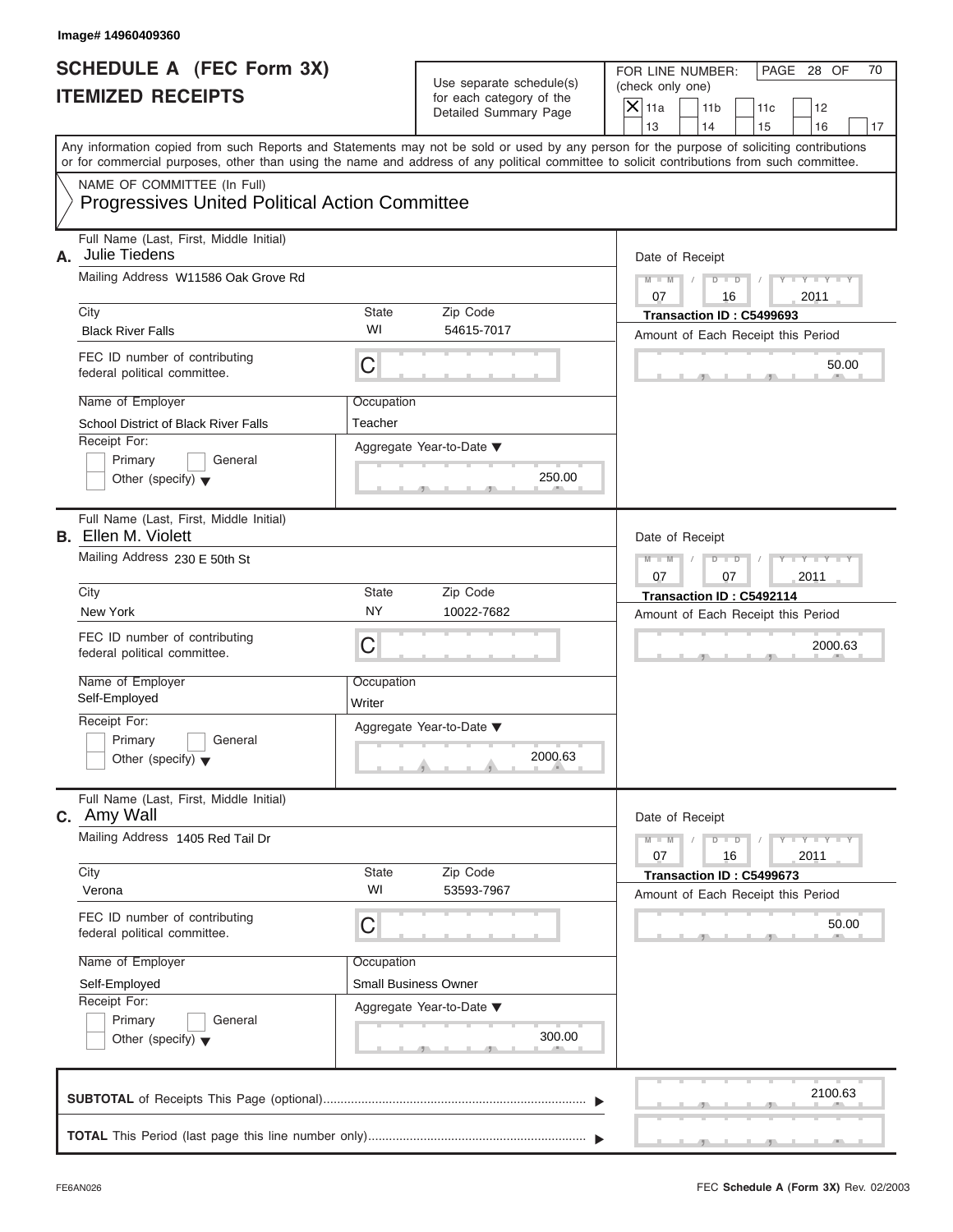Image# 14960409360

# SCHEDULE A (FEC Form 3X) ITEMIZED RECEIPTS

Use separate schedule(s) for each category of the Detailed Summary Page

FOR LINE NUMBER: (check only one)

[X] 11a [ ] 11b [ ] 11c [ ] 12 [ ] 13 [ ] 14 [ ] 15 [ ] 16 [ ] 17

PAGE 28 OF 70

Any information copied from such Reports and Statements may not be sold or used by any person for the purpose of soliciting contributions or for commercial purposes, other than using the name and address of any political committee to solicit contributions from such committee.

NAME OF COMMITTEE (In Full)
**Progressives United Political Action Committee**

---

**A.** Full Name (Last, First, Middle Initial): Julie Tiedens

Mailing Address: W11586 Oak Grove Rd

City: Black River Falls | State: WI | Zip Code: 54615-7017

FEC ID number of contributing federal political committee: C

Name of Employer: School District of Black River Falls

Occupation: Teacher

Receipt For: [ ] Primary [ ] General [ ] Other (specify)

Aggregate Year-to-Date: 250.00

Date of Receipt: 07 / 16 / 2011

Transaction ID : C5499693

Amount of Each Receipt this Period: 50.00

---

**B.** Full Name (Last, First, Middle Initial): Ellen M. Violett

Mailing Address: 230 E 50th St

City: New York | State: NY | Zip Code: 10022-7682

FEC ID number of contributing federal political committee: C

Name of Employer: Self-Employed

Occupation: Writer

Receipt For: [ ] Primary [ ] General [ ] Other (specify)

Aggregate Year-to-Date: 2000.63

Date of Receipt: 07 / 07 / 2011

Transaction ID : C5492114

Amount of Each Receipt this Period: 2000.63

---

**C.** Full Name (Last, First, Middle Initial): Amy Wall

Mailing Address: 1405 Red Tail Dr

City: Verona | State: WI | Zip Code: 53593-7967

FEC ID number of contributing federal political committee: C

Name of Employer: Self-Employed

Occupation: Small Business Owner

Receipt For: [ ] Primary [ ] General [ ] Other (specify)

Aggregate Year-to-Date: 300.00

Date of Receipt: 07 / 16 / 2011

Transaction ID : C5499673

Amount of Each Receipt this Period: 50.00

---

**SUBTOTAL** of Receipts This Page (optional): 2100.63

**TOTAL** This Period (last page this line number only):

FE6AN026 — FEC **Schedule A (Form 3X)** Rev. 02/2003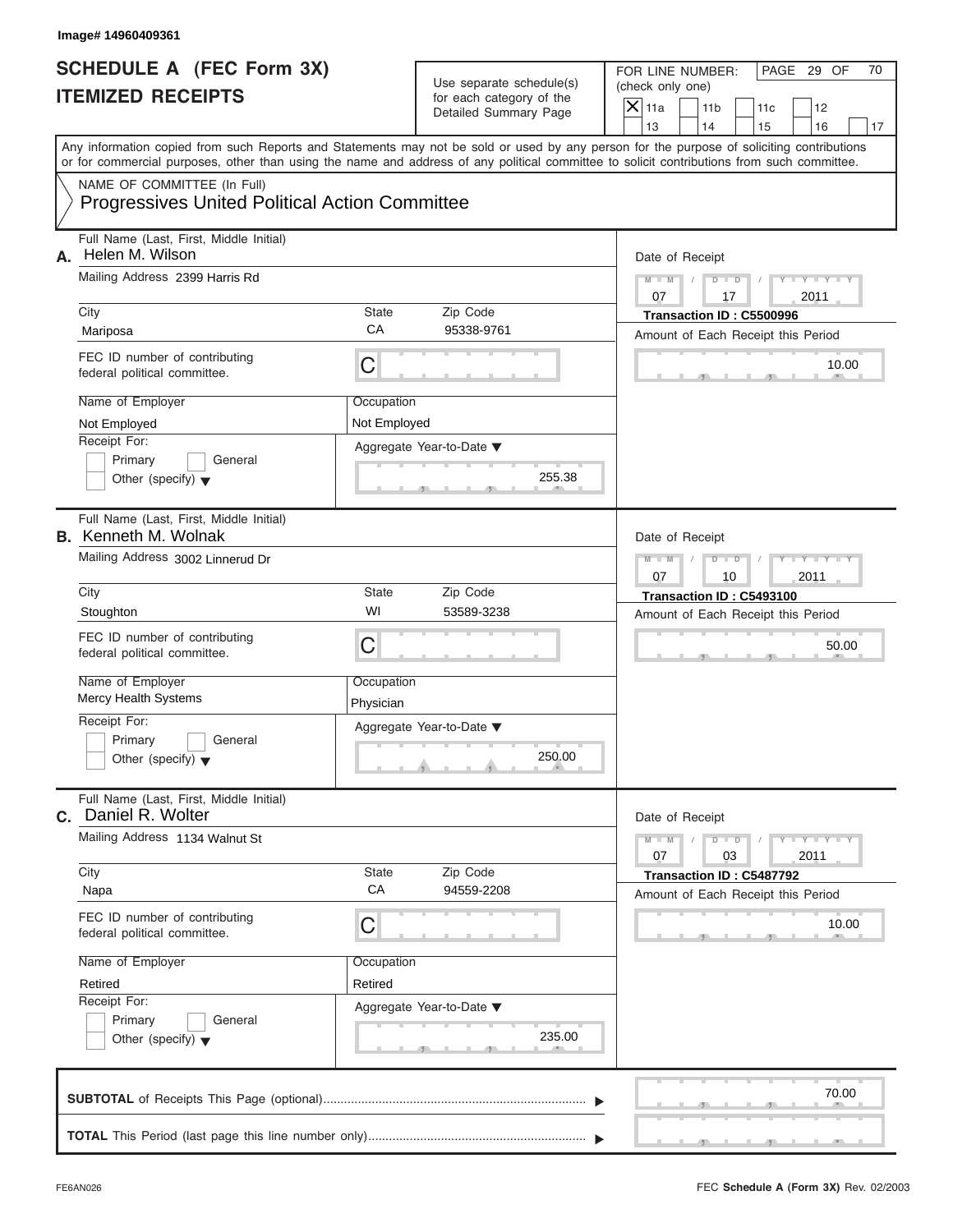Image# 14960409361

# SCHEDULE A (FEC Form 3X)
## ITEMIZED RECEIPTS

Use separate schedule(s) for each category of the Detailed Summary Page

FOR LINE NUMBER: (check only one)

[X] 11a [ ] 11b [ ] 11c [ ] 12 [ ] 13 [ ] 14 [ ] 15 [ ] 16 [ ] 17

PAGE 29 OF 70

Any information copied from such Reports and Statements may not be sold or used by any person for the purpose of soliciting contributions or for commercial purposes, other than using the name and address of any political committee to solicit contributions from such committee.

NAME OF COMMITTEE (In Full)
Progressives United Political Action Committee

---

**A.** Full Name (Last, First, Middle Initial): Helen M. Wilson

Mailing Address: 2399 Harris Rd

City: Mariposa | State: CA | Zip Code: 95338-9761

FEC ID number of contributing federal political committee: C

Name of Employer: Not Employed | Occupation: Not Employed

Receipt For: [ ] Primary [ ] General [ ] Other (specify)

Aggregate Year-to-Date: 255.38

Date of Receipt: 07 / 17 / 2011

Transaction ID : C5500996

Amount of Each Receipt this Period: 10.00

---

**B.** Full Name (Last, First, Middle Initial): Kenneth M. Wolnak

Mailing Address: 3002 Linnerud Dr

City: Stoughton | State: WI | Zip Code: 53589-3238

FEC ID number of contributing federal political committee: C

Name of Employer: Mercy Health Systems | Occupation: Physician

Receipt For: [ ] Primary [ ] General [ ] Other (specify)

Aggregate Year-to-Date: 250.00

Date of Receipt: 07 / 10 / 2011

Transaction ID : C5493100

Amount of Each Receipt this Period: 50.00

---

**C.** Full Name (Last, First, Middle Initial): Daniel R. Wolter

Mailing Address: 1134 Walnut St

City: Napa | State: CA | Zip Code: 94559-2208

FEC ID number of contributing federal political committee: C

Name of Employer: Retired | Occupation: Retired

Receipt For: [ ] Primary [ ] General [ ] Other (specify)

Aggregate Year-to-Date: 235.00

Date of Receipt: 07 / 03 / 2011

Transaction ID : C5487792

Amount of Each Receipt this Period: 10.00

---

**SUBTOTAL** of Receipts This Page (optional): 70.00

**TOTAL** This Period (last page this line number only):

FE6AN026 | FEC **Schedule A (Form 3X)** Rev. 02/2003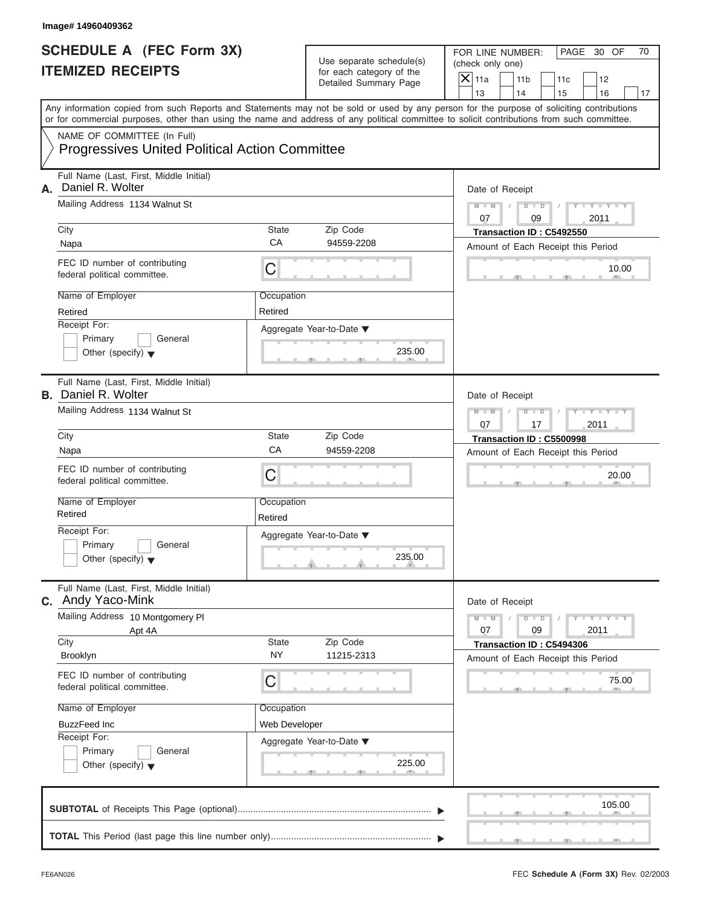Image# 14960409362

# SCHEDULE A (FEC Form 3X)
# ITEMIZED RECEIPTS

Use separate schedule(s) for each category of the Detailed Summary Page

FOR LINE NUMBER: (check only one)

- [X] 11a
- [ ] 11b
- [ ] 11c
- [ ] 12
- [ ] 13
- [ ] 14
- [ ] 15
- [ ] 16
- [ ] 17

PAGE 30 OF 70

Any information copied from such Reports and Statements may not be sold or used by any person for the purpose of soliciting contributions or for commercial purposes, other than using the name and address of any political committee to solicit contributions from such committee.

NAME OF COMMITTEE (In Full)
**Progressives United Political Action Committee**

---

**A.** Full Name (Last, First, Middle Initial): Daniel R. Wolter

Mailing Address: 1134 Walnut St

City: Napa | State: CA | Zip Code: 94559-2208

FEC ID number of contributing federal political committee: C

Name of Employer: Retired | Occupation: Retired

Receipt For: Primary / General / Other (specify)

Aggregate Year-to-Date: 235.00

Date of Receipt: 07 / 09 / 2011

Transaction ID : C5492550

Amount of Each Receipt this Period: 10.00

---

**B.** Full Name (Last, First, Middle Initial): Daniel R. Wolter

Mailing Address: 1134 Walnut St

City: Napa | State: CA | Zip Code: 94559-2208

FEC ID number of contributing federal political committee: C

Name of Employer: Retired | Occupation: Retired

Receipt For: Primary / General / Other (specify)

Aggregate Year-to-Date: 235.00

Date of Receipt: 07 / 17 / 2011

Transaction ID : C5500998

Amount of Each Receipt this Period: 20.00

---

**C.** Full Name (Last, First, Middle Initial): Andy Yaco-Mink

Mailing Address: 10 Montgomery Pl Apt 4A

City: Brooklyn | State: NY | Zip Code: 11215-2313

FEC ID number of contributing federal political committee: C

Name of Employer: BuzzFeed Inc | Occupation: Web Developer

Receipt For: Primary / General / Other (specify)

Aggregate Year-to-Date: 225.00

Date of Receipt: 07 / 09 / 2011

Transaction ID : C5494306

Amount of Each Receipt this Period: 75.00

---

**SUBTOTAL** of Receipts This Page (optional): 105.00

**TOTAL** This Period (last page this line number only):

FE6AN026 — FEC **Schedule A (Form 3X)** Rev. 02/2003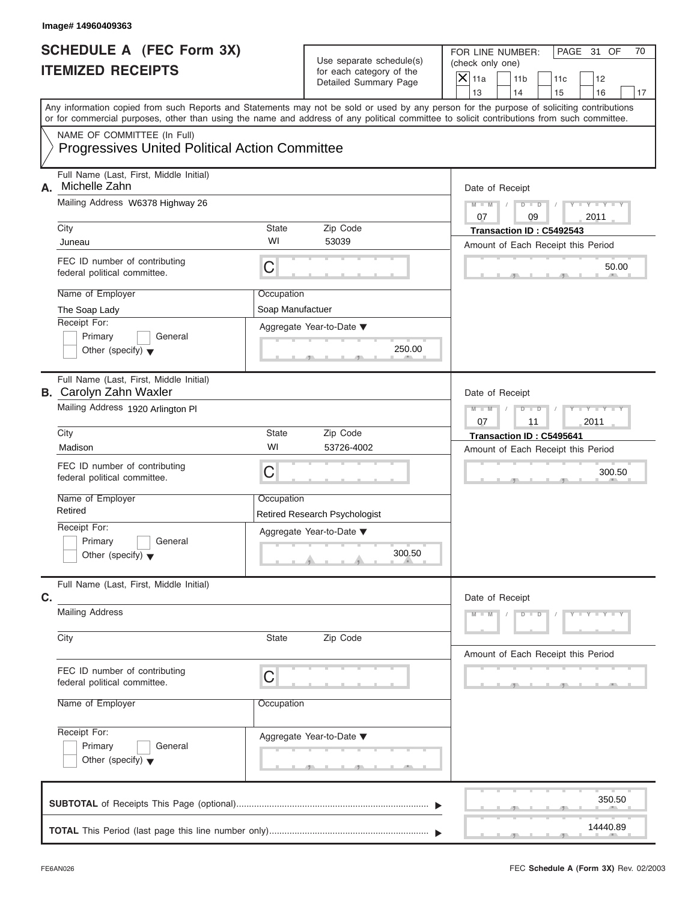Image# 14960409363

# SCHEDULE A (FEC Form 3X)
## ITEMIZED RECEIPTS

Use separate schedule(s) for each category of the Detailed Summary Page

FOR LINE NUMBER: (check only one)

- [X] 11a
- [ ] 11b
- [ ] 11c
- [ ] 12
- [ ] 13
- [ ] 14
- [ ] 15
- [ ] 16
- [ ] 17

Any information copied from such Reports and Statements may not be sold or used by any person for the purpose of soliciting contributions or for commercial purposes, other than using the name and address of any political committee to solicit contributions from such committee.

NAME OF COMMITTEE (In Full)
**Progressives United Political Action Committee**

---

**A.** Full Name (Last, First, Middle Initial): Michelle Zahn

Mailing Address: W6378 Highway 26

City: Juneau | State: WI | Zip Code: 53039

FEC ID number of contributing federal political committee: C

Name of Employer: The Soap Lady

Occupation: Soap Manufactuer

Receipt For: Primary / General / Other (specify)

Aggregate Year-to-Date: 250.00

Date of Receipt: 07 / 09 / 2011

Transaction ID : C5492543

Amount of Each Receipt this Period: 50.00

---

**B.** Full Name (Last, First, Middle Initial): Carolyn Zahn Waxler

Mailing Address: 1920 Arlington Pl

City: Madison | State: WI | Zip Code: 53726-4002

FEC ID number of contributing federal political committee: C

Name of Employer: Retired

Occupation: Retired Research Psychologist

Receipt For: Primary / General / Other (specify)

Aggregate Year-to-Date: 300.50

Date of Receipt: 07 / 11 / 2011

Transaction ID : C5495641

Amount of Each Receipt this Period: 300.50

---

**C.** Full Name (Last, First, Middle Initial):

Mailing Address:

City: | State: | Zip Code:

FEC ID number of contributing federal political committee: C

Name of Employer:

Occupation:

Receipt For: Primary / General / Other (specify)

Aggregate Year-to-Date:

Date of Receipt: M M / D D / Y Y Y Y

Amount of Each Receipt this Period:

---

**SUBTOTAL** of Receipts This Page (optional): 350.50

**TOTAL** This Period (last page this line number only): 14440.89

FE6AN026

FEC **Schedule A (Form 3X)** Rev. 02/2003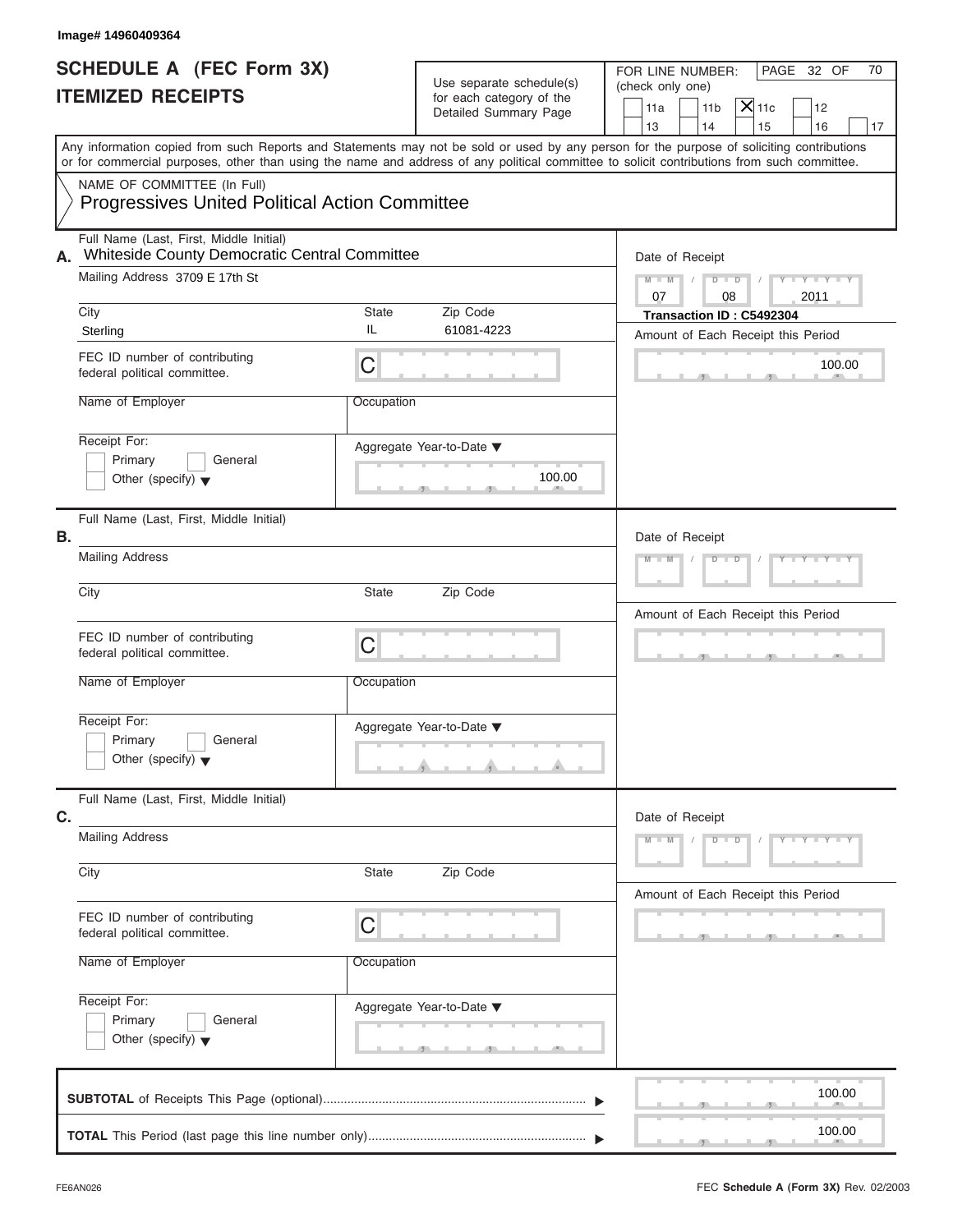Image# 14960409364

# SCHEDULE A (FEC Form 3X) ITEMIZED RECEIPTS

Use separate schedule(s) for each category of the Detailed Summary Page

FOR LINE NUMBER: (check only one)

- [ ] 11a
- [ ] 11b
- [X] 11c
- [ ] 12
- [ ] 13
- [ ] 14
- [ ] 15
- [ ] 16
- [ ] 17

PAGE 32 OF 70

Any information copied from such Reports and Statements may not be sold or used by any person for the purpose of soliciting contributions or for commercial purposes, other than using the name and address of any political committee to solicit contributions from such committee.

NAME OF COMMITTEE (In Full)
Progressives United Political Action Committee

## A.

Full Name (Last, First, Middle Initial): Whiteside County Democratic Central Committee

Mailing Address: 3709 E 17th St

City: Sterling | State: IL | Zip Code: 61081-4223

FEC ID number of contributing federal political committee: C

Name of Employer:

Occupation:

Receipt For: [ ] Primary [ ] General [ ] Other (specify)

Aggregate Year-to-Date: 100.00

Date of Receipt: 07 / 08 / 2011

**Transaction ID : C5492304**

Amount of Each Receipt this Period: 100.00

## B.

Full Name (Last, First, Middle Initial):

Mailing Address:

City: | State: | Zip Code:

FEC ID number of contributing federal political committee: C

Name of Employer:

Occupation:

Receipt For: [ ] Primary [ ] General [ ] Other (specify)

Aggregate Year-to-Date:

Date of Receipt:

Amount of Each Receipt this Period:

## C.

Full Name (Last, First, Middle Initial):

Mailing Address:

City: | State: | Zip Code:

FEC ID number of contributing federal political committee: C

Name of Employer:

Occupation:

Receipt For: [ ] Primary [ ] General [ ] Other (specify)

Aggregate Year-to-Date:

Date of Receipt:

Amount of Each Receipt this Period:

**SUBTOTAL** of Receipts This Page (optional): 100.00

**TOTAL** This Period (last page this line number only): 100.00

FE6AN026

FEC **Schedule A** (Form 3X) Rev. 02/2003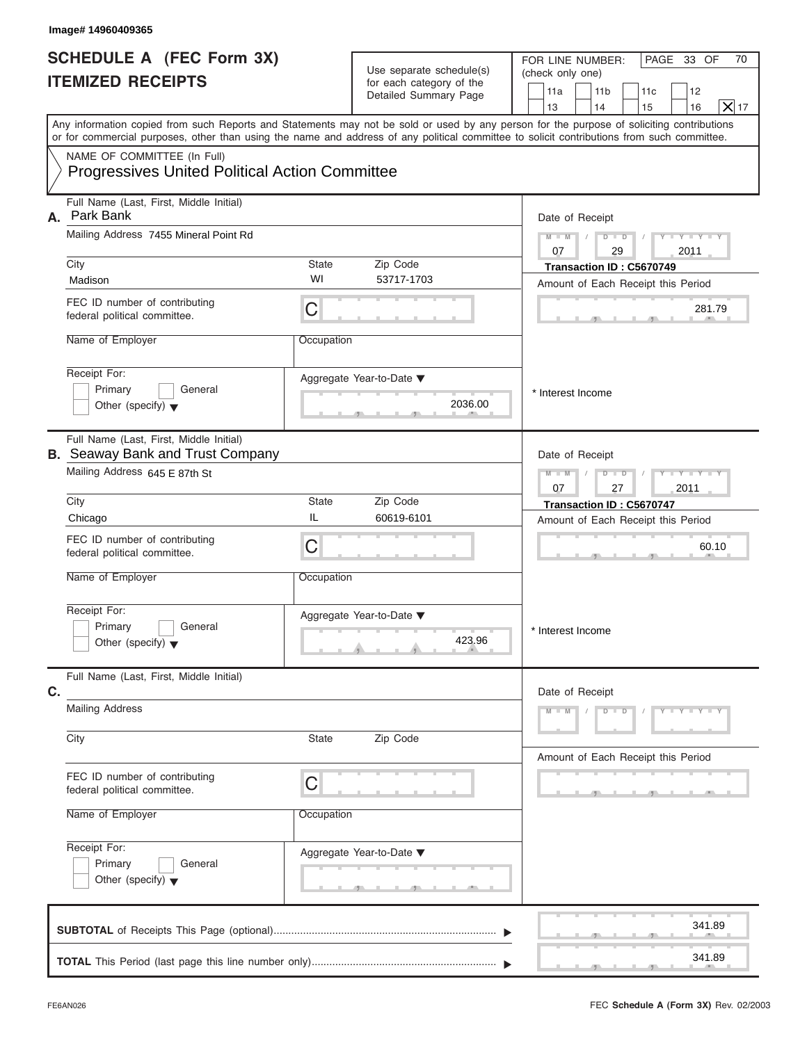Image# 14960409365

# SCHEDULE A (FEC Form 3X)
# ITEMIZED RECEIPTS

Use separate schedule(s) for each category of the Detailed Summary Page

FOR LINE NUMBER: (check only one)

11a | 11b | 11c | 12 | 13 | 14 | 15 | 16 | [X] 17

PAGE 33 OF 70

Any information copied from such Reports and Statements may not be sold or used by any person for the purpose of soliciting contributions or for commercial purposes, other than using the name and address of any political committee to solicit contributions from such committee.

NAME OF COMMITTEE (In Full)
**Progressives United Political Action Committee**

---

**A.** Full Name (Last, First, Middle Initial): Park Bank

Mailing Address: 7455 Mineral Point Rd

City: Madison | State: WI | Zip Code: 53717-1703

FEC ID number of contributing federal political committee: C

Name of Employer:

Occupation:

Receipt For: Primary / General / Other (specify)

Date of Receipt: 07 / 29 / 2011

Transaction ID : C5670749

Amount of Each Receipt this Period: 281.79

Aggregate Year-to-Date: 2036.00

* Interest Income

---

**B.** Full Name (Last, First, Middle Initial): Seaway Bank and Trust Company

Mailing Address: 645 E 87th St

City: Chicago | State: IL | Zip Code: 60619-6101

FEC ID number of contributing federal political committee: C

Name of Employer:

Occupation:

Receipt For: Primary / General / Other (specify)

Date of Receipt: 07 / 27 / 2011

Transaction ID : C5670747

Amount of Each Receipt this Period: 60.10

Aggregate Year-to-Date: 423.96

* Interest Income

---

**C.** Full Name (Last, First, Middle Initial):

Mailing Address:

City: | State: | Zip Code:

FEC ID number of contributing federal political committee: C

Name of Employer:

Occupation:

Receipt For: Primary / General / Other (specify)

Date of Receipt: M M / D D / Y Y Y Y

Amount of Each Receipt this Period:

Aggregate Year-to-Date:

---

**SUBTOTAL** of Receipts This Page (optional): 341.89

**TOTAL** This Period (last page this line number only): 341.89

FE6AN026

FEC **Schedule A** (**Form 3X**) Rev. 02/2003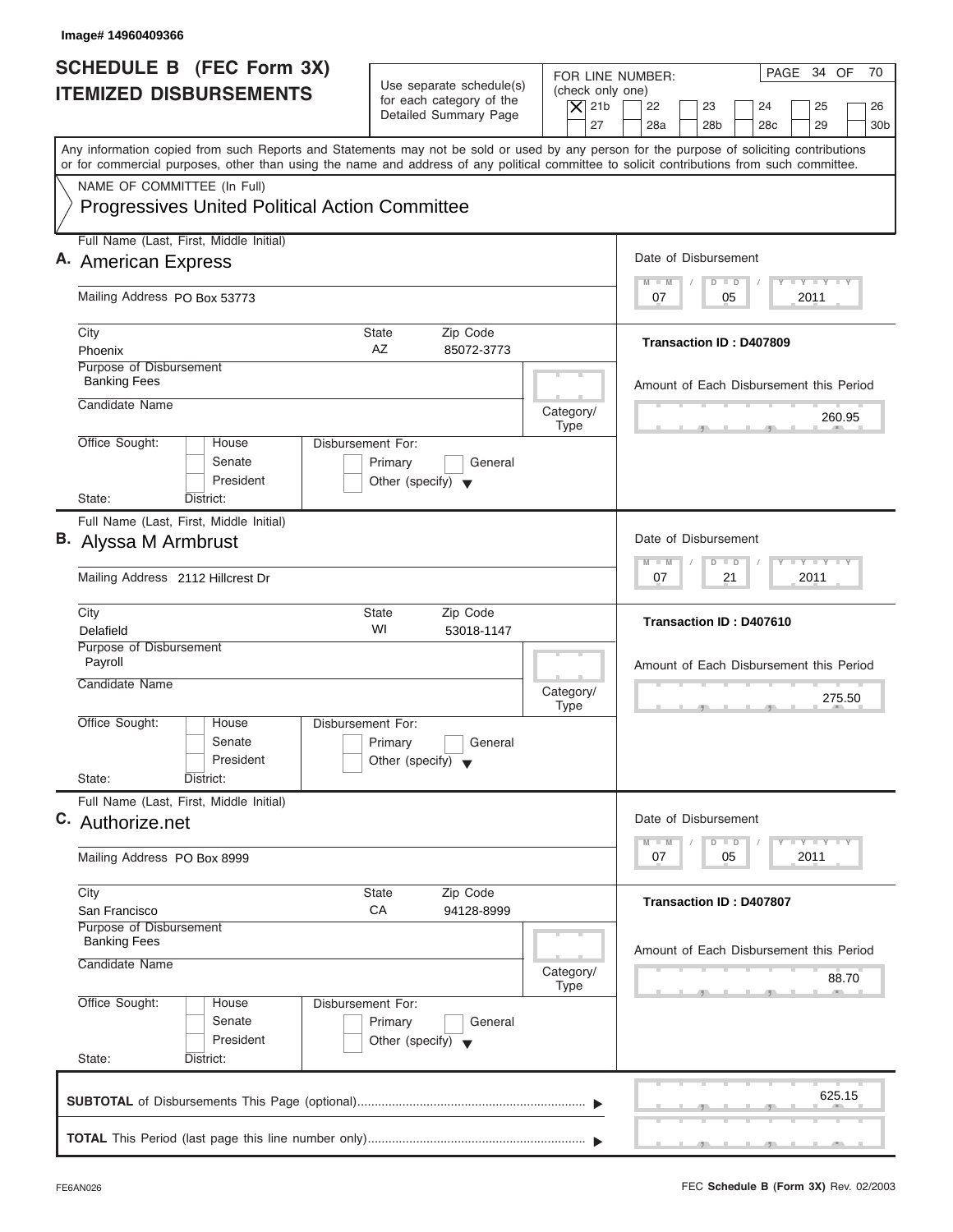Image# 14960409366

# SCHEDULE B (FEC Form 3X) ITEMIZED DISBURSEMENTS

Use separate schedule(s) for each category of the Detailed Summary Page

FOR LINE NUMBER: (check only one)

[X] 21b [ ] 22 [ ] 23 [ ] 24 [ ] 25 [ ] 26 [ ] 27 [ ] 28a [ ] 28b [ ] 28c [ ] 29 [ ] 30b

PAGE 34 OF 70

Any information copied from such Reports and Statements may not be sold or used by any person for the purpose of soliciting contributions or for commercial purposes, other than using the name and address of any political committee to solicit contributions from such committee.

NAME OF COMMITTEE (In Full)

Progressives United Political Action Committee

---

**A.** Full Name (Last, First, Middle Initial): American Express

Mailing Address: PO Box 53773

City: Phoenix | State: AZ | Zip Code: 85072-3773

Purpose of Disbursement: Banking Fees

Candidate Name:

Category/Type:

Office Sought: [ ] House [ ] Senate [ ] President

State: District:

Disbursement For: [ ] Primary [ ] General [ ] Other (specify)

Date of Disbursement: 07 / 05 / 2011

Transaction ID : D407809

Amount of Each Disbursement this Period: 260.95

---

**B.** Full Name (Last, First, Middle Initial): Alyssa M Armbrust

Mailing Address: 2112 Hillcrest Dr

City: Delafield | State: WI | Zip Code: 53018-1147

Purpose of Disbursement: Payroll

Candidate Name:

Category/Type:

Office Sought: [ ] House [ ] Senate [ ] President

State: District:

Disbursement For: [ ] Primary [ ] General [ ] Other (specify)

Date of Disbursement: 07 / 21 / 2011

Transaction ID : D407610

Amount of Each Disbursement this Period: 275.50

---

**C.** Full Name (Last, First, Middle Initial): Authorize.net

Mailing Address: PO Box 8999

City: San Francisco | State: CA | Zip Code: 94128-8999

Purpose of Disbursement: Banking Fees

Candidate Name:

Category/Type:

Office Sought: [ ] House [ ] Senate [ ] President

State: District:

Disbursement For: [ ] Primary [ ] General [ ] Other (specify)

Date of Disbursement: 07 / 05 / 2011

Transaction ID : D407807

Amount of Each Disbursement this Period: 88.70

---

**SUBTOTAL** of Disbursements This Page (optional): 625.15

**TOTAL** This Period (last page this line number only):

FE6AN026 — FEC **Schedule B (Form 3X)** Rev. 02/2003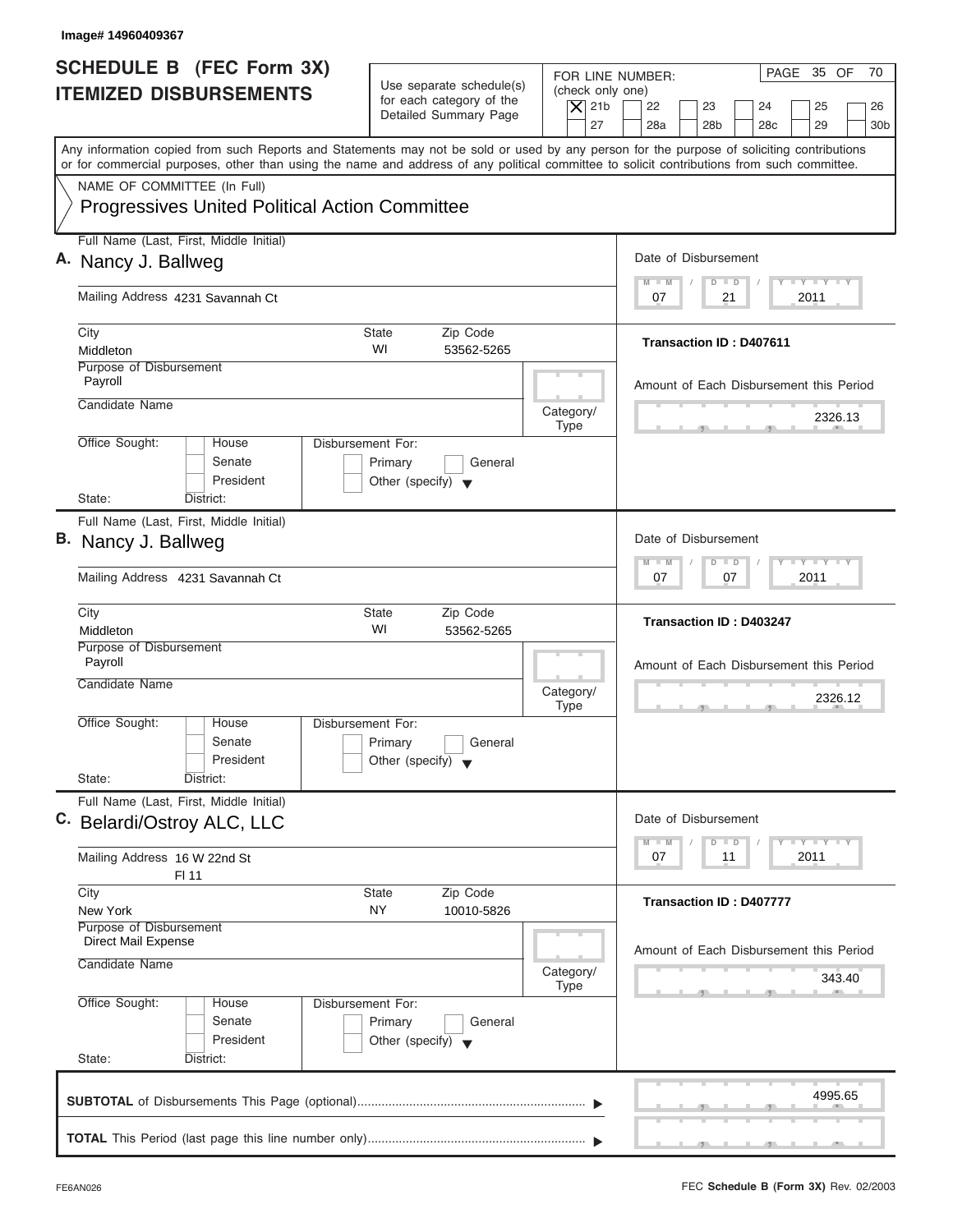Image# 14960409367

# SCHEDULE B (FEC Form 3X) ITEMIZED DISBURSEMENTS

Use separate schedule(s) for each category of the Detailed Summary Page

FOR LINE NUMBER: (check only one)

- [X] 21b
- [ ] 22
- [ ] 23
- [ ] 24
- [ ] 25
- [ ] 26
- [ ] 27
- [ ] 28a
- [ ] 28b
- [ ] 28c
- [ ] 29
- [ ] 30b

PAGE 35 OF 70

Any information copied from such Reports and Statements may not be sold or used by any person for the purpose of soliciting contributions or for commercial purposes, other than using the name and address of any political committee to solicit contributions from such committee.

NAME OF COMMITTEE (In Full)
Progressives United Political Action Committee

---

**A.** Full Name (Last, First, Middle Initial): Nancy J. Ballweg

Mailing Address: 4231 Savannah Ct

City: Middleton | State: WI | Zip Code: 53562-5265

Purpose of Disbursement: Payroll

Candidate Name:

Category/Type:

Office Sought: House / Senate / President
State: District:

Disbursement For: Primary / General / Other (specify)

Date of Disbursement: 07 / 21 / 2011

Transaction ID : D407611

Amount of Each Disbursement this Period: 2326.13

---

**B.** Full Name (Last, First, Middle Initial): Nancy J. Ballweg

Mailing Address: 4231 Savannah Ct

City: Middleton | State: WI | Zip Code: 53562-5265

Purpose of Disbursement: Payroll

Candidate Name:

Category/Type:

Office Sought: House / Senate / President
State: District:

Disbursement For: Primary / General / Other (specify)

Date of Disbursement: 07 / 07 / 2011

Transaction ID : D403247

Amount of Each Disbursement this Period: 2326.12

---

**C.** Full Name (Last, First, Middle Initial): Belardi/Ostroy ALC, LLC

Mailing Address: 16 W 22nd St
Fl 11

City: New York | State: NY | Zip Code: 10010-5826

Purpose of Disbursement: Direct Mail Expense

Candidate Name:

Category/Type:

Office Sought: House / Senate / President
State: District:

Disbursement For: Primary / General / Other (specify)

Date of Disbursement: 07 / 11 / 2011

Transaction ID : D407777

Amount of Each Disbursement this Period: 343.40

---

**SUBTOTAL** of Disbursements This Page (optional): 4995.65

**TOTAL** This Period (last page this line number only):

FE6AN026

FEC **Schedule B (Form 3X)** Rev. 02/2003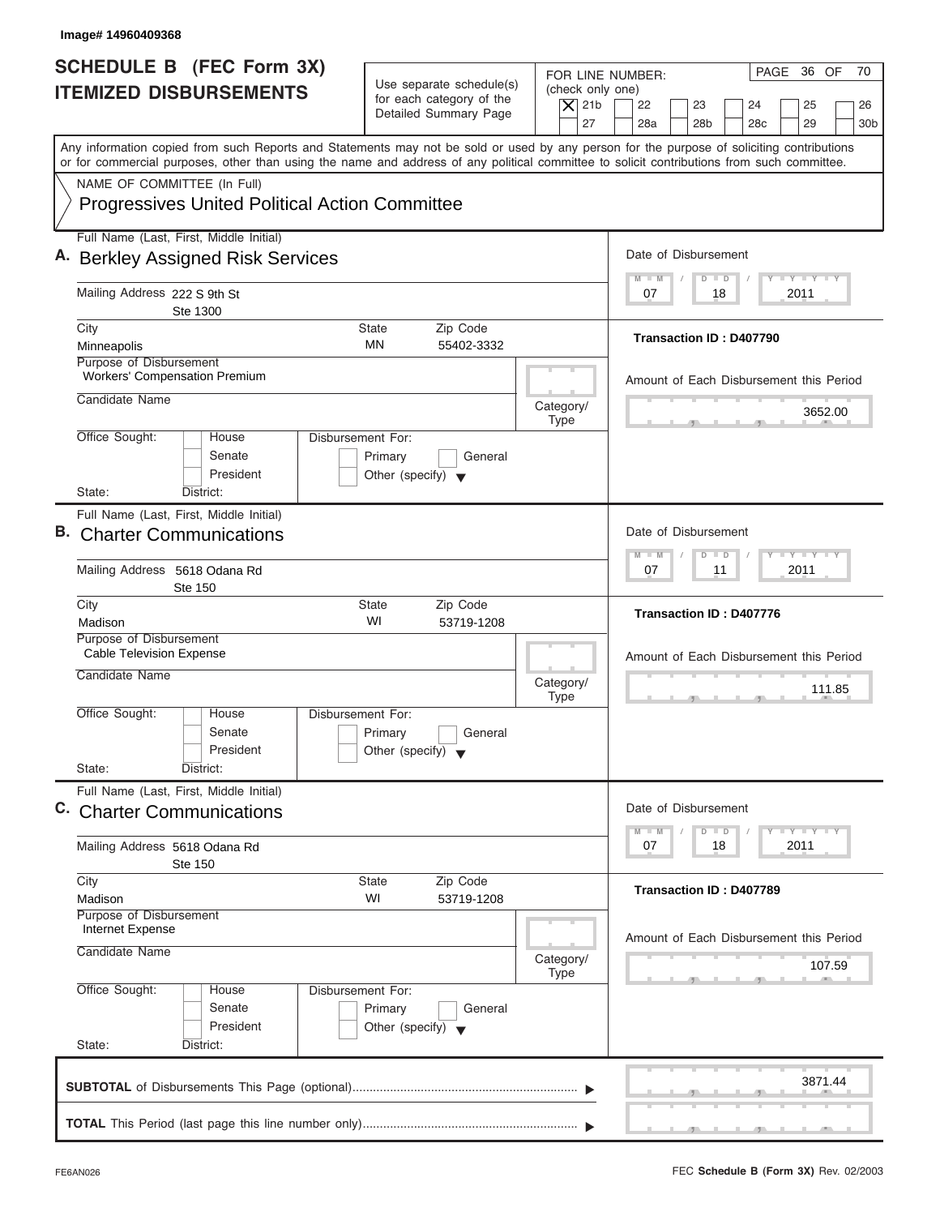Image# 14960409368

# SCHEDULE B (FEC Form 3X) ITEMIZED DISBURSEMENTS

Use separate schedule(s) for each category of the Detailed Summary Page

FOR LINE NUMBER: (check only one)

- [X] 21b
- [ ] 22
- [ ] 23
- [ ] 24
- [ ] 25
- [ ] 26
- [ ] 27
- [ ] 28a
- [ ] 28b
- [ ] 28c
- [ ] 29
- [ ] 30b

PAGE 36 OF 70

Any information copied from such Reports and Statements may not be sold or used by any person for the purpose of soliciting contributions or for commercial purposes, other than using the name and address of any political committee to solicit contributions from such committee.

NAME OF COMMITTEE (In Full)

Progressives United Political Action Committee

---

**A.** Full Name (Last, First, Middle Initial): **Berkley Assigned Risk Services**

Mailing Address: 222 S 9th St, Ste 1300

City: Minneapolis | State: MN | Zip Code: 55402-3332

Purpose of Disbursement: Workers' Compensation Premium

Candidate Name:

Category/Type:

Office Sought: [ ] House [ ] Senate [ ] President — State: District:

Disbursement For: [ ] Primary [ ] General [ ] Other (specify)

Date of Disbursement: 07 / 18 / 2011

Transaction ID : D407790

Amount of Each Disbursement this Period: 3652.00

---

**B.** Full Name (Last, First, Middle Initial): **Charter Communications**

Mailing Address: 5618 Odana Rd, Ste 150

City: Madison | State: WI | Zip Code: 53719-1208

Purpose of Disbursement: Cable Television Expense

Candidate Name:

Category/Type:

Office Sought: [ ] House [ ] Senate [ ] President — State: District:

Disbursement For: [ ] Primary [ ] General [ ] Other (specify)

Date of Disbursement: 07 / 11 / 2011

Transaction ID : D407776

Amount of Each Disbursement this Period: 111.85

---

**C.** Full Name (Last, First, Middle Initial): **Charter Communications**

Mailing Address: 5618 Odana Rd, Ste 150

City: Madison | State: WI | Zip Code: 53719-1208

Purpose of Disbursement: Internet Expense

Candidate Name:

Category/Type:

Office Sought: [ ] House [ ] Senate [ ] President — State: District:

Disbursement For: [ ] Primary [ ] General [ ] Other (specify)

Date of Disbursement: 07 / 18 / 2011

Transaction ID : D407789

Amount of Each Disbursement this Period: 107.59

---

**SUBTOTAL** of Disbursements This Page (optional): 3871.44

**TOTAL** This Period (last page this line number only):

FE6AN026 — FEC **Schedule B (Form 3X)** Rev. 02/2003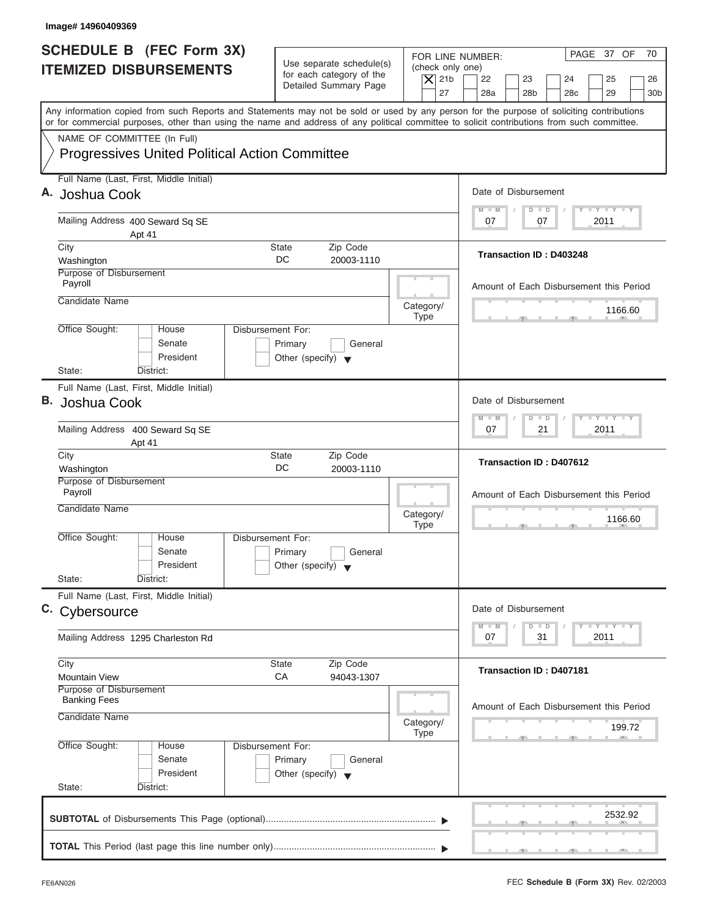Image# 14960409369

# SCHEDULE B (FEC Form 3X) ITEMIZED DISBURSEMENTS

Use separate schedule(s) for each category of the Detailed Summary Page

FOR LINE NUMBER: (check only one)

[X] 21b [ ] 22 [ ] 23 [ ] 24 [ ] 25 [ ] 26 [ ] 27 [ ] 28a [ ] 28b [ ] 28c [ ] 29 [ ] 30b

PAGE 37 OF 70

Any information copied from such Reports and Statements may not be sold or used by any person for the purpose of soliciting contributions or for commercial purposes, other than using the name and address of any political committee to solicit contributions from such committee.

NAME OF COMMITTEE (In Full)

Progressives United Political Action Committee

---

**A.** Full Name (Last, First, Middle Initial): Joshua Cook

Mailing Address: 400 Seward Sq SE Apt 41

City: Washington | State: DC | Zip Code: 20003-1110

Purpose of Disbursement: Payroll

Candidate Name:

Category/Type:

Office Sought: [ ] House [ ] Senate [ ] President

State: District:

Disbursement For: [ ] Primary [ ] General [ ] Other (specify)

Date of Disbursement: 07 / 07 / 2011

Transaction ID : D403248

Amount of Each Disbursement this Period: 1166.60

---

**B.** Full Name (Last, First, Middle Initial): Joshua Cook

Mailing Address: 400 Seward Sq SE Apt 41

City: Washington | State: DC | Zip Code: 20003-1110

Purpose of Disbursement: Payroll

Candidate Name:

Category/Type:

Office Sought: [ ] House [ ] Senate [ ] President

State: District:

Disbursement For: [ ] Primary [ ] General [ ] Other (specify)

Date of Disbursement: 07 / 21 / 2011

Transaction ID : D407612

Amount of Each Disbursement this Period: 1166.60

---

**C.** Full Name (Last, First, Middle Initial): Cybersource

Mailing Address: 1295 Charleston Rd

City: Mountain View | State: CA | Zip Code: 94043-1307

Purpose of Disbursement: Banking Fees

Candidate Name:

Category/Type:

Office Sought: [ ] House [ ] Senate [ ] President

State: District:

Disbursement For: [ ] Primary [ ] General [ ] Other (specify)

Date of Disbursement: 07 / 31 / 2011

Transaction ID : D407181

Amount of Each Disbursement this Period: 199.72

---

**SUBTOTAL** of Disbursements This Page (optional): 2532.92

**TOTAL** This Period (last page this line number only):

FE6AN026

FEC **Schedule B (Form 3X)** Rev. 02/2003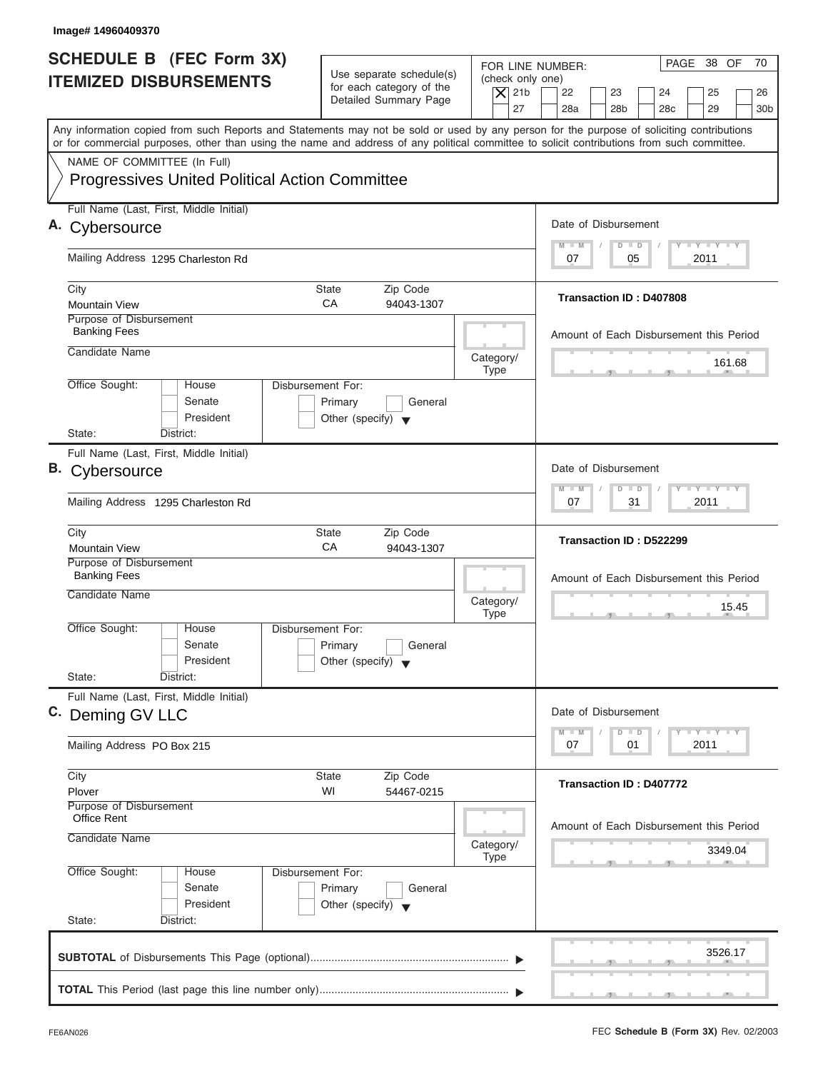Image# 14960409370

# SCHEDULE B (FEC Form 3X) ITEMIZED DISBURSEMENTS

Use separate schedule(s) for each category of the Detailed Summary Page

FOR LINE NUMBER: (check only one)

[X] 21b [ ] 22 [ ] 23 [ ] 24 [ ] 25 [ ] 26 [ ] 27 [ ] 28a [ ] 28b [ ] 28c [ ] 29 [ ] 30b

PAGE 38 OF 70

Any information copied from such Reports and Statements may not be sold or used by any person for the purpose of soliciting contributions or for commercial purposes, other than using the name and address of any political committee to solicit contributions from such committee.

NAME OF COMMITTEE (In Full)

Progressives United Political Action Committee

---

**A.** Full Name (Last, First, Middle Initial): Cybersource

Mailing Address: 1295 Charleston Rd

City: Mountain View | State: CA | Zip Code: 94043-1307

Purpose of Disbursement: Banking Fees

Candidate Name:

Category/Type:

Office Sought: [ ] House [ ] Senate [ ] President — State: — District:

Disbursement For: [ ] Primary [ ] General [ ] Other (specify)

Date of Disbursement: 07 / 05 / 2011

Transaction ID : D407808

Amount of Each Disbursement this Period: 161.68

---

**B.** Full Name (Last, First, Middle Initial): Cybersource

Mailing Address: 1295 Charleston Rd

City: Mountain View | State: CA | Zip Code: 94043-1307

Purpose of Disbursement: Banking Fees

Candidate Name:

Category/Type:

Office Sought: [ ] House [ ] Senate [ ] President — State: — District:

Disbursement For: [ ] Primary [ ] General [ ] Other (specify)

Date of Disbursement: 07 / 31 / 2011

Transaction ID : D522299

Amount of Each Disbursement this Period: 15.45

---

**C.** Full Name (Last, First, Middle Initial): Deming GV LLC

Mailing Address: PO Box 215

City: Plover | State: WI | Zip Code: 54467-0215

Purpose of Disbursement: Office Rent

Candidate Name:

Category/Type:

Office Sought: [ ] House [ ] Senate [ ] President — State: — District:

Disbursement For: [ ] Primary [ ] General [ ] Other (specify)

Date of Disbursement: 07 / 01 / 2011

Transaction ID : D407772

Amount of Each Disbursement this Period: 3349.04

---

**SUBTOTAL** of Disbursements This Page (optional): 3526.17

**TOTAL** This Period (last page this line number only):

FE6AN026 — FEC **Schedule B (Form 3X)** Rev. 02/2003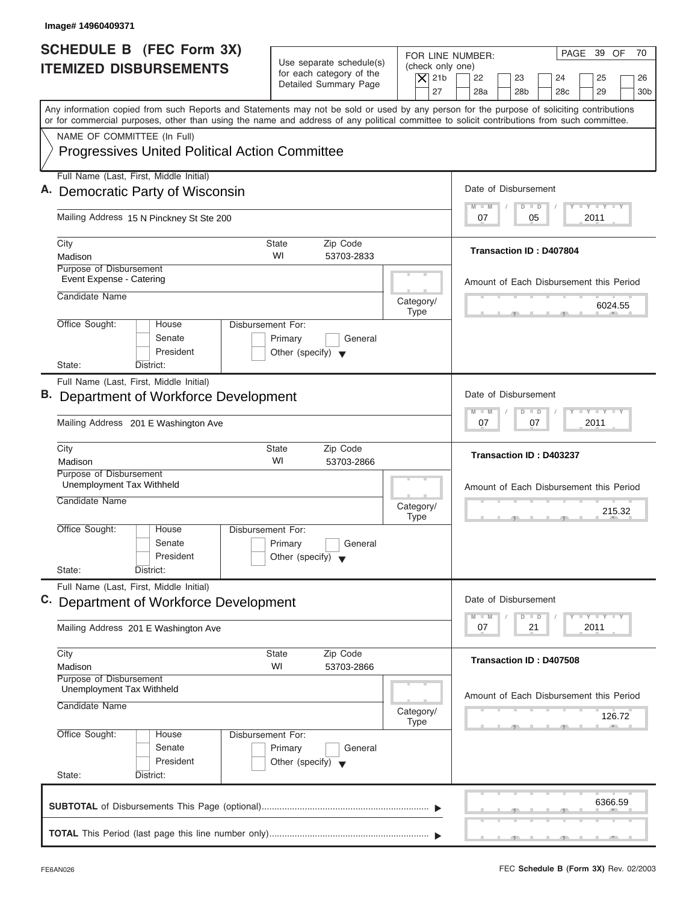Image# 14960409371

# SCHEDULE B (FEC Form 3X)
## ITEMIZED DISBURSEMENTS

Use separate schedule(s) for each category of the Detailed Summary Page

FOR LINE NUMBER: (check only one)

| | | | | | |
|---|---|---|---|---|---|
| [X] 21b | [ ] 22 | [ ] 23 | [ ] 24 | [ ] 25 | [ ] 26 |
| [ ] 27 | [ ] 28a | [ ] 28b | [ ] 28c | [ ] 29 | [ ] 30b |

PAGE 39 OF 70

Any information copied from such Reports and Statements may not be sold or used by any person for the purpose of soliciting contributions or for commercial purposes, other than using the name and address of any political committee to solicit contributions from such committee.

NAME OF COMMITTEE (In Full)

Progressives United Political Action Committee

---

**A.** Full Name (Last, First, Middle Initial): Democratic Party of Wisconsin

Mailing Address: 15 N Pinckney St Ste 200

City: Madison | State: WI | Zip Code: 53703-2833

Purpose of Disbursement: Event Expense - Catering

Candidate Name:

Category/Type:

Office Sought: [ ] House [ ] Senate [ ] President — State: District:

Disbursement For: [ ] Primary [ ] General [ ] Other (specify)

Date of Disbursement: 07 / 05 / 2011

Transaction ID : D407804

Amount of Each Disbursement this Period: 6024.55

---

**B.** Full Name (Last, First, Middle Initial): Department of Workforce Development

Mailing Address: 201 E Washington Ave

City: Madison | State: WI | Zip Code: 53703-2866

Purpose of Disbursement: Unemployment Tax Withheld

Candidate Name:

Category/Type:

Office Sought: [ ] House [ ] Senate [ ] President — State: District:

Disbursement For: [ ] Primary [ ] General [ ] Other (specify)

Date of Disbursement: 07 / 07 / 2011

Transaction ID : D403237

Amount of Each Disbursement this Period: 215.32

---

**C.** Full Name (Last, First, Middle Initial): Department of Workforce Development

Mailing Address: 201 E Washington Ave

City: Madison | State: WI | Zip Code: 53703-2866

Purpose of Disbursement: Unemployment Tax Withheld

Candidate Name:

Category/Type:

Office Sought: [ ] House [ ] Senate [ ] President — State: District:

Disbursement For: [ ] Primary [ ] General [ ] Other (specify)

Date of Disbursement: 07 / 21 / 2011

Transaction ID : D407508

Amount of Each Disbursement this Period: 126.72

---

**SUBTOTAL** of Disbursements This Page (optional): 6366.59

**TOTAL** This Period (last page this line number only):

FE6AN026 — FEC **Schedule B (Form 3X)** Rev. 02/2003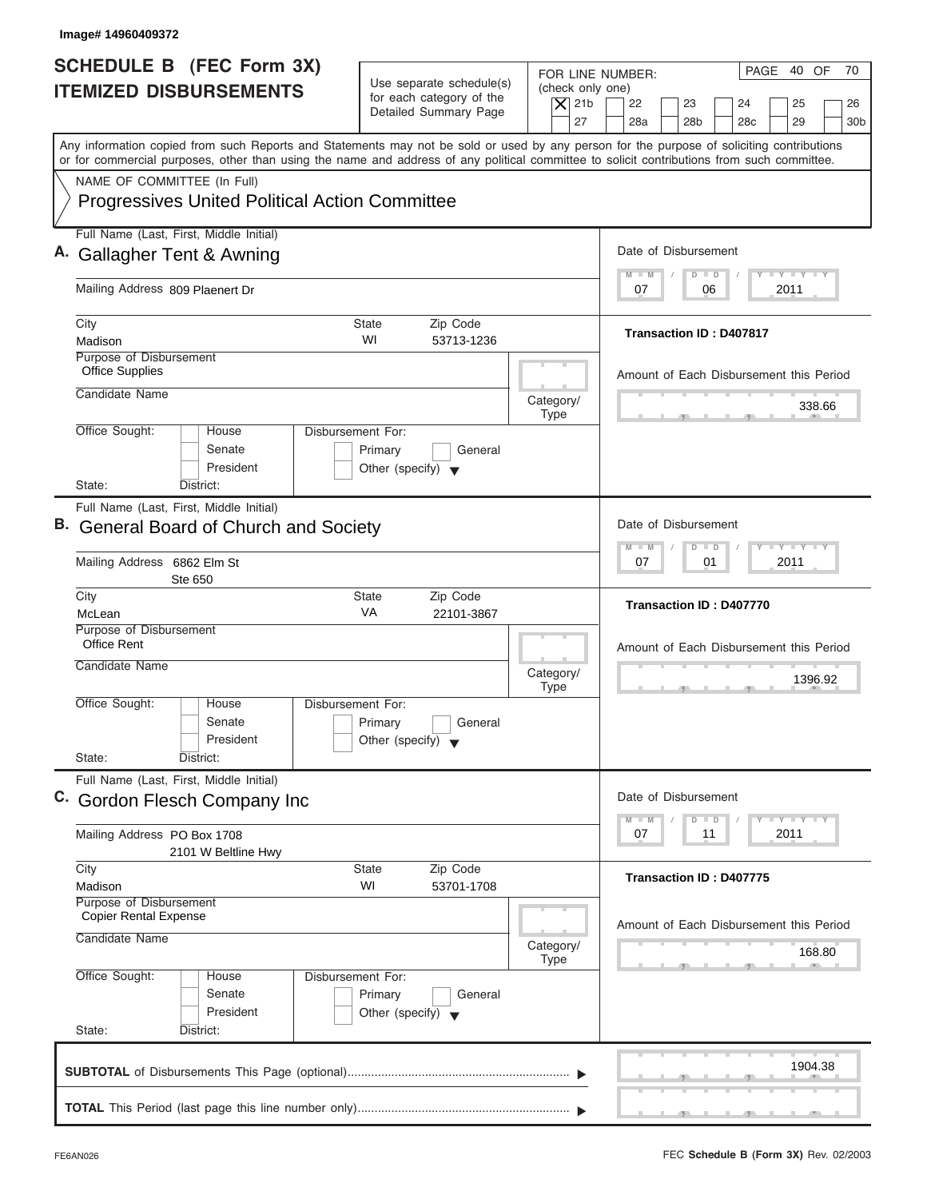Image# 14960409372

# SCHEDULE B (FEC Form 3X) ITEMIZED DISBURSEMENTS

Use separate schedule(s) for each category of the Detailed Summary Page

FOR LINE NUMBER: (check only one)

- [X] 21b
- [ ] 22
- [ ] 23
- [ ] 24
- [ ] 25
- [ ] 26
- [ ] 27
- [ ] 28a
- [ ] 28b
- [ ] 28c
- [ ] 29
- [ ] 30b

PAGE 40 OF 70

Any information copied from such Reports and Statements may not be sold or used by any person for the purpose of soliciting contributions or for commercial purposes, other than using the name and address of any political committee to solicit contributions from such committee.

NAME OF COMMITTEE (In Full)

**Progressives United Political Action Committee**

---

**A.** Full Name (Last, First, Middle Initial): **Gallagher Tent & Awning**

Mailing Address: 809 Plaenert Dr

City: Madison | State: WI | Zip Code: 53713-1236

Purpose of Disbursement: Office Supplies

Candidate Name:

Category/Type:

Office Sought: House / Senate / President

State: District:

Disbursement For: Primary / General / Other (specify)

Date of Disbursement: 07 / 06 / 2011

Transaction ID : D407817

Amount of Each Disbursement this Period: 338.66

---

**B.** Full Name (Last, First, Middle Initial): **General Board of Church and Society**

Mailing Address: 6862 Elm St, Ste 650

City: McLean | State: VA | Zip Code: 22101-3867

Purpose of Disbursement: Office Rent

Candidate Name:

Category/Type:

Office Sought: House / Senate / President

State: District:

Disbursement For: Primary / General / Other (specify)

Date of Disbursement: 07 / 01 / 2011

Transaction ID : D407770

Amount of Each Disbursement this Period: 1396.92

---

**C.** Full Name (Last, First, Middle Initial): **Gordon Flesch Company Inc**

Mailing Address: PO Box 1708, 2101 W Beltline Hwy

City: Madison | State: WI | Zip Code: 53701-1708

Purpose of Disbursement: Copier Rental Expense

Candidate Name:

Category/Type:

Office Sought: House / Senate / President

State: District:

Disbursement For: Primary / General / Other (specify)

Date of Disbursement: 07 / 11 / 2011

Transaction ID : D407775

Amount of Each Disbursement this Period: 168.80

---

**SUBTOTAL** of Disbursements This Page (optional): 1904.38

**TOTAL** This Period (last page this line number only):

FE6AN026

FEC **Schedule B (Form 3X)** Rev. 02/2003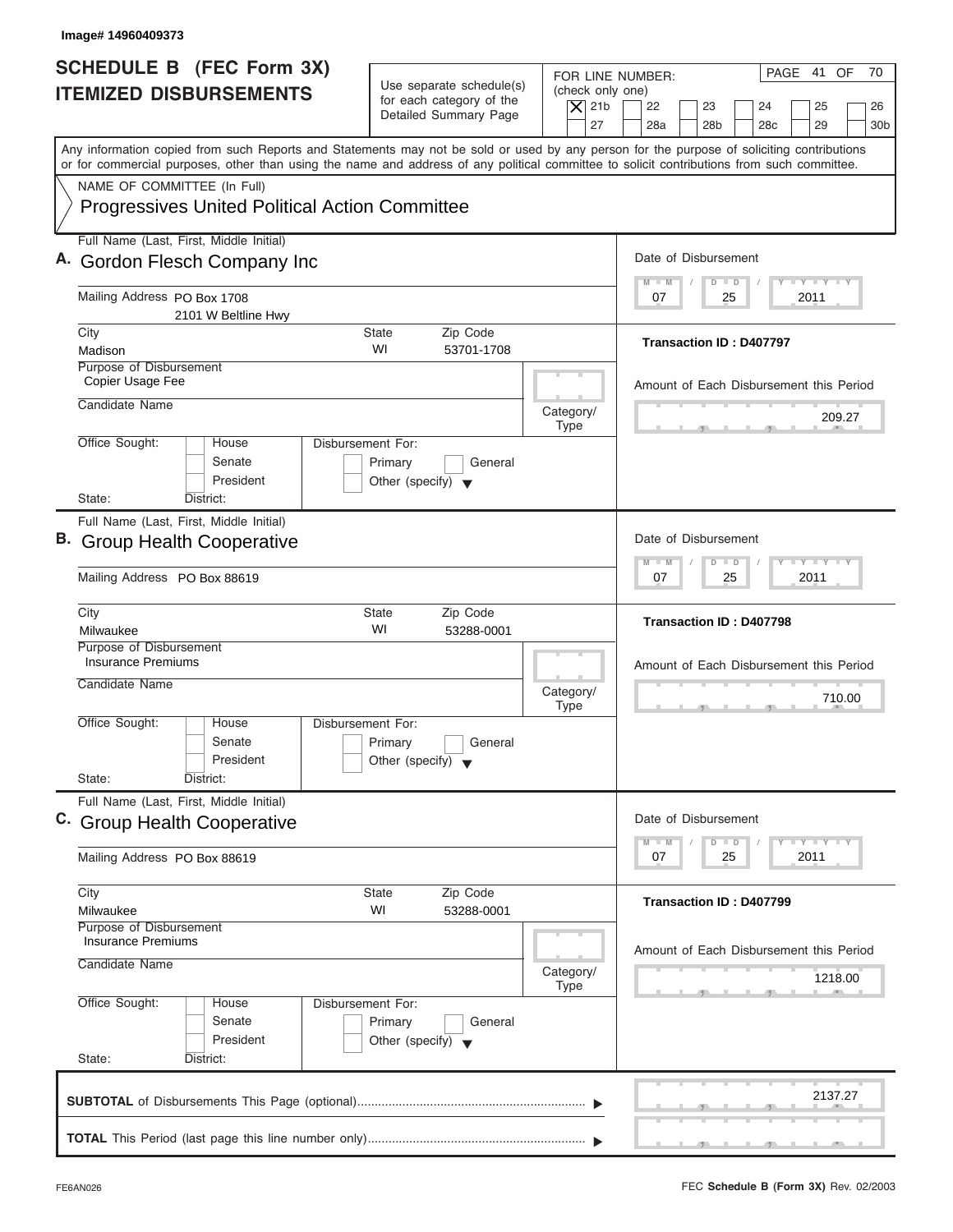Image# 14960409373

# SCHEDULE B (FEC Form 3X)
# ITEMIZED DISBURSEMENTS

Use separate schedule(s) for each category of the Detailed Summary Page

FOR LINE NUMBER: (check only one)

[X] 21b [ ] 22 [ ] 23 [ ] 24 [ ] 25 [ ] 26 [ ] 27 [ ] 28a [ ] 28b [ ] 28c [ ] 29 [ ] 30b

PAGE 41 OF 70

Any information copied from such Reports and Statements may not be sold or used by any person for the purpose of soliciting contributions or for commercial purposes, other than using the name and address of any political committee to solicit contributions from such committee.

NAME OF COMMITTEE (In Full)

Progressives United Political Action Committee

---

**A.** Full Name (Last, First, Middle Initial): Gordon Flesch Company Inc

Mailing Address: PO Box 1708
2101 W Beltline Hwy

City: Madison | State: WI | Zip Code: 53701-1708

Purpose of Disbursement: Copier Usage Fee

Candidate Name:

Category/Type:

Office Sought: [ ] House [ ] Senate [ ] President

State: District:

Disbursement For: [ ] Primary [ ] General [ ] Other (specify)

Date of Disbursement: 07 / 25 / 2011

Transaction ID : D407797

Amount of Each Disbursement this Period: 209.27

---

**B.** Full Name (Last, First, Middle Initial): Group Health Cooperative

Mailing Address: PO Box 88619

City: Milwaukee | State: WI | Zip Code: 53288-0001

Purpose of Disbursement: Insurance Premiums

Candidate Name:

Category/Type:

Office Sought: [ ] House [ ] Senate [ ] President

State: District:

Disbursement For: [ ] Primary [ ] General [ ] Other (specify)

Date of Disbursement: 07 / 25 / 2011

Transaction ID : D407798

Amount of Each Disbursement this Period: 710.00

---

**C.** Full Name (Last, First, Middle Initial): Group Health Cooperative

Mailing Address: PO Box 88619

City: Milwaukee | State: WI | Zip Code: 53288-0001

Purpose of Disbursement: Insurance Premiums

Candidate Name:

Category/Type:

Office Sought: [ ] House [ ] Senate [ ] President

State: District:

Disbursement For: [ ] Primary [ ] General [ ] Other (specify)

Date of Disbursement: 07 / 25 / 2011

Transaction ID : D407799

Amount of Each Disbursement this Period: 1218.00

---

**SUBTOTAL** of Disbursements This Page (optional): 2137.27

**TOTAL** This Period (last page this line number only):

FE6AN026

FEC **Schedule B (Form 3X)** Rev. 02/2003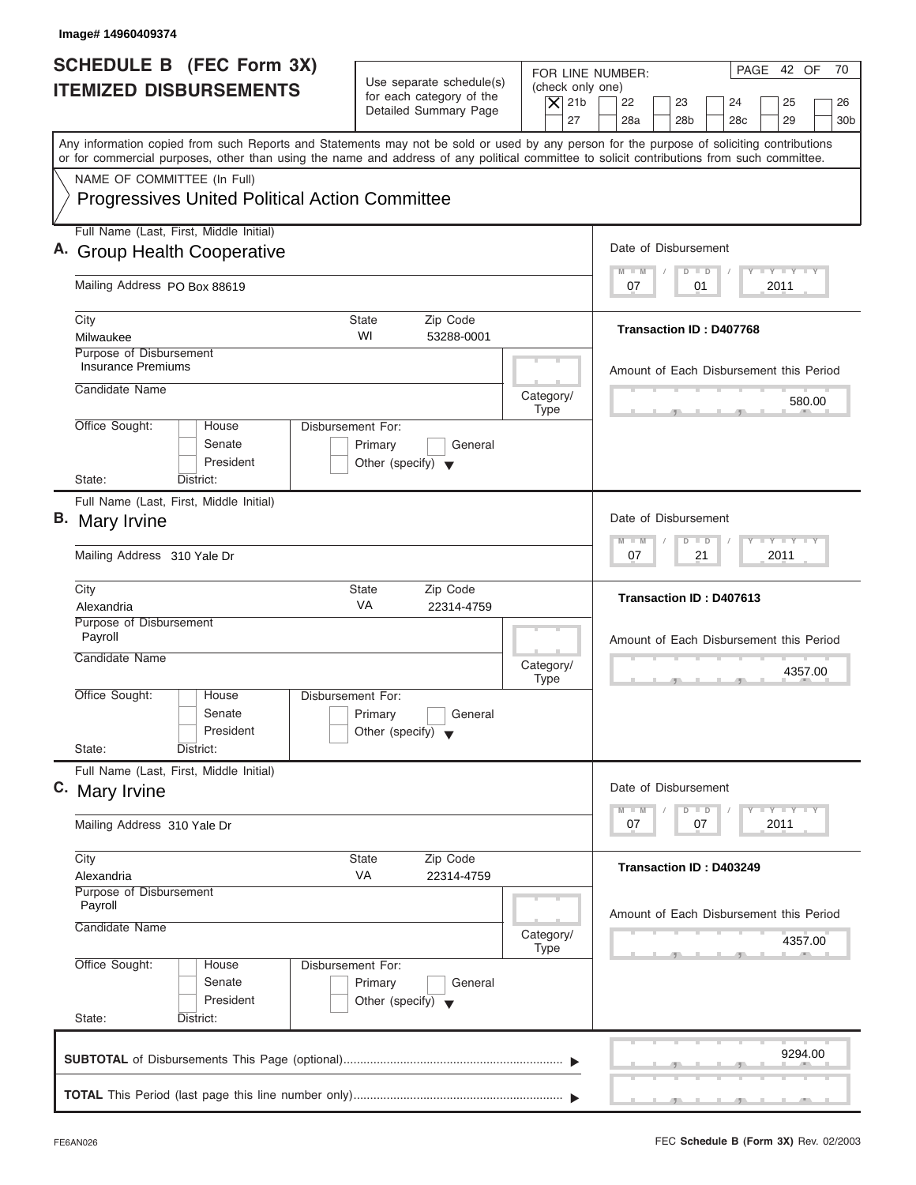Image# 14960409374

# SCHEDULE B (FEC Form 3X) ITEMIZED DISBURSEMENTS

Use separate schedule(s) for each category of the Detailed Summary Page

FOR LINE NUMBER: (check only one)
[X] 21b [ ] 22 [ ] 23 [ ] 24 [ ] 25 [ ] 26 [ ] 27 [ ] 28a [ ] 28b [ ] 28c [ ] 29 [ ] 30b

PAGE 42 OF 70

Any information copied from such Reports and Statements may not be sold or used by any person for the purpose of soliciting contributions or for commercial purposes, other than using the name and address of any political committee to solicit contributions from such committee.

NAME OF COMMITTEE (In Full)
Progressives United Political Action Committee

---

**A.** Full Name (Last, First, Middle Initial): Group Health Cooperative

Mailing Address: PO Box 88619

City: Milwaukee | State: WI | Zip Code: 53288-0001

Purpose of Disbursement: Insurance Premiums

Candidate Name:

Category/Type:

Office Sought: [ ] House [ ] Senate [ ] President

State: District:

Disbursement For: [ ] Primary [ ] General [ ] Other (specify)

Date of Disbursement: 07 / 01 / 2011

Transaction ID : D407768

Amount of Each Disbursement this Period: 580.00

---

**B.** Full Name (Last, First, Middle Initial): Mary Irvine

Mailing Address: 310 Yale Dr

City: Alexandria | State: VA | Zip Code: 22314-4759

Purpose of Disbursement: Payroll

Candidate Name:

Category/Type:

Office Sought: [ ] House [ ] Senate [ ] President

State: District:

Disbursement For: [ ] Primary [ ] General [ ] Other (specify)

Date of Disbursement: 07 / 21 / 2011

Transaction ID : D407613

Amount of Each Disbursement this Period: 4357.00

---

**C.** Full Name (Last, First, Middle Initial): Mary Irvine

Mailing Address: 310 Yale Dr

City: Alexandria | State: VA | Zip Code: 22314-4759

Purpose of Disbursement: Payroll

Candidate Name:

Category/Type:

Office Sought: [ ] House [ ] Senate [ ] President

State: District:

Disbursement For: [ ] Primary [ ] General [ ] Other (specify)

Date of Disbursement: 07 / 07 / 2011

Transaction ID : D403249

Amount of Each Disbursement this Period: 4357.00

---

**SUBTOTAL** of Disbursements This Page (optional): 9294.00

**TOTAL** This Period (last page this line number only):

FE6AN026 | FEC **Schedule B (Form 3X)** Rev. 02/2003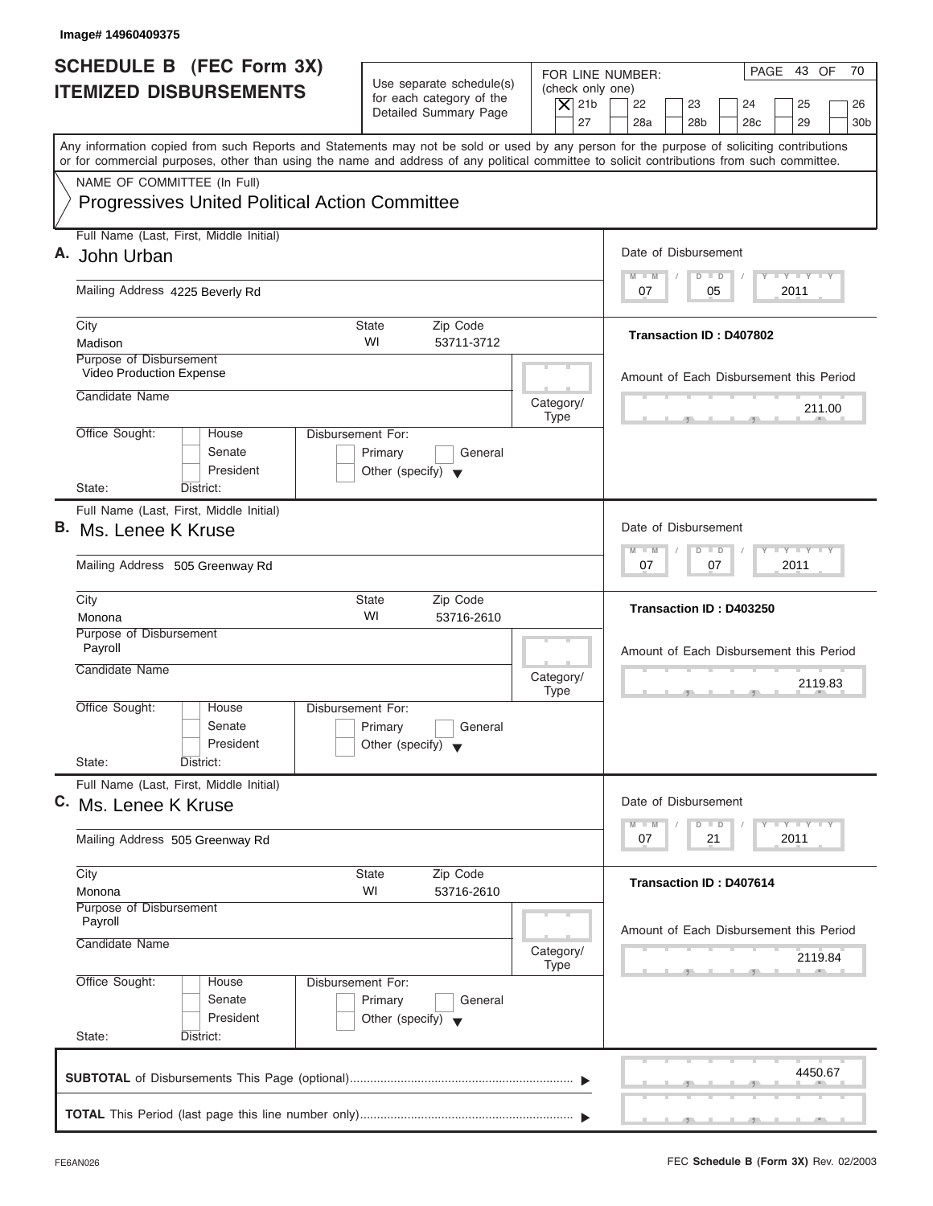Image# 14960409375

# SCHEDULE B (FEC Form 3X) ITEMIZED DISBURSEMENTS

Use separate schedule(s) for each category of the Detailed Summary Page

FOR LINE NUMBER: (check only one)

- [X] 21b
- [ ] 22
- [ ] 23
- [ ] 24
- [ ] 25
- [ ] 26
- [ ] 27
- [ ] 28a
- [ ] 28b
- [ ] 28c
- [ ] 29
- [ ] 30b

PAGE 43 OF 70

Any information copied from such Reports and Statements may not be sold or used by any person for the purpose of soliciting contributions or for commercial purposes, other than using the name and address of any political committee to solicit contributions from such committee.

NAME OF COMMITTEE (In Full)
Progressives United Political Action Committee

---

**A.** Full Name (Last, First, Middle Initial): John Urban

Mailing Address: 4225 Beverly Rd

City: Madison | State: WI | Zip Code: 53711-3712

Purpose of Disbursement: Video Production Expense

Candidate Name:

Category/Type:

Office Sought: House / Senate / President — State: District:

Disbursement For: Primary / General / Other (specify)

Date of Disbursement: 07 / 05 / 2011

Transaction ID : D407802

Amount of Each Disbursement this Period: 211.00

---

**B.** Full Name (Last, First, Middle Initial): Ms. Lenee K Kruse

Mailing Address: 505 Greenway Rd

City: Monona | State: WI | Zip Code: 53716-2610

Purpose of Disbursement: Payroll

Candidate Name:

Category/Type:

Office Sought: House / Senate / President — State: District:

Disbursement For: Primary / General / Other (specify)

Date of Disbursement: 07 / 07 / 2011

Transaction ID : D403250

Amount of Each Disbursement this Period: 2119.83

---

**C.** Full Name (Last, First, Middle Initial): Ms. Lenee K Kruse

Mailing Address: 505 Greenway Rd

City: Monona | State: WI | Zip Code: 53716-2610

Purpose of Disbursement: Payroll

Candidate Name:

Category/Type:

Office Sought: House / Senate / President — State: District:

Disbursement For: Primary / General / Other (specify)

Date of Disbursement: 07 / 21 / 2011

Transaction ID : D407614

Amount of Each Disbursement this Period: 2119.84

---

**SUBTOTAL** of Disbursements This Page (optional): 4450.67

**TOTAL** This Period (last page this line number only):

FE6AN026

FEC **Schedule B (Form 3X)** Rev. 02/2003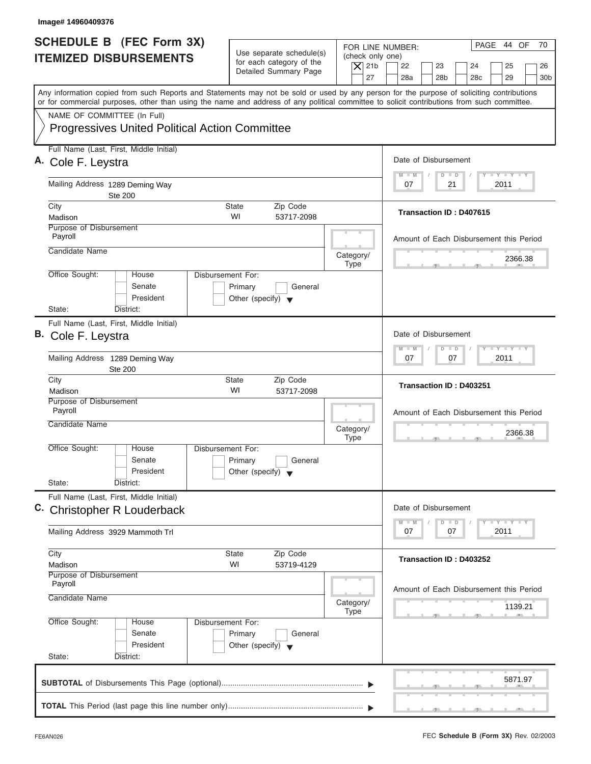Image# 14960409376

# SCHEDULE B (FEC Form 3X) ITEMIZED DISBURSEMENTS

Use separate schedule(s) for each category of the Detailed Summary Page

FOR LINE NUMBER: (check only one)

[X] 21b [ ] 22 [ ] 23 [ ] 24 [ ] 25 [ ] 26 [ ] 27 [ ] 28a [ ] 28b [ ] 28c [ ] 29 [ ] 30b

PAGE 44 OF 70

Any information copied from such Reports and Statements may not be sold or used by any person for the purpose of soliciting contributions or for commercial purposes, other than using the name and address of any political committee to solicit contributions from such committee.

NAME OF COMMITTEE (In Full)

Progressives United Political Action Committee

---

**A.** Full Name (Last, First, Middle Initial): Cole F. Leystra

Mailing Address: 1289 Deming Way, Ste 200

City: Madison | State: WI | Zip Code: 53717-2098

Purpose of Disbursement: Payroll

Candidate Name:

Category/Type:

Office Sought: [ ] House [ ] Senate [ ] President

State: District:

Disbursement For: [ ] Primary [ ] General [ ] Other (specify)

Date of Disbursement: 07 / 21 / 2011

Transaction ID : D407615

Amount of Each Disbursement this Period: 2366.38

---

**B.** Full Name (Last, First, Middle Initial): Cole F. Leystra

Mailing Address: 1289 Deming Way, Ste 200

City: Madison | State: WI | Zip Code: 53717-2098

Purpose of Disbursement: Payroll

Candidate Name:

Category/Type:

Office Sought: [ ] House [ ] Senate [ ] President

State: District:

Disbursement For: [ ] Primary [ ] General [ ] Other (specify)

Date of Disbursement: 07 / 07 / 2011

Transaction ID : D403251

Amount of Each Disbursement this Period: 2366.38

---

**C.** Full Name (Last, First, Middle Initial): Christopher R Louderback

Mailing Address: 3929 Mammoth Trl

City: Madison | State: WI | Zip Code: 53719-4129

Purpose of Disbursement: Payroll

Candidate Name:

Category/Type:

Office Sought: [ ] House [ ] Senate [ ] President

State: District:

Disbursement For: [ ] Primary [ ] General [ ] Other (specify)

Date of Disbursement: 07 / 07 / 2011

Transaction ID : D403252

Amount of Each Disbursement this Period: 1139.21

---

**SUBTOTAL** of Disbursements This Page (optional): 5871.97

**TOTAL** This Period (last page this line number only):

FE6AN026 | FEC **Schedule B (Form 3X)** Rev. 02/2003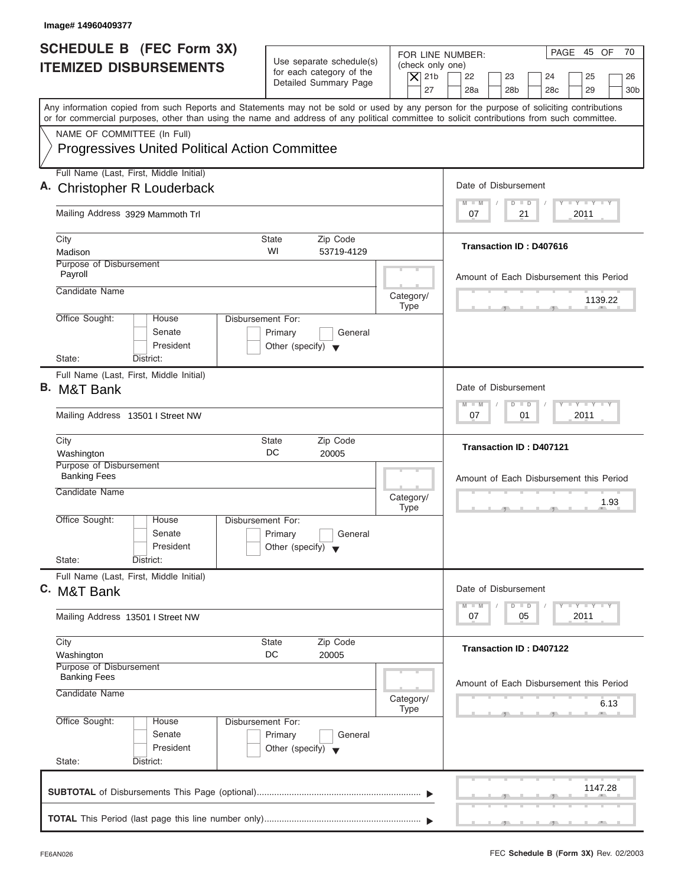Image# 14960409377

# SCHEDULE B (FEC Form 3X)
# ITEMIZED DISBURSEMENTS

Use separate schedule(s) for each category of the Detailed Summary Page

FOR LINE NUMBER: (check only one)
[X] 21b [ ] 22 [ ] 23 [ ] 24 [ ] 25 [ ] 26 [ ] 27 [ ] 28a [ ] 28b [ ] 28c [ ] 29 [ ] 30b

PAGE 45 OF 70

Any information copied from such Reports and Statements may not be sold or used by any person for the purpose of soliciting contributions or for commercial purposes, other than using the name and address of any political committee to solicit contributions from such committee.

NAME OF COMMITTEE (In Full)
Progressives United Political Action Committee

---

**A.** Full Name (Last, First, Middle Initial): Christopher R Louderback

Mailing Address: 3929 Mammoth Trl

City: Madison | State: WI | Zip Code: 53719-4129

Purpose of Disbursement: Payroll

Candidate Name:

Category/Type:

Office Sought: [ ] House [ ] Senate [ ] President

State: District:

Disbursement For: [ ] Primary [ ] General [ ] Other (specify)

Date of Disbursement: 07 / 21 / 2011

Transaction ID : D407616

Amount of Each Disbursement this Period: 1139.22

---

**B.** Full Name (Last, First, Middle Initial): M&T Bank

Mailing Address: 13501 I Street NW

City: Washington | State: DC | Zip Code: 20005

Purpose of Disbursement: Banking Fees

Candidate Name:

Category/Type:

Office Sought: [ ] House [ ] Senate [ ] President

State: District:

Disbursement For: [ ] Primary [ ] General [ ] Other (specify)

Date of Disbursement: 07 / 01 / 2011

Transaction ID : D407121

Amount of Each Disbursement this Period: 1.93

---

**C.** Full Name (Last, First, Middle Initial): M&T Bank

Mailing Address: 13501 I Street NW

City: Washington | State: DC | Zip Code: 20005

Purpose of Disbursement: Banking Fees

Candidate Name:

Category/Type:

Office Sought: [ ] House [ ] Senate [ ] President

State: District:

Disbursement For: [ ] Primary [ ] General [ ] Other (specify)

Date of Disbursement: 07 / 05 / 2011

Transaction ID : D407122

Amount of Each Disbursement this Period: 6.13

---

**SUBTOTAL** of Disbursements This Page (optional): 1147.28

**TOTAL** This Period (last page this line number only):

FE6AN026

FEC **Schedule B (Form 3X)** Rev. 02/2003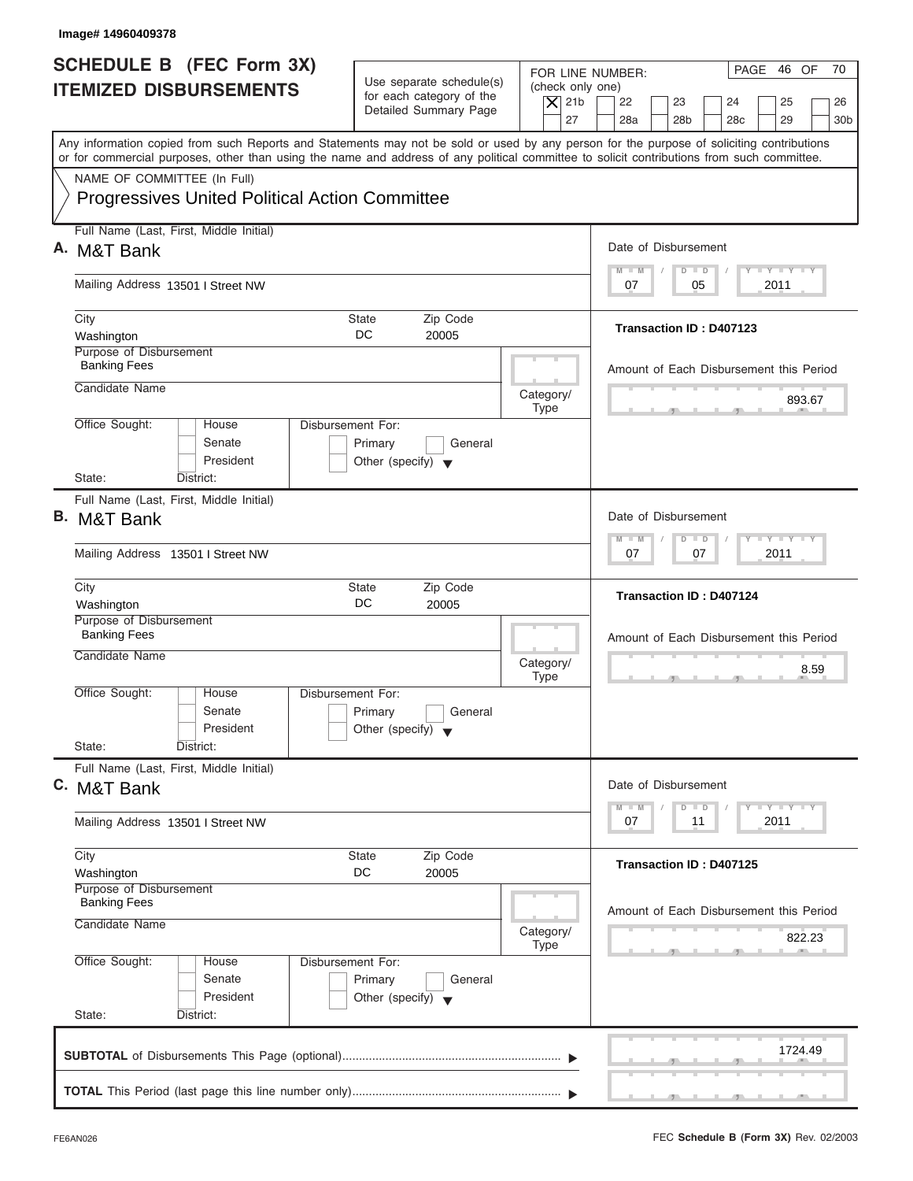Image# 14960409378

# SCHEDULE B (FEC Form 3X) ITEMIZED DISBURSEMENTS

Use separate schedule(s) for each category of the Detailed Summary Page

FOR LINE NUMBER: (check only one)

- [X] 21b
- [ ] 22
- [ ] 23
- [ ] 24
- [ ] 25
- [ ] 26
- [ ] 27
- [ ] 28a
- [ ] 28b
- [ ] 28c
- [ ] 29
- [ ] 30b

Any information copied from such Reports and Statements may not be sold or used by any person for the purpose of soliciting contributions or for commercial purposes, other than using the name and address of any political committee to solicit contributions from such committee.

NAME OF COMMITTEE (In Full)
Progressives United Political Action Committee

---

**A.** Full Name (Last, First, Middle Initial): M&T Bank

Mailing Address: 13501 I Street NW

City: Washington | State: DC | Zip Code: 20005

Purpose of Disbursement: Banking Fees

Candidate Name:

Category/Type:

Office Sought: [ ] House [ ] Senate [ ] President

State: District:

Disbursement For: [ ] Primary [ ] General [ ] Other (specify)

Date of Disbursement: 07/05/2011

Transaction ID : D407123

Amount of Each Disbursement this Period: 893.67

---

**B.** Full Name (Last, First, Middle Initial): M&T Bank

Mailing Address: 13501 I Street NW

City: Washington | State: DC | Zip Code: 20005

Purpose of Disbursement: Banking Fees

Candidate Name:

Category/Type:

Office Sought: [ ] House [ ] Senate [ ] President

State: District:

Disbursement For: [ ] Primary [ ] General [ ] Other (specify)

Date of Disbursement: 07/07/2011

Transaction ID : D407124

Amount of Each Disbursement this Period: 8.59

---

**C.** Full Name (Last, First, Middle Initial): M&T Bank

Mailing Address: 13501 I Street NW

City: Washington | State: DC | Zip Code: 20005

Purpose of Disbursement: Banking Fees

Candidate Name:

Category/Type:

Office Sought: [ ] House [ ] Senate [ ] President

State: District:

Disbursement For: [ ] Primary [ ] General [ ] Other (specify)

Date of Disbursement: 07/11/2011

Transaction ID : D407125

Amount of Each Disbursement this Period: 822.23

---

**SUBTOTAL** of Disbursements This Page (optional): 1724.49

**TOTAL** This Period (last page this line number only):

FE6AN026

FEC **Schedule B (Form 3X)** Rev. 02/2003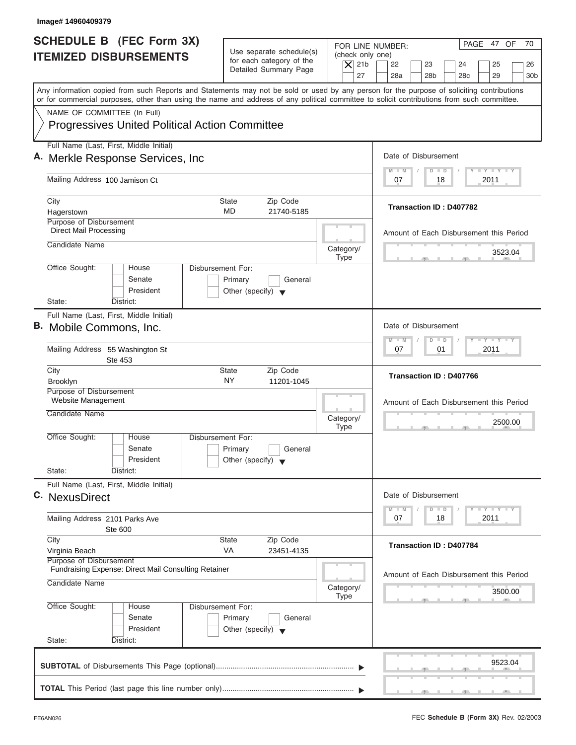Image# 14960409379

# SCHEDULE B (FEC Form 3X)
# ITEMIZED DISBURSEMENTS

Use separate schedule(s) for each category of the Detailed Summary Page

FOR LINE NUMBER: (check only one)

- [X] 21b
- [ ] 22
- [ ] 23
- [ ] 24
- [ ] 25
- [ ] 26
- [ ] 27
- [ ] 28a
- [ ] 28b
- [ ] 28c
- [ ] 29
- [ ] 30b

PAGE 47 OF 70

Any information copied from such Reports and Statements may not be sold or used by any person for the purpose of soliciting contributions or for commercial purposes, other than using the name and address of any political committee to solicit contributions from such committee.

NAME OF COMMITTEE (In Full)

**Progressives United Political Action Committee**

---

**A.** Full Name (Last, First, Middle Initial): **Merkle Response Services, Inc**

Mailing Address: 100 Jamison Ct

City: Hagerstown | State: MD | Zip Code: 21740-5185

Purpose of Disbursement: Direct Mail Processing

Candidate Name:

Category/Type:

Office Sought: [ ] House [ ] Senate [ ] President

State: District:

Disbursement For: [ ] Primary [ ] General [ ] Other (specify)

Date of Disbursement: 07 / 18 / 2011

Transaction ID : D407782

Amount of Each Disbursement this Period: 3523.04

---

**B.** Full Name (Last, First, Middle Initial): **Mobile Commons, Inc.**

Mailing Address: 55 Washington St, Ste 453

City: Brooklyn | State: NY | Zip Code: 11201-1045

Purpose of Disbursement: Website Management

Candidate Name:

Category/Type:

Office Sought: [ ] House [ ] Senate [ ] President

State: District:

Disbursement For: [ ] Primary [ ] General [ ] Other (specify)

Date of Disbursement: 07 / 01 / 2011

Transaction ID : D407766

Amount of Each Disbursement this Period: 2500.00

---

**C.** Full Name (Last, First, Middle Initial): **NexusDirect**

Mailing Address: 2101 Parks Ave, Ste 600

City: Virginia Beach | State: VA | Zip Code: 23451-4135

Purpose of Disbursement: Fundraising Expense: Direct Mail Consulting Retainer

Candidate Name:

Category/Type:

Office Sought: [ ] House [ ] Senate [ ] President

State: District:

Disbursement For: [ ] Primary [ ] General [ ] Other (specify)

Date of Disbursement: 07 / 18 / 2011

Transaction ID : D407784

Amount of Each Disbursement this Period: 3500.00

---

**SUBTOTAL** of Disbursements This Page (optional): 9523.04

**TOTAL** This Period (last page this line number only):

FE6AN026

FEC **Schedule B (Form 3X)** Rev. 02/2003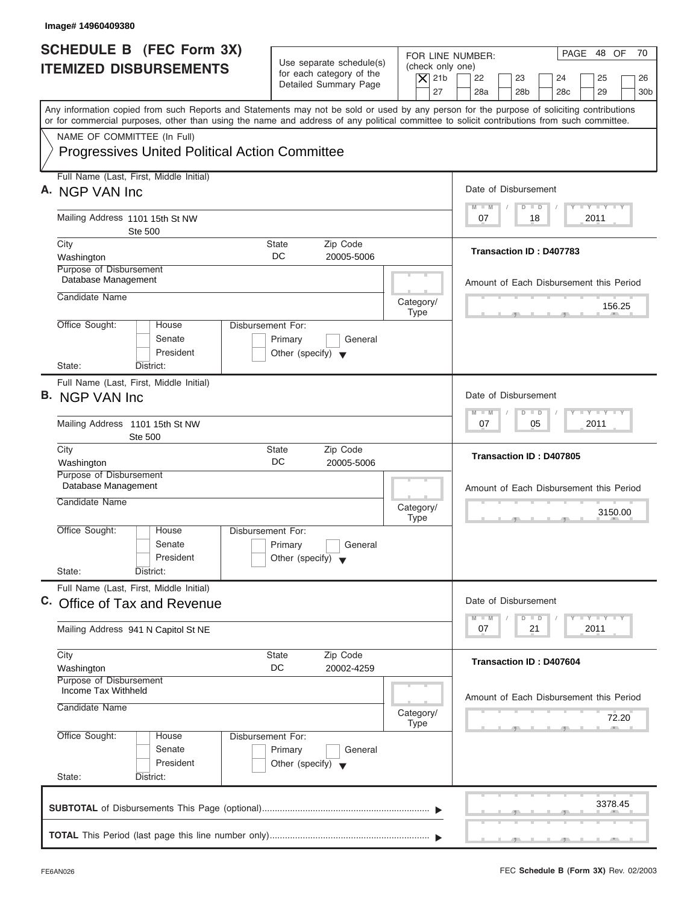Image# 14960409380

# SCHEDULE B (FEC Form 3X) ITEMIZED DISBURSEMENTS

Use separate schedule(s) for each category of the Detailed Summary Page

FOR LINE NUMBER: (check only one)

- [X] 21b
- [ ] 22
- [ ] 23
- [ ] 24
- [ ] 25
- [ ] 26
- [ ] 27
- [ ] 28a
- [ ] 28b
- [ ] 28c
- [ ] 29
- [ ] 30b

PAGE 48 OF 70

Any information copied from such Reports and Statements may not be sold or used by any person for the purpose of soliciting contributions or for commercial purposes, other than using the name and address of any political committee to solicit contributions from such committee.

NAME OF COMMITTEE (In Full)
Progressives United Political Action Committee

---

**A.** Full Name (Last, First, Middle Initial): NGP VAN Inc

Mailing Address: 1101 15th St NW, Ste 500

City: Washington | State: DC | Zip Code: 20005-5006

Purpose of Disbursement: Database Management

Candidate Name:

Category/Type:

Office Sought: [ ] House [ ] Senate [ ] President

State: District:

Disbursement For: [ ] Primary [ ] General [ ] Other (specify)

Date of Disbursement: 07 / 18 / 2011

Transaction ID : D407783

Amount of Each Disbursement this Period: 156.25

---

**B.** Full Name (Last, First, Middle Initial): NGP VAN Inc

Mailing Address: 1101 15th St NW, Ste 500

City: Washington | State: DC | Zip Code: 20005-5006

Purpose of Disbursement: Database Management

Candidate Name:

Category/Type:

Office Sought: [ ] House [ ] Senate [ ] President

State: District:

Disbursement For: [ ] Primary [ ] General [ ] Other (specify)

Date of Disbursement: 07 / 05 / 2011

Transaction ID : D407805

Amount of Each Disbursement this Period: 3150.00

---

**C.** Full Name (Last, First, Middle Initial): Office of Tax and Revenue

Mailing Address: 941 N Capitol St NE

City: Washington | State: DC | Zip Code: 20002-4259

Purpose of Disbursement: Income Tax Withheld

Candidate Name:

Category/Type:

Office Sought: [ ] House [ ] Senate [ ] President

State: District:

Disbursement For: [ ] Primary [ ] General [ ] Other (specify)

Date of Disbursement: 07 / 21 / 2011

Transaction ID : D407604

Amount of Each Disbursement this Period: 72.20

---

**SUBTOTAL** of Disbursements This Page (optional): 3378.45

**TOTAL** This Period (last page this line number only):

FE6AN026 — FEC **Schedule B (Form 3X)** Rev. 02/2003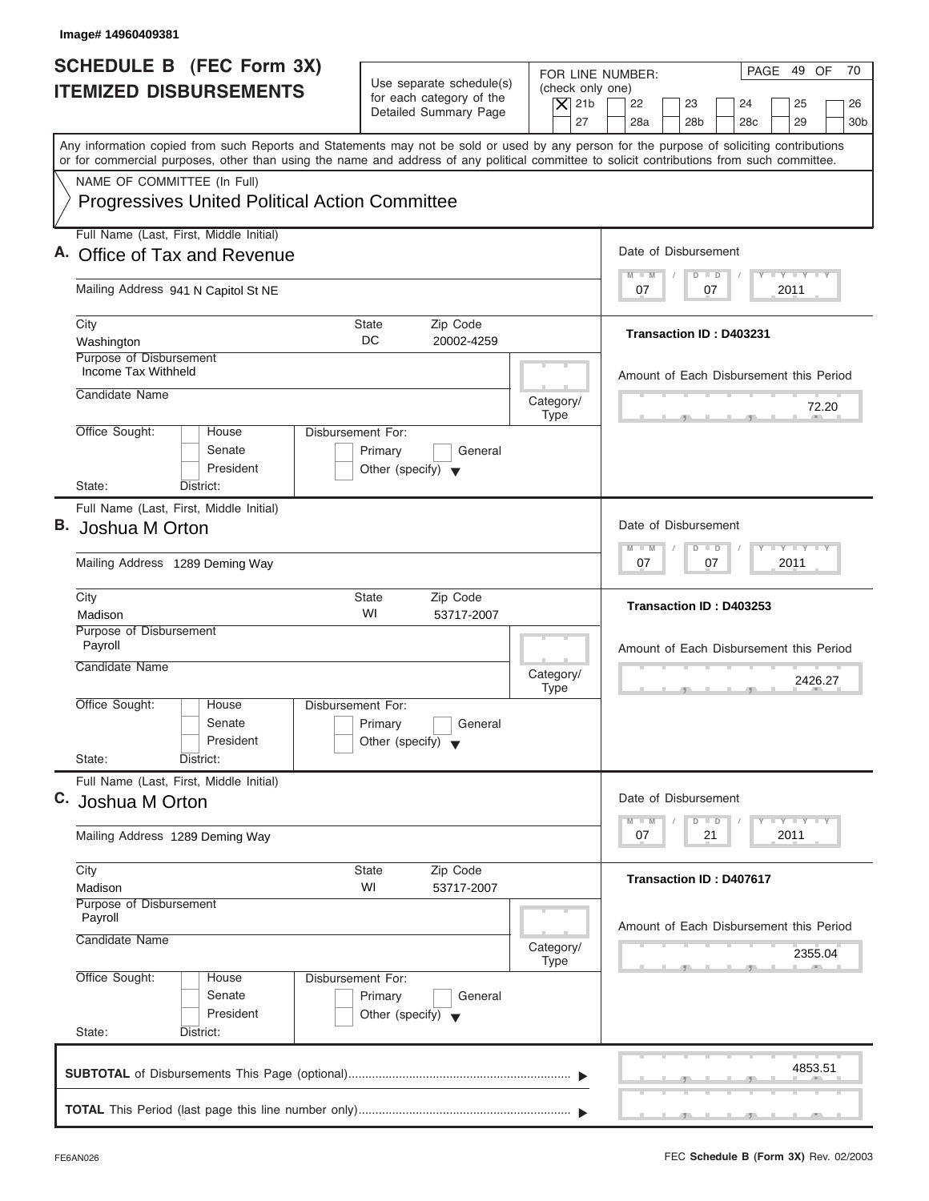Image# 14960409381

# SCHEDULE B (FEC Form 3X) ITEMIZED DISBURSEMENTS

Use separate schedule(s) for each category of the Detailed Summary Page

FOR LINE NUMBER: (check only one)

[X] 21b [ ] 22 [ ] 23 [ ] 24 [ ] 25 [ ] 26 [ ] 27 [ ] 28a [ ] 28b [ ] 28c [ ] 29 [ ] 30b

PAGE 49 OF 70

Any information copied from such Reports and Statements may not be sold or used by any person for the purpose of soliciting contributions or for commercial purposes, other than using the name and address of any political committee to solicit contributions from such committee.

NAME OF COMMITTEE (In Full)
Progressives United Political Action Committee

---

**A.** Full Name (Last, First, Middle Initial): Office of Tax and Revenue

Mailing Address: 941 N Capitol St NE

City: Washington | State: DC | Zip Code: 20002-4259

Purpose of Disbursement: Income Tax Withheld

Candidate Name:

Category/Type:

Office Sought: [ ] House [ ] Senate [ ] President

State: District:

Disbursement For: [ ] Primary [ ] General [ ] Other (specify)

Date of Disbursement: 07 / 07 / 2011

Transaction ID : D403231

Amount of Each Disbursement this Period: 72.20

---

**B.** Full Name (Last, First, Middle Initial): Joshua M Orton

Mailing Address: 1289 Deming Way

City: Madison | State: WI | Zip Code: 53717-2007

Purpose of Disbursement: Payroll

Candidate Name:

Category/Type:

Office Sought: [ ] House [ ] Senate [ ] President

State: District:

Disbursement For: [ ] Primary [ ] General [ ] Other (specify)

Date of Disbursement: 07 / 07 / 2011

Transaction ID : D403253

Amount of Each Disbursement this Period: 2426.27

---

**C.** Full Name (Last, First, Middle Initial): Joshua M Orton

Mailing Address: 1289 Deming Way

City: Madison | State: WI | Zip Code: 53717-2007

Purpose of Disbursement: Payroll

Candidate Name:

Category/Type:

Office Sought: [ ] House [ ] Senate [ ] President

State: District:

Disbursement For: [ ] Primary [ ] General [ ] Other (specify)

Date of Disbursement: 07 / 21 / 2011

Transaction ID : D407617

Amount of Each Disbursement this Period: 2355.04

---

**SUBTOTAL** of Disbursements This Page (optional): 4853.51

**TOTAL** This Period (last page this line number only):

FE6AN026

FEC **Schedule B (Form 3X)** Rev. 02/2003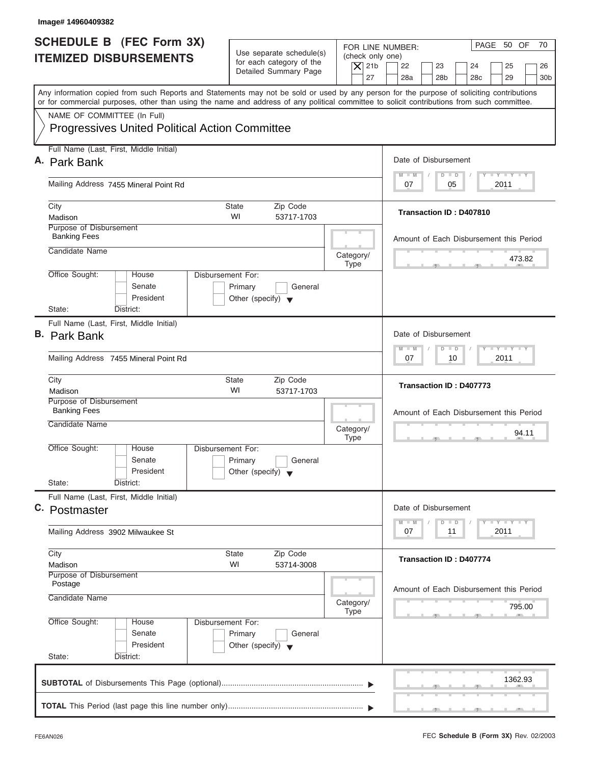Image# 14960409382

# SCHEDULE B (FEC Form 3X) ITEMIZED DISBURSEMENTS

Use separate schedule(s) for each category of the Detailed Summary Page

FOR LINE NUMBER: (check only one)

[X] 21b [ ] 22 [ ] 23 [ ] 24 [ ] 25 [ ] 26 [ ] 27 [ ] 28a [ ] 28b [ ] 28c [ ] 29 [ ] 30b

PAGE 50 OF 70

Any information copied from such Reports and Statements may not be sold or used by any person for the purpose of soliciting contributions or for commercial purposes, other than using the name and address of any political committee to solicit contributions from such committee.

NAME OF COMMITTEE (In Full)

Progressives United Political Action Committee

---

**A.** Full Name (Last, First, Middle Initial): Park Bank

Mailing Address: 7455 Mineral Point Rd

City: Madison | State: WI | Zip Code: 53717-1703

Purpose of Disbursement: Banking Fees

Candidate Name:

Category/Type:

Office Sought: [ ] House [ ] Senate [ ] President

State: District:

Disbursement For: [ ] Primary [ ] General [ ] Other (specify)

Date of Disbursement: 07 / 05 / 2011

Transaction ID : D407810

Amount of Each Disbursement this Period: 473.82

---

**B.** Full Name (Last, First, Middle Initial): Park Bank

Mailing Address: 7455 Mineral Point Rd

City: Madison | State: WI | Zip Code: 53717-1703

Purpose of Disbursement: Banking Fees

Candidate Name:

Category/Type:

Office Sought: [ ] House [ ] Senate [ ] President

State: District:

Disbursement For: [ ] Primary [ ] General [ ] Other (specify)

Date of Disbursement: 07 / 10 / 2011

Transaction ID : D407773

Amount of Each Disbursement this Period: 94.11

---

**C.** Full Name (Last, First, Middle Initial): Postmaster

Mailing Address: 3902 Milwaukee St

City: Madison | State: WI | Zip Code: 53714-3008

Purpose of Disbursement: Postage

Candidate Name:

Category/Type:

Office Sought: [ ] House [ ] Senate [ ] President

State: District:

Disbursement For: [ ] Primary [ ] General [ ] Other (specify)

Date of Disbursement: 07 / 11 / 2011

Transaction ID : D407774

Amount of Each Disbursement this Period: 795.00

---

**SUBTOTAL** of Disbursements This Page (optional): 1362.93

**TOTAL** This Period (last page this line number only):

FE6AN026 — FEC **Schedule B (Form 3X)** Rev. 02/2003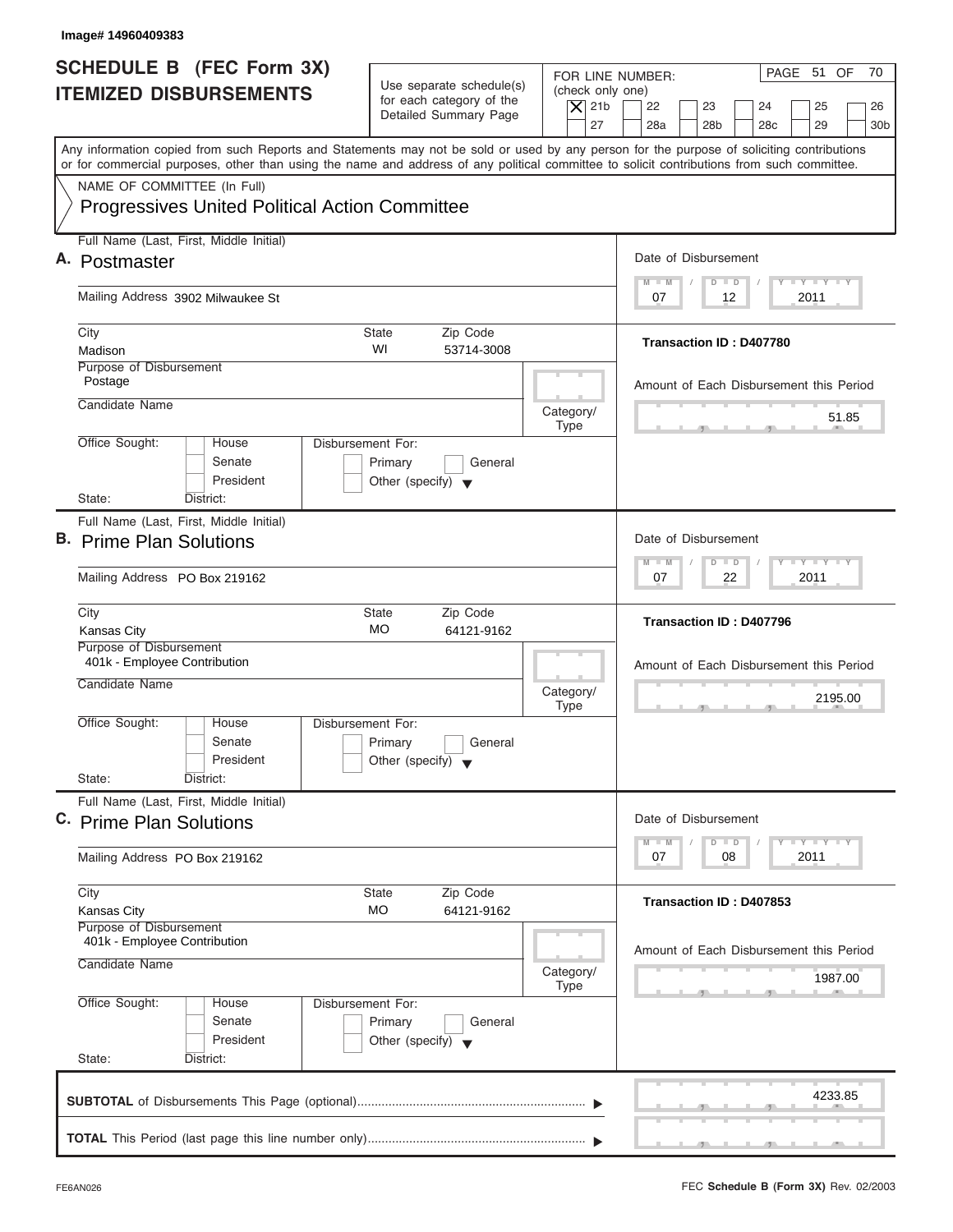Image# 14960409383

# SCHEDULE B (FEC Form 3X) ITEMIZED DISBURSEMENTS

Use separate schedule(s) for each category of the Detailed Summary Page

FOR LINE NUMBER: (check only one)

- [X] 21b
- [ ] 22
- [ ] 23
- [ ] 24
- [ ] 25
- [ ] 26
- [ ] 27
- [ ] 28a
- [ ] 28b
- [ ] 28c
- [ ] 29
- [ ] 30b

PAGE 51 OF 70

Any information copied from such Reports and Statements may not be sold or used by any person for the purpose of soliciting contributions or for commercial purposes, other than using the name and address of any political committee to solicit contributions from such committee.

NAME OF COMMITTEE (In Full)

**Progressives United Political Action Committee**

---

**A.** Full Name (Last, First, Middle Initial): **Postmaster**

Mailing Address: 3902 Milwaukee St

City: Madison | State: WI | Zip Code: 53714-3008

Purpose of Disbursement: Postage

Candidate Name:

Category/Type:

Office Sought: [ ] House [ ] Senate [ ] President

State: District:

Disbursement For: [ ] Primary [ ] General [ ] Other (specify)

Date of Disbursement: 07 / 12 / 2011

Transaction ID : D407780

Amount of Each Disbursement this Period: 51.85

---

**B.** Full Name (Last, First, Middle Initial): **Prime Plan Solutions**

Mailing Address: PO Box 219162

City: Kansas City | State: MO | Zip Code: 64121-9162

Purpose of Disbursement: 401k - Employee Contribution

Candidate Name:

Category/Type:

Office Sought: [ ] House [ ] Senate [ ] President

State: District:

Disbursement For: [ ] Primary [ ] General [ ] Other (specify)

Date of Disbursement: 07 / 22 / 2011

Transaction ID : D407796

Amount of Each Disbursement this Period: 2195.00

---

**C.** Full Name (Last, First, Middle Initial): **Prime Plan Solutions**

Mailing Address: PO Box 219162

City: Kansas City | State: MO | Zip Code: 64121-9162

Purpose of Disbursement: 401k - Employee Contribution

Candidate Name:

Category/Type:

Office Sought: [ ] House [ ] Senate [ ] President

State: District:

Disbursement For: [ ] Primary [ ] General [ ] Other (specify)

Date of Disbursement: 07 / 08 / 2011

Transaction ID : D407853

Amount of Each Disbursement this Period: 1987.00

---

**SUBTOTAL** of Disbursements This Page (optional): 4233.85

**TOTAL** This Period (last page this line number only):

FE6AN026

FEC **Schedule B (Form 3X)** Rev. 02/2003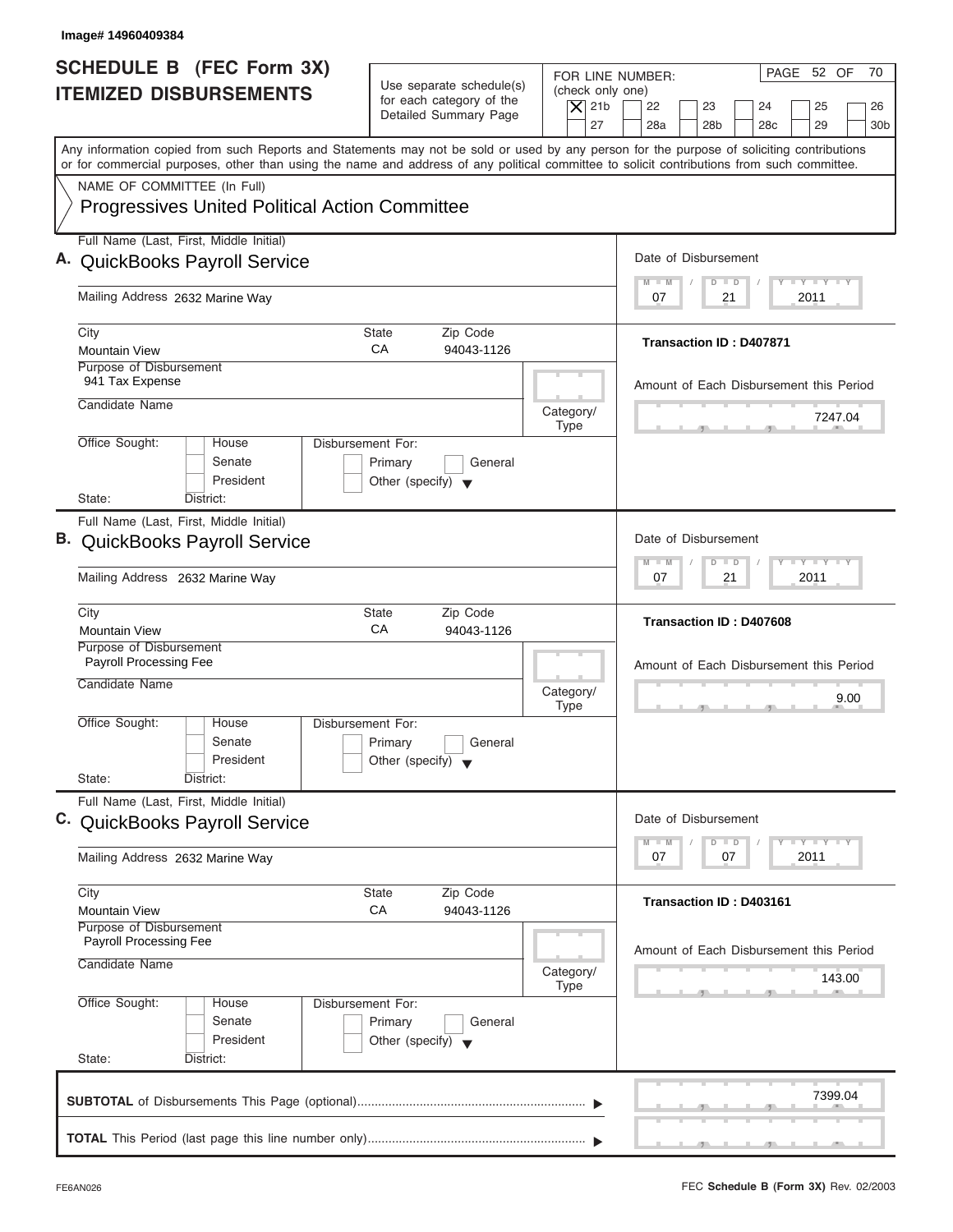Image# 14960409384

# SCHEDULE B (FEC Form 3X)
## ITEMIZED DISBURSEMENTS

Use separate schedule(s) for each category of the Detailed Summary Page

FOR LINE NUMBER: (check only one)

[X] 21b [ ] 22 [ ] 23 [ ] 24 [ ] 25 [ ] 26 [ ] 27 [ ] 28a [ ] 28b [ ] 28c [ ] 29 [ ] 30b

PAGE 52 OF 70

Any information copied from such Reports and Statements may not be sold or used by any person for the purpose of soliciting contributions or for commercial purposes, other than using the name and address of any political committee to solicit contributions from such committee.

NAME OF COMMITTEE (In Full)

**Progressives United Political Action Committee**

---

**A.** Full Name (Last, First, Middle Initial): **QuickBooks Payroll Service**

Mailing Address: 2632 Marine Way

City: Mountain View | State: CA | Zip Code: 94043-1126

Purpose of Disbursement: 941 Tax Expense

Candidate Name:

Category/Type:

Office Sought: [ ] House [ ] Senate [ ] President

State: District:

Disbursement For: [ ] Primary [ ] General [ ] Other (specify)

Date of Disbursement: 07 / 21 / 2011

Transaction ID : D407871

Amount of Each Disbursement this Period: 7247.04

---

**B.** Full Name (Last, First, Middle Initial): **QuickBooks Payroll Service**

Mailing Address: 2632 Marine Way

City: Mountain View | State: CA | Zip Code: 94043-1126

Purpose of Disbursement: Payroll Processing Fee

Candidate Name:

Category/Type:

Office Sought: [ ] House [ ] Senate [ ] President

State: District:

Disbursement For: [ ] Primary [ ] General [ ] Other (specify)

Date of Disbursement: 07 / 21 / 2011

Transaction ID : D407608

Amount of Each Disbursement this Period: 9.00

---

**C.** Full Name (Last, First, Middle Initial): **QuickBooks Payroll Service**

Mailing Address: 2632 Marine Way

City: Mountain View | State: CA | Zip Code: 94043-1126

Purpose of Disbursement: Payroll Processing Fee

Candidate Name:

Category/Type:

Office Sought: [ ] House [ ] Senate [ ] President

State: District:

Disbursement For: [ ] Primary [ ] General [ ] Other (specify)

Date of Disbursement: 07 / 07 / 2011

Transaction ID : D403161

Amount of Each Disbursement this Period: 143.00

---

**SUBTOTAL** of Disbursements This Page (optional): 7399.04

**TOTAL** This Period (last page this line number only):

FE6AN026

FEC **Schedule B (Form 3X)** Rev. 02/2003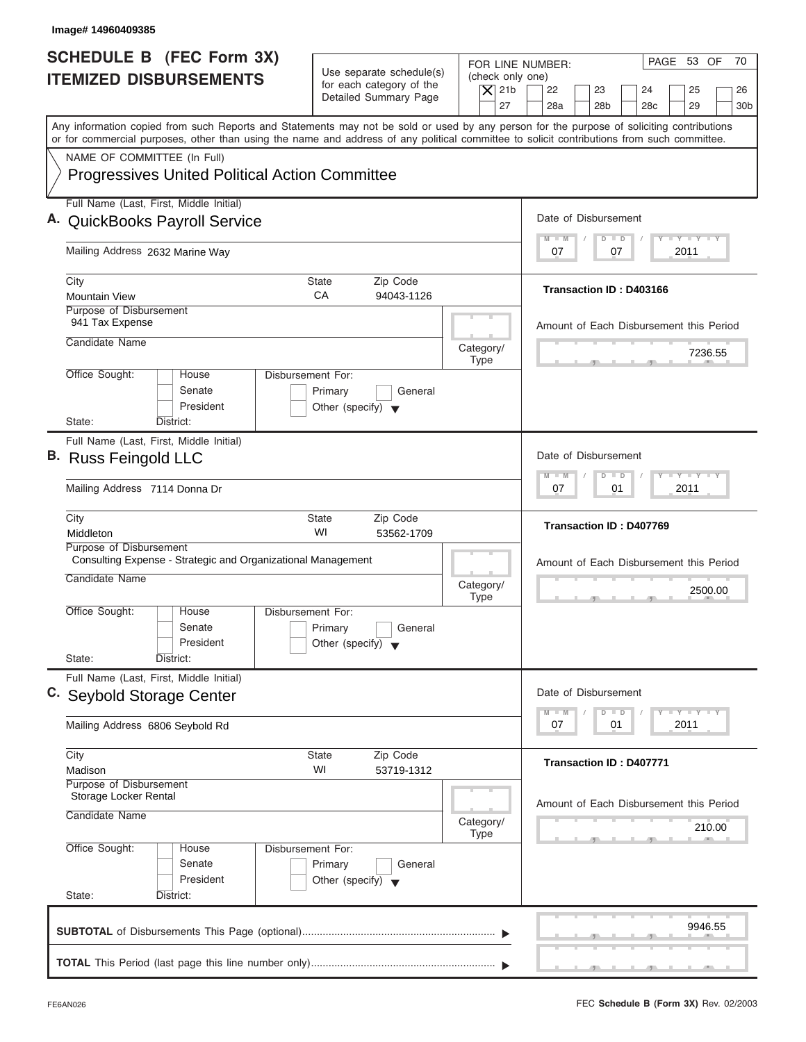Image# 14960409385

# SCHEDULE B (FEC Form 3X) ITEMIZED DISBURSEMENTS

Use separate schedule(s) for each category of the Detailed Summary Page

FOR LINE NUMBER: (check only one)

[X] 21b [ ] 22 [ ] 23 [ ] 24 [ ] 25 [ ] 26 [ ] 27 [ ] 28a [ ] 28b [ ] 28c [ ] 29 [ ] 30b

PAGE 53 OF 70

Any information copied from such Reports and Statements may not be sold or used by any person for the purpose of soliciting contributions or for commercial purposes, other than using the name and address of any political committee to solicit contributions from such committee.

NAME OF COMMITTEE (In Full)

**Progressives United Political Action Committee**

---

**A.** Full Name (Last, First, Middle Initial): **QuickBooks Payroll Service**

Mailing Address: 2632 Marine Way

City: Mountain View | State: CA | Zip Code: 94043-1126

Purpose of Disbursement: 941 Tax Expense

Candidate Name:

Category/Type:

Office Sought: [ ] House [ ] Senate [ ] President

State: District:

Disbursement For: [ ] Primary [ ] General [ ] Other (specify)

Date of Disbursement: 07 / 07 / 2011

Transaction ID : D403166

Amount of Each Disbursement this Period: 7236.55

---

**B.** Full Name (Last, First, Middle Initial): **Russ Feingold LLC**

Mailing Address: 7114 Donna Dr

City: Middleton | State: WI | Zip Code: 53562-1709

Purpose of Disbursement: Consulting Expense - Strategic and Organizational Management

Candidate Name:

Category/Type:

Office Sought: [ ] House [ ] Senate [ ] President

State: District:

Disbursement For: [ ] Primary [ ] General [ ] Other (specify)

Date of Disbursement: 07 / 01 / 2011

Transaction ID : D407769

Amount of Each Disbursement this Period: 2500.00

---

**C.** Full Name (Last, First, Middle Initial): **Seybold Storage Center**

Mailing Address: 6806 Seybold Rd

City: Madison | State: WI | Zip Code: 53719-1312

Purpose of Disbursement: Storage Locker Rental

Candidate Name:

Category/Type:

Office Sought: [ ] House [ ] Senate [ ] President

State: District:

Disbursement For: [ ] Primary [ ] General [ ] Other (specify)

Date of Disbursement: 07 / 01 / 2011

Transaction ID : D407771

Amount of Each Disbursement this Period: 210.00

---

**SUBTOTAL** of Disbursements This Page (optional): 9946.55

**TOTAL** This Period (last page this line number only):

FE6AN026 — FEC **Schedule B (Form 3X)** Rev. 02/2003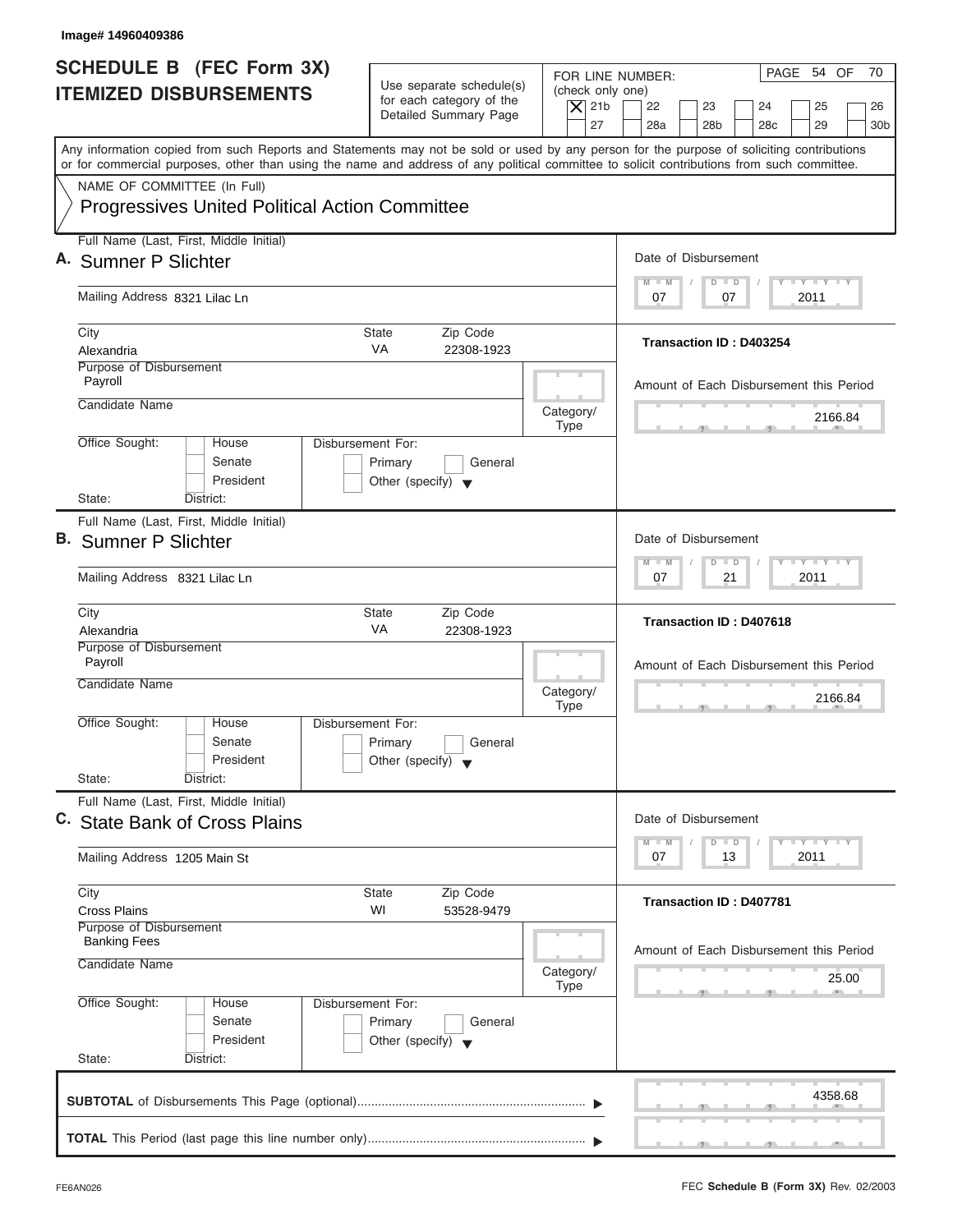Image# 14960409386

# SCHEDULE B (FEC Form 3X)
# ITEMIZED DISBURSEMENTS

Use separate schedule(s) for each category of the Detailed Summary Page

FOR LINE NUMBER: (check only one)

- [X] 21b
- [ ] 22
- [ ] 23
- [ ] 24
- [ ] 25
- [ ] 26
- [ ] 27
- [ ] 28a
- [ ] 28b
- [ ] 28c
- [ ] 29
- [ ] 30b

PAGE 54 OF 70

Any information copied from such Reports and Statements may not be sold or used by any person for the purpose of soliciting contributions or for commercial purposes, other than using the name and address of any political committee to solicit contributions from such committee.

NAME OF COMMITTEE (In Full)

Progressives United Political Action Committee

---

**A.** Full Name (Last, First, Middle Initial): Sumner P Slichter

Mailing Address: 8321 Lilac Ln

City: Alexandria | State: VA | Zip Code: 22308-1923

Purpose of Disbursement: Payroll

Candidate Name:

Category/Type:

Office Sought: House / Senate / President

State: | District:

Disbursement For: Primary / General / Other (specify)

Date of Disbursement: 07 / 07 / 2011

Transaction ID : D403254

Amount of Each Disbursement this Period: 2166.84

---

**B.** Full Name (Last, First, Middle Initial): Sumner P Slichter

Mailing Address: 8321 Lilac Ln

City: Alexandria | State: VA | Zip Code: 22308-1923

Purpose of Disbursement: Payroll

Candidate Name:

Category/Type:

Office Sought: House / Senate / President

State: | District:

Disbursement For: Primary / General / Other (specify)

Date of Disbursement: 07 / 21 / 2011

Transaction ID : D407618

Amount of Each Disbursement this Period: 2166.84

---

**C.** Full Name (Last, First, Middle Initial): State Bank of Cross Plains

Mailing Address: 1205 Main St

City: Cross Plains | State: WI | Zip Code: 53528-9479

Purpose of Disbursement: Banking Fees

Candidate Name:

Category/Type:

Office Sought: House / Senate / President

State: | District:

Disbursement For: Primary / General / Other (specify)

Date of Disbursement: 07 / 13 / 2011

Transaction ID : D407781

Amount of Each Disbursement this Period: 25.00

---

**SUBTOTAL** of Disbursements This Page (optional): 4358.68

**TOTAL** This Period (last page this line number only):

FE6AN026

FEC **Schedule B (Form 3X)** Rev. 02/2003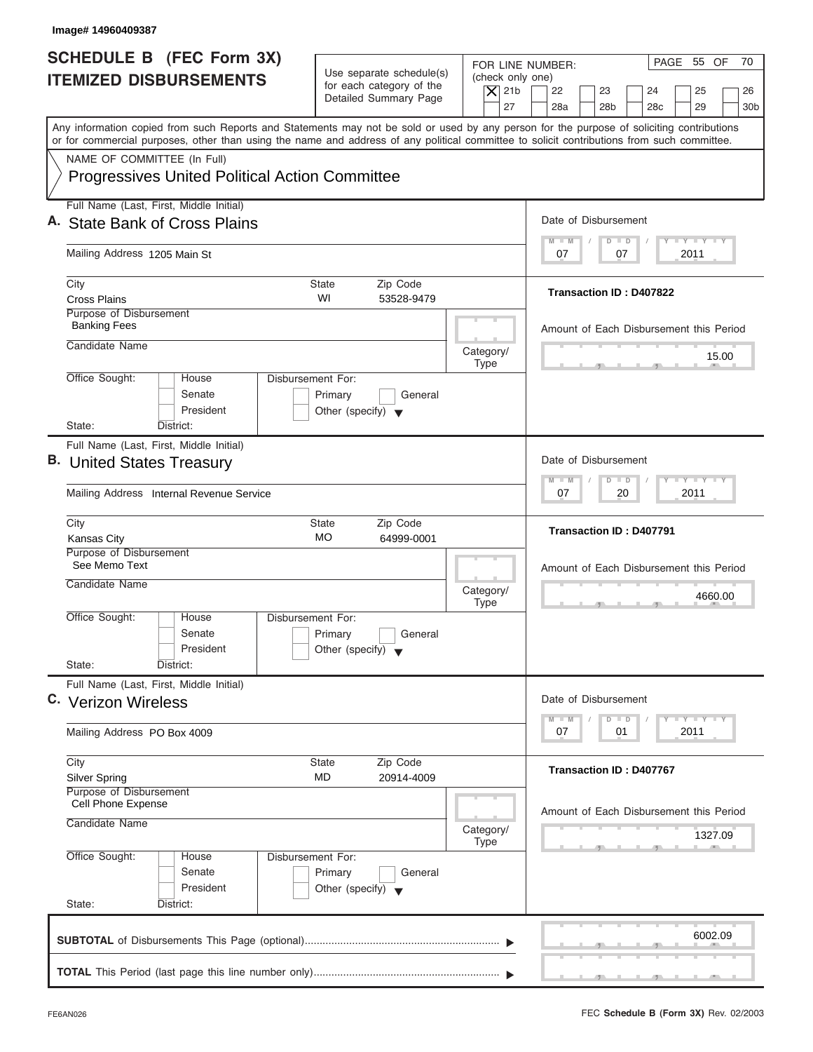Image# 14960409387

# SCHEDULE B (FEC Form 3X) ITEMIZED DISBURSEMENTS

Use separate schedule(s) for each category of the Detailed Summary Page

FOR LINE NUMBER: (check only one)

- [X] 21b
- [ ] 22
- [ ] 23
- [ ] 24
- [ ] 25
- [ ] 26
- [ ] 27
- [ ] 28a
- [ ] 28b
- [ ] 28c
- [ ] 29
- [ ] 30b

PAGE 55 OF 70

Any information copied from such Reports and Statements may not be sold or used by any person for the purpose of soliciting contributions or for commercial purposes, other than using the name and address of any political committee to solicit contributions from such committee.

NAME OF COMMITTEE (In Full)

Progressives United Political Action Committee

## A.

Full Name (Last, First, Middle Initial): State Bank of Cross Plains

Mailing Address: 1205 Main St

City: Cross Plains | State: WI | Zip Code: 53528-9479

Purpose of Disbursement: Banking Fees

Candidate Name:

Category/Type:

Office Sought: House / Senate / President

State: District:

Disbursement For: Primary / General / Other (specify)

Date of Disbursement: 07 / 07 / 2011

Transaction ID : D407822

Amount of Each Disbursement this Period: 15.00

## B.

Full Name (Last, First, Middle Initial): United States Treasury

Mailing Address: Internal Revenue Service

City: Kansas City | State: MO | Zip Code: 64999-0001

Purpose of Disbursement: See Memo Text

Candidate Name:

Category/Type:

Office Sought: House / Senate / President

State: District:

Disbursement For: Primary / General / Other (specify)

Date of Disbursement: 07 / 20 / 2011

Transaction ID : D407791

Amount of Each Disbursement this Period: 4660.00

## C.

Full Name (Last, First, Middle Initial): Verizon Wireless

Mailing Address: PO Box 4009

City: Silver Spring | State: MD | Zip Code: 20914-4009

Purpose of Disbursement: Cell Phone Expense

Candidate Name:

Category/Type:

Office Sought: House / Senate / President

State: District:

Disbursement For: Primary / General / Other (specify)

Date of Disbursement: 07 / 01 / 2011

Transaction ID : D407767

Amount of Each Disbursement this Period: 1327.09

**SUBTOTAL** of Disbursements This Page (optional): 6002.09

**TOTAL** This Period (last page this line number only):

FE6AN026

FEC **Schedule B (Form 3X)** Rev. 02/2003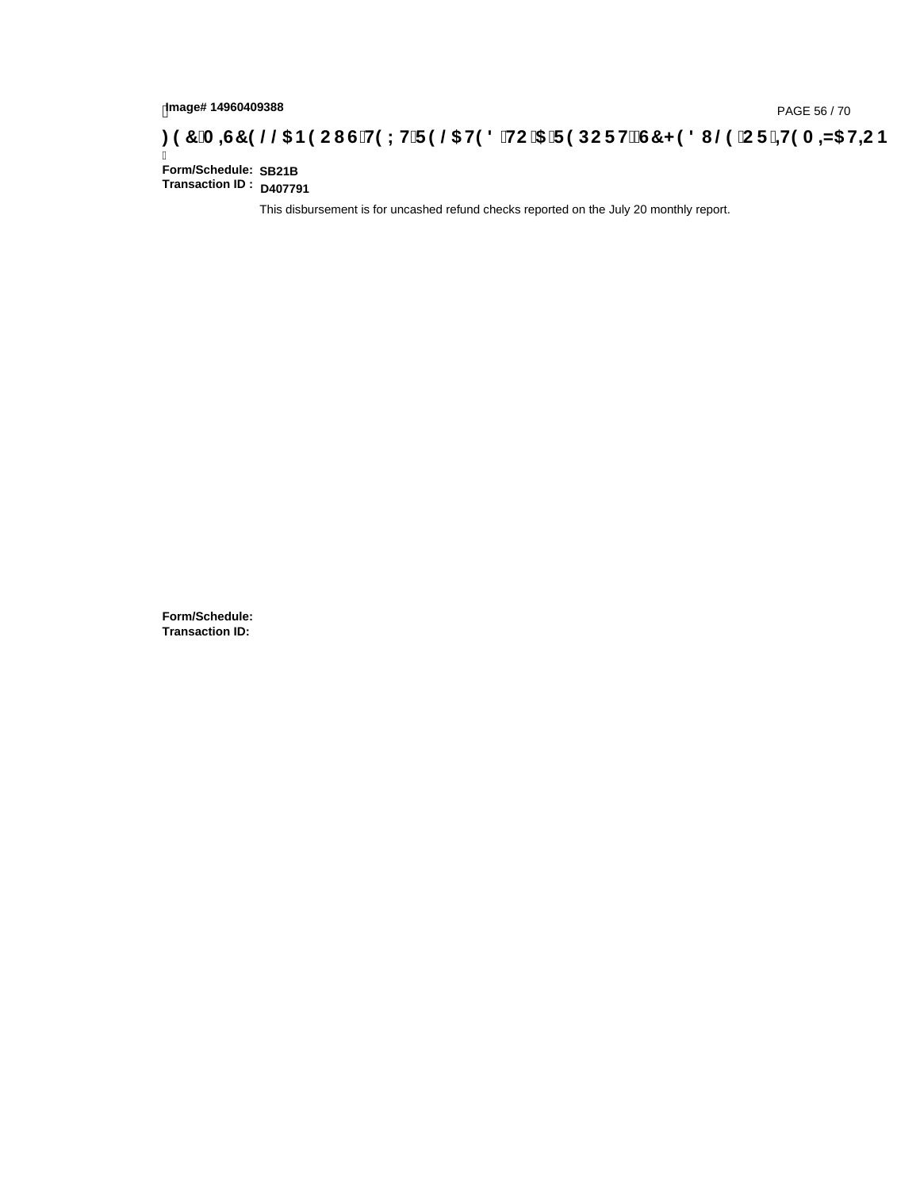## FEC MISCELLANEOUS TEXT RELATED TO A REPORT, SCHEDULE OR ITEMIZATION

**Form/Schedule:** SB21B
**Transaction ID :** D407791

This disbursement is for uncashed refund checks reported on the July 20 monthly report.

**Form/Schedule:**
**Transaction ID:**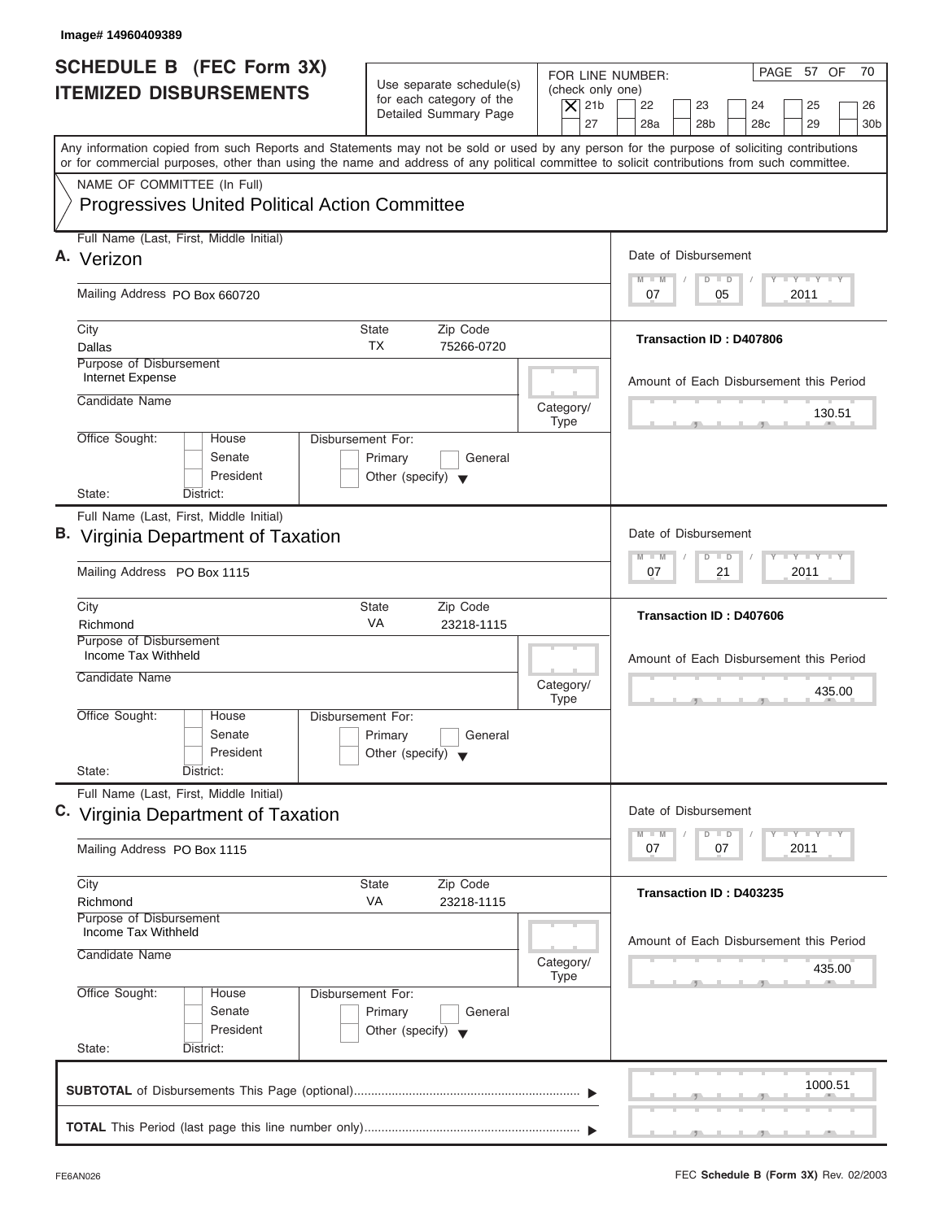Image# 14960409389

# SCHEDULE B (FEC Form 3X) ITEMIZED DISBURSEMENTS

Use separate schedule(s) for each category of the Detailed Summary Page

FOR LINE NUMBER: (check only one)

[X] 21b [ ] 22 [ ] 23 [ ] 24 [ ] 25 [ ] 26 [ ] 27 [ ] 28a [ ] 28b [ ] 28c [ ] 29 [ ] 30b

PAGE 57 OF 70

Any information copied from such Reports and Statements may not be sold or used by any person for the purpose of soliciting contributions or for commercial purposes, other than using the name and address of any political committee to solicit contributions from such committee.

NAME OF COMMITTEE (In Full)

Progressives United Political Action Committee

---

**A.** Full Name (Last, First, Middle Initial): Verizon

Mailing Address: PO Box 660720

City: Dallas | State: TX | Zip Code: 75266-0720

Purpose of Disbursement: Internet Expense

Candidate Name:

Category/Type:

Office Sought: [ ] House [ ] Senate [ ] President

State: District:

Disbursement For: [ ] Primary [ ] General [ ] Other (specify)

Date of Disbursement: 07 / 05 / 2011

Transaction ID : D407806

Amount of Each Disbursement this Period: 130.51

---

**B.** Full Name (Last, First, Middle Initial): Virginia Department of Taxation

Mailing Address: PO Box 1115

City: Richmond | State: VA | Zip Code: 23218-1115

Purpose of Disbursement: Income Tax Withheld

Candidate Name:

Category/Type:

Office Sought: [ ] House [ ] Senate [ ] President

State: District:

Disbursement For: [ ] Primary [ ] General [ ] Other (specify)

Date of Disbursement: 07 / 21 / 2011

Transaction ID : D407606

Amount of Each Disbursement this Period: 435.00

---

**C.** Full Name (Last, First, Middle Initial): Virginia Department of Taxation

Mailing Address: PO Box 1115

City: Richmond | State: VA | Zip Code: 23218-1115

Purpose of Disbursement: Income Tax Withheld

Candidate Name:

Category/Type:

Office Sought: [ ] House [ ] Senate [ ] President

State: District:

Disbursement For: [ ] Primary [ ] General [ ] Other (specify)

Date of Disbursement: 07 / 07 / 2011

Transaction ID : D403235

Amount of Each Disbursement this Period: 435.00

---

**SUBTOTAL** of Disbursements This Page (optional): 1000.51

**TOTAL** This Period (last page this line number only):

FE6AN026

FEC **Schedule B (Form 3X)** Rev. 02/2003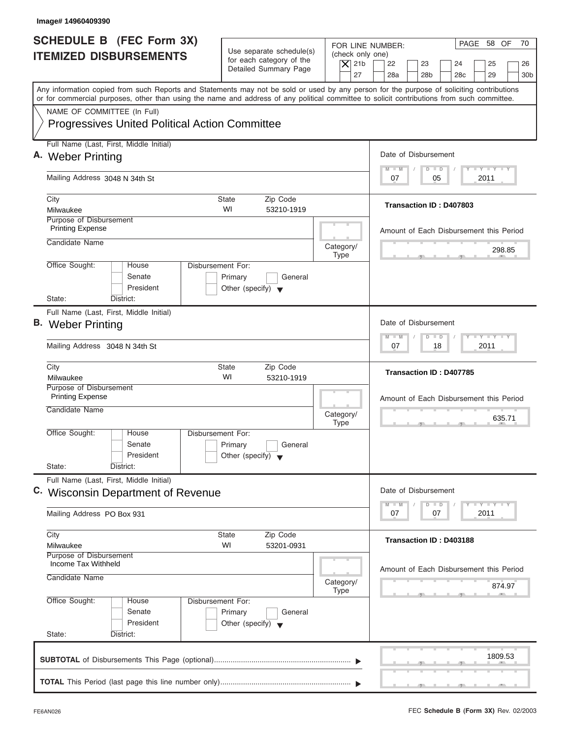Image# 14960409390

# SCHEDULE B (FEC Form 3X) ITEMIZED DISBURSEMENTS

Use separate schedule(s) for each category of the Detailed Summary Page

FOR LINE NUMBER: (check only one)

- [X] 21b
- [ ] 22
- [ ] 23
- [ ] 24
- [ ] 25
- [ ] 26
- [ ] 27
- [ ] 28a
- [ ] 28b
- [ ] 28c
- [ ] 29
- [ ] 30b

PAGE 58 OF 70

Any information copied from such Reports and Statements may not be sold or used by any person for the purpose of soliciting contributions or for commercial purposes, other than using the name and address of any political committee to solicit contributions from such committee.

NAME OF COMMITTEE (In Full)

**Progressives United Political Action Committee**

---

**A.** Full Name (Last, First, Middle Initial): **Weber Printing**

Mailing Address: 3048 N 34th St

City: Milwaukee | State: WI | Zip Code: 53210-1919

Purpose of Disbursement: Printing Expense

Candidate Name:

Category/Type:

Office Sought: [ ] House [ ] Senate [ ] President

State: District:

Disbursement For: [ ] Primary [ ] General [ ] Other (specify)

Date of Disbursement: 07 / 05 / 2011

Transaction ID : D407803

Amount of Each Disbursement this Period: 298.85

---

**B.** Full Name (Last, First, Middle Initial): **Weber Printing**

Mailing Address: 3048 N 34th St

City: Milwaukee | State: WI | Zip Code: 53210-1919

Purpose of Disbursement: Printing Expense

Candidate Name:

Category/Type:

Office Sought: [ ] House [ ] Senate [ ] President

State: District:

Disbursement For: [ ] Primary [ ] General [ ] Other (specify)

Date of Disbursement: 07 / 18 / 2011

Transaction ID : D407785

Amount of Each Disbursement this Period: 635.71

---

**C.** Full Name (Last, First, Middle Initial): **Wisconsin Department of Revenue**

Mailing Address: PO Box 931

City: Milwaukee | State: WI | Zip Code: 53201-0931

Purpose of Disbursement: Income Tax Withheld

Candidate Name:

Category/Type:

Office Sought: [ ] House [ ] Senate [ ] President

State: District:

Disbursement For: [ ] Primary [ ] General [ ] Other (specify)

Date of Disbursement: 07 / 07 / 2011

Transaction ID : D403188

Amount of Each Disbursement this Period: 874.97

---

**SUBTOTAL** of Disbursements This Page (optional): 1809.53

**TOTAL** This Period (last page this line number only):

FE6AN026 FEC **Schedule B (Form 3X)** Rev. 02/2003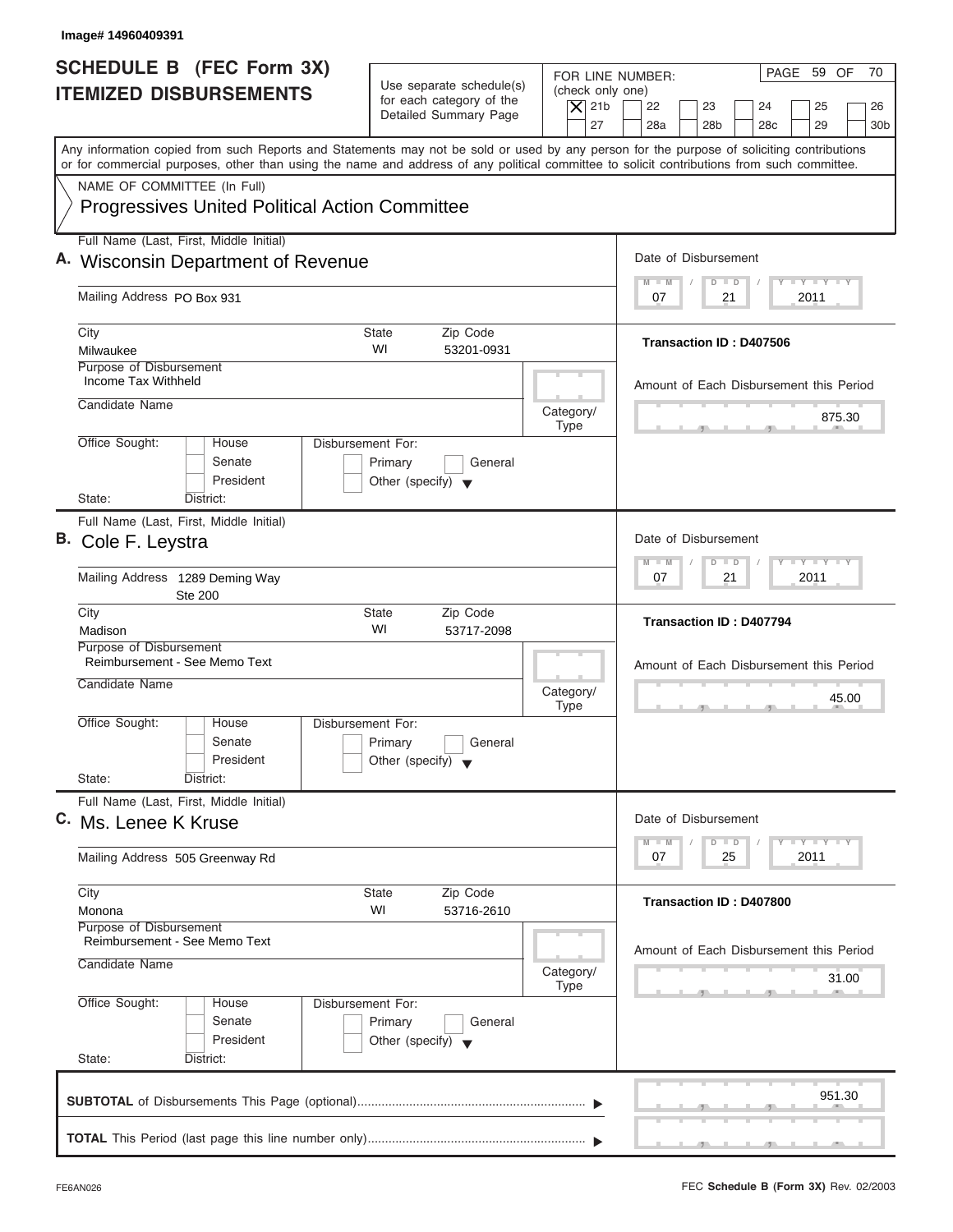Image# 14960409391

# SCHEDULE B (FEC Form 3X) ITEMIZED DISBURSEMENTS

Use separate schedule(s) for each category of the Detailed Summary Page

FOR LINE NUMBER: (check only one)
[X] 21b [ ] 22 [ ] 23 [ ] 24 [ ] 25 [ ] 26 [ ] 27 [ ] 28a [ ] 28b [ ] 28c [ ] 29 [ ] 30b

PAGE 59 OF 70

Any information copied from such Reports and Statements may not be sold or used by any person for the purpose of soliciting contributions or for commercial purposes, other than using the name and address of any political committee to solicit contributions from such committee.

NAME OF COMMITTEE (In Full)
Progressives United Political Action Committee

---

**A.** Full Name (Last, First, Middle Initial): Wisconsin Department of Revenue

Mailing Address: PO Box 931

City: Milwaukee | State: WI | Zip Code: 53201-0931

Purpose of Disbursement: Income Tax Withheld

Candidate Name:

Category/Type:

Office Sought: [ ] House [ ] Senate [ ] President
State: District:

Disbursement For: [ ] Primary [ ] General [ ] Other (specify)

Date of Disbursement: 07 / 21 / 2011

Transaction ID : D407506

Amount of Each Disbursement this Period: 875.30

---

**B.** Full Name (Last, First, Middle Initial): Cole F. Leystra

Mailing Address: 1289 Deming Way Ste 200

City: Madison | State: WI | Zip Code: 53717-2098

Purpose of Disbursement: Reimbursement - See Memo Text

Candidate Name:

Category/Type:

Office Sought: [ ] House [ ] Senate [ ] President
State: District:

Disbursement For: [ ] Primary [ ] General [ ] Other (specify)

Date of Disbursement: 07 / 21 / 2011

Transaction ID : D407794

Amount of Each Disbursement this Period: 45.00

---

**C.** Full Name (Last, First, Middle Initial): Ms. Lenee K Kruse

Mailing Address: 505 Greenway Rd

City: Monona | State: WI | Zip Code: 53716-2610

Purpose of Disbursement: Reimbursement - See Memo Text

Candidate Name:

Category/Type:

Office Sought: [ ] House [ ] Senate [ ] President
State: District:

Disbursement For: [ ] Primary [ ] General [ ] Other (specify)

Date of Disbursement: 07 / 25 / 2011

Transaction ID : D407800

Amount of Each Disbursement this Period: 31.00

---

**SUBTOTAL** of Disbursements This Page (optional): 951.30

**TOTAL** This Period (last page this line number only):

FE6AN026 — FEC **Schedule B (Form 3X)** Rev. 02/2003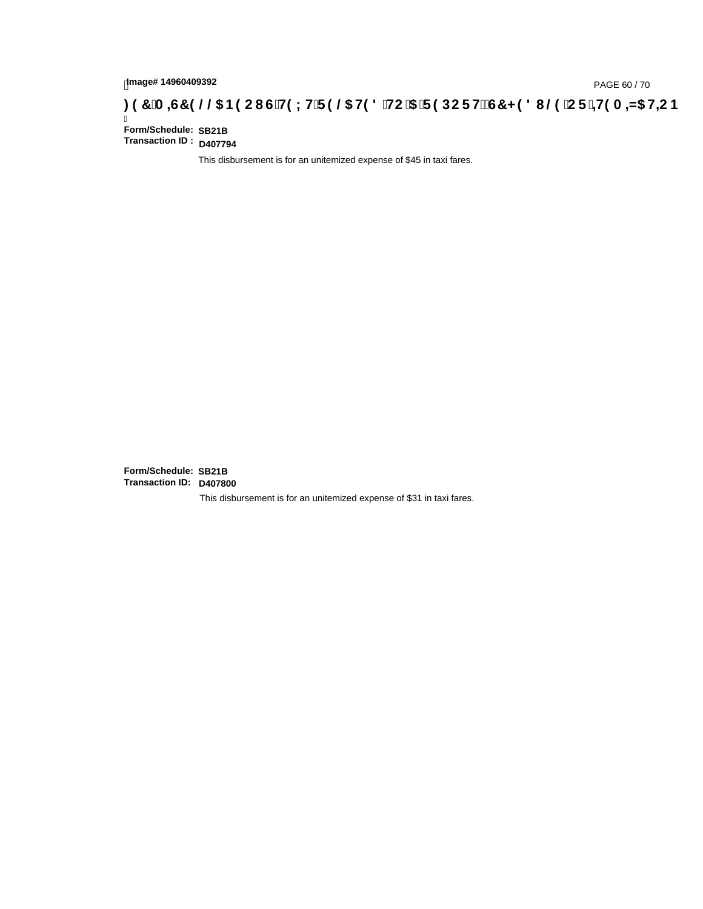**Form/Schedule:** **SB21B**
**Transaction ID :** **D407794**

This disbursement is for an unitemized expense of $45 in taxi fares.

**Form/Schedule:** **SB21B**
**Transaction ID:** **D407800**

This disbursement is for an unitemized expense of $31 in taxi fares.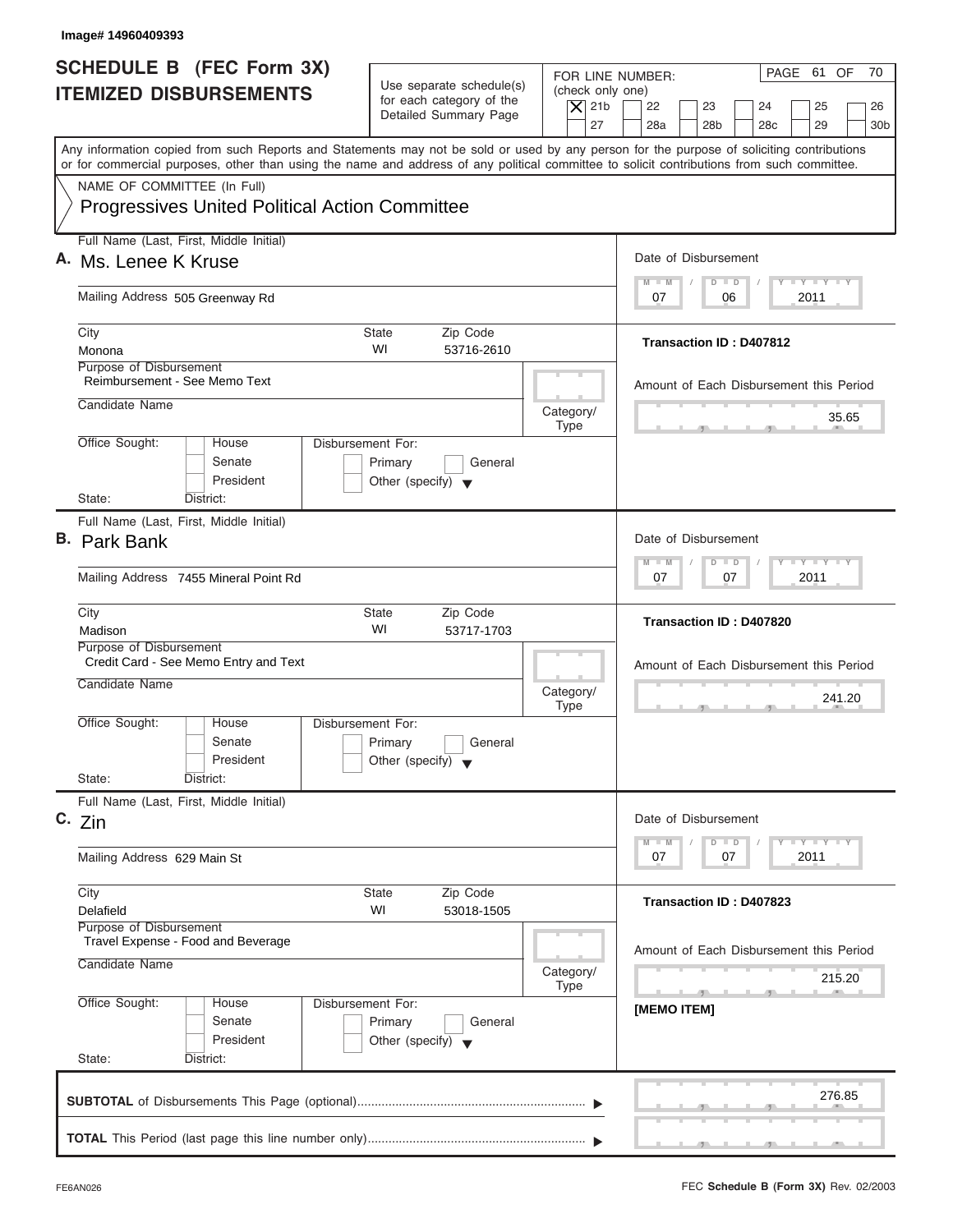Image# 14960409393

# SCHEDULE B (FEC Form 3X) ITEMIZED DISBURSEMENTS

Use separate schedule(s) for each category of the Detailed Summary Page

FOR LINE NUMBER: (check only one)
[X] 21b [ ] 22 [ ] 23 [ ] 24 [ ] 25 [ ] 26 [ ] 27 [ ] 28a [ ] 28b [ ] 28c [ ] 29 [ ] 30b

Any information copied from such Reports and Statements may not be sold or used by any person for the purpose of soliciting contributions or for commercial purposes, other than using the name and address of any political committee to solicit contributions from such committee.

NAME OF COMMITTEE (In Full)
**Progressives United Political Action Committee**

---

**A.** Full Name (Last, First, Middle Initial): Ms. Lenee K Kruse

Mailing Address: 505 Greenway Rd

City: Monona | State: WI | Zip Code: 53716-2610

Date of Disbursement: 07 / 06 / 2011

Transaction ID : D407812

Purpose of Disbursement: Reimbursement - See Memo Text

Candidate Name:

Category/Type:

Amount of Each Disbursement this Period: 35.65

Office Sought: [ ] House [ ] Senate [ ] President
State: District:

Disbursement For: [ ] Primary [ ] General [ ] Other (specify)

---

**B.** Full Name (Last, First, Middle Initial): Park Bank

Mailing Address: 7455 Mineral Point Rd

City: Madison | State: WI | Zip Code: 53717-1703

Date of Disbursement: 07 / 07 / 2011

Transaction ID : D407820

Purpose of Disbursement: Credit Card - See Memo Entry and Text

Candidate Name:

Category/Type:

Amount of Each Disbursement this Period: 241.20

Office Sought: [ ] House [ ] Senate [ ] President
State: District:

Disbursement For: [ ] Primary [ ] General [ ] Other (specify)

---

**C.** Full Name (Last, First, Middle Initial): Zin

Mailing Address: 629 Main St

City: Delafield | State: WI | Zip Code: 53018-1505

Date of Disbursement: 07 / 07 / 2011

Transaction ID : D407823

Purpose of Disbursement: Travel Expense - Food and Beverage

Candidate Name:

Category/Type:

Amount of Each Disbursement this Period: 215.20

[MEMO ITEM]

Office Sought: [ ] House [ ] Senate [ ] President
State: District:

Disbursement For: [ ] Primary [ ] General [ ] Other (specify)

---

**SUBTOTAL** of Disbursements This Page (optional): 276.85

**TOTAL** This Period (last page this line number only):

FE6AN026 | FEC **Schedule B (Form 3X)** Rev. 02/2003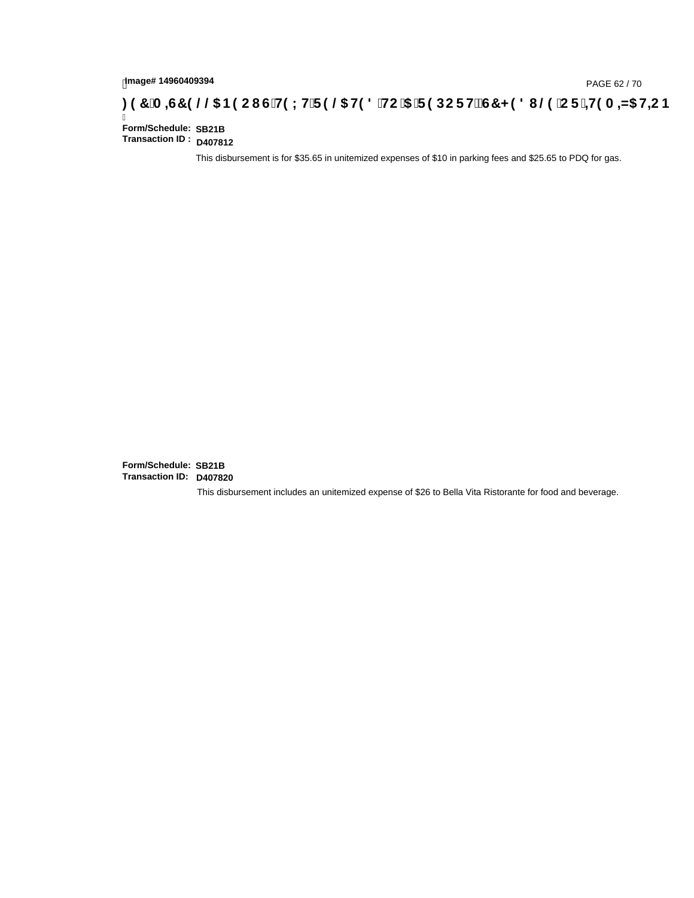Image# 14960409394

)(&0,6&(//$1(286 7(;7 5(/$7(' 72 $ 5(3257 6&+('8/( 25 ,7(0,=$7,21

**Form/Schedule:** SB21B
**Transaction ID :** D407812

This disbursement is for $35.65 in unitemized expenses of $10 in parking fees and $25.65 to PDQ for gas.

**Form/Schedule:** SB21B
**Transaction ID:** D407820

This disbursement includes an unitemized expense of $26 to Bella Vita Ristorante for food and beverage.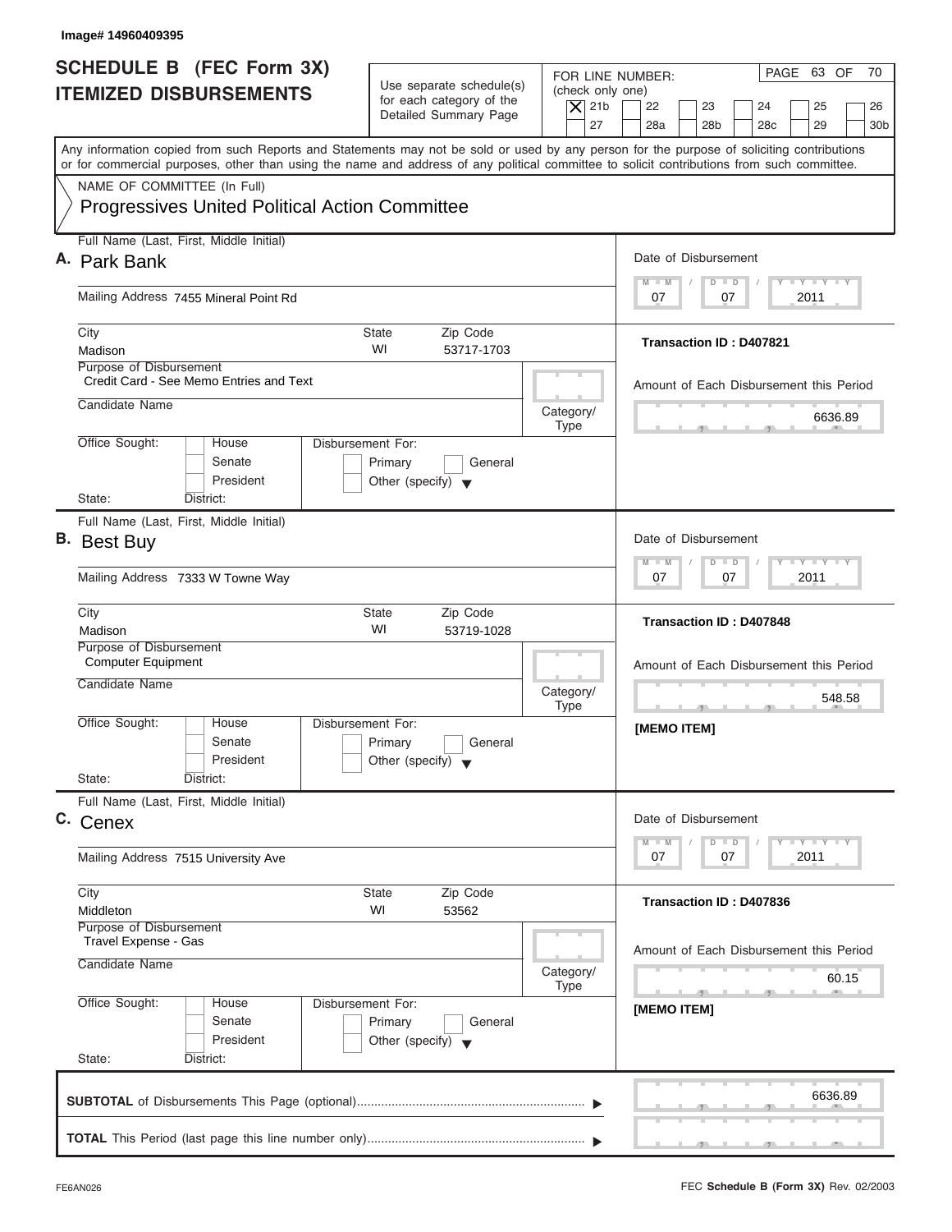Image# 14960409395

# SCHEDULE B (FEC Form 3X)
## ITEMIZED DISBURSEMENTS

Use separate schedule(s) for each category of the Detailed Summary Page

FOR LINE NUMBER: (check only one)
[X] 21b [ ] 22 [ ] 23 [ ] 24 [ ] 25 [ ] 26 [ ] 27 [ ] 28a [ ] 28b [ ] 28c [ ] 29 [ ] 30b

PAGE 63 OF 70

Any information copied from such Reports and Statements may not be sold or used by any person for the purpose of soliciting contributions or for commercial purposes, other than using the name and address of any political committee to solicit contributions from such committee.

NAME OF COMMITTEE (In Full)
Progressives United Political Action Committee

---

**A.** Full Name (Last, First, Middle Initial): Park Bank

Mailing Address: 7455 Mineral Point Rd

City: Madison | State: WI | Zip Code: 53717-1703

Purpose of Disbursement: Credit Card - See Memo Entries and Text

Candidate Name:

Category/Type:

Office Sought: [ ] House [ ] Senate [ ] President

State: District:

Disbursement For: [ ] Primary [ ] General [ ] Other (specify)

Date of Disbursement: 07 / 07 / 2011

Transaction ID : D407821

Amount of Each Disbursement this Period: 6636.89

---

**B.** Full Name (Last, First, Middle Initial): Best Buy

Mailing Address: 7333 W Towne Way

City: Madison | State: WI | Zip Code: 53719-1028

Purpose of Disbursement: Computer Equipment

Candidate Name:

Category/Type:

Office Sought: [ ] House [ ] Senate [ ] President

State: District:

Disbursement For: [ ] Primary [ ] General [ ] Other (specify)

Date of Disbursement: 07 / 07 / 2011

Transaction ID : D407848

Amount of Each Disbursement this Period: 548.58

[MEMO ITEM]

---

**C.** Full Name (Last, First, Middle Initial): Cenex

Mailing Address: 7515 University Ave

City: Middleton | State: WI | Zip Code: 53562

Purpose of Disbursement: Travel Expense - Gas

Candidate Name:

Category/Type:

Office Sought: [ ] House [ ] Senate [ ] President

State: District:

Disbursement For: [ ] Primary [ ] General [ ] Other (specify)

Date of Disbursement: 07 / 07 / 2011

Transaction ID : D407836

Amount of Each Disbursement this Period: 60.15

[MEMO ITEM]

---

**SUBTOTAL** of Disbursements This Page (optional): 6636.89

**TOTAL** This Period (last page this line number only):

FE6AN026 — FEC **Schedule B (Form 3X)** Rev. 02/2003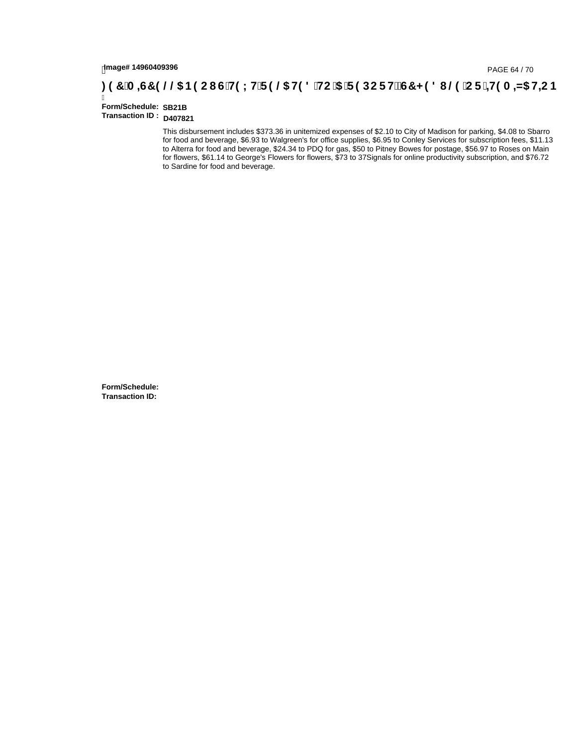Image# 14960409396

**) ( &0 ,6&( / / $1 ( 2 8 6 7( ; 7 5 ( / $7( ' 72 $ 5 ( 3 2 5 7 6&+ ( ' 8 / ( 2 5 ,7( 0 ,=$7,2 1**

**Form/Schedule:** SB21B
**Transaction ID :** D407821

This disbursement includes $373.36 in unitemized expenses of $2.10 to City of Madison for parking, $4.08 to Sbarro for food and beverage, $6.93 to Walgreen's for office supplies, $6.95 to Conley Services for subscription fees, $11.13 to Alterra for food and beverage, $24.34 to PDQ for gas, $50 to Pitney Bowes for postage, $56.97 to Roses on Main for flowers, $61.14 to George's Flowers for flowers, $73 to 37Signals for online productivity subscription, and $76.72 to Sardine for food and beverage.

**Form/Schedule:**
**Transaction ID:**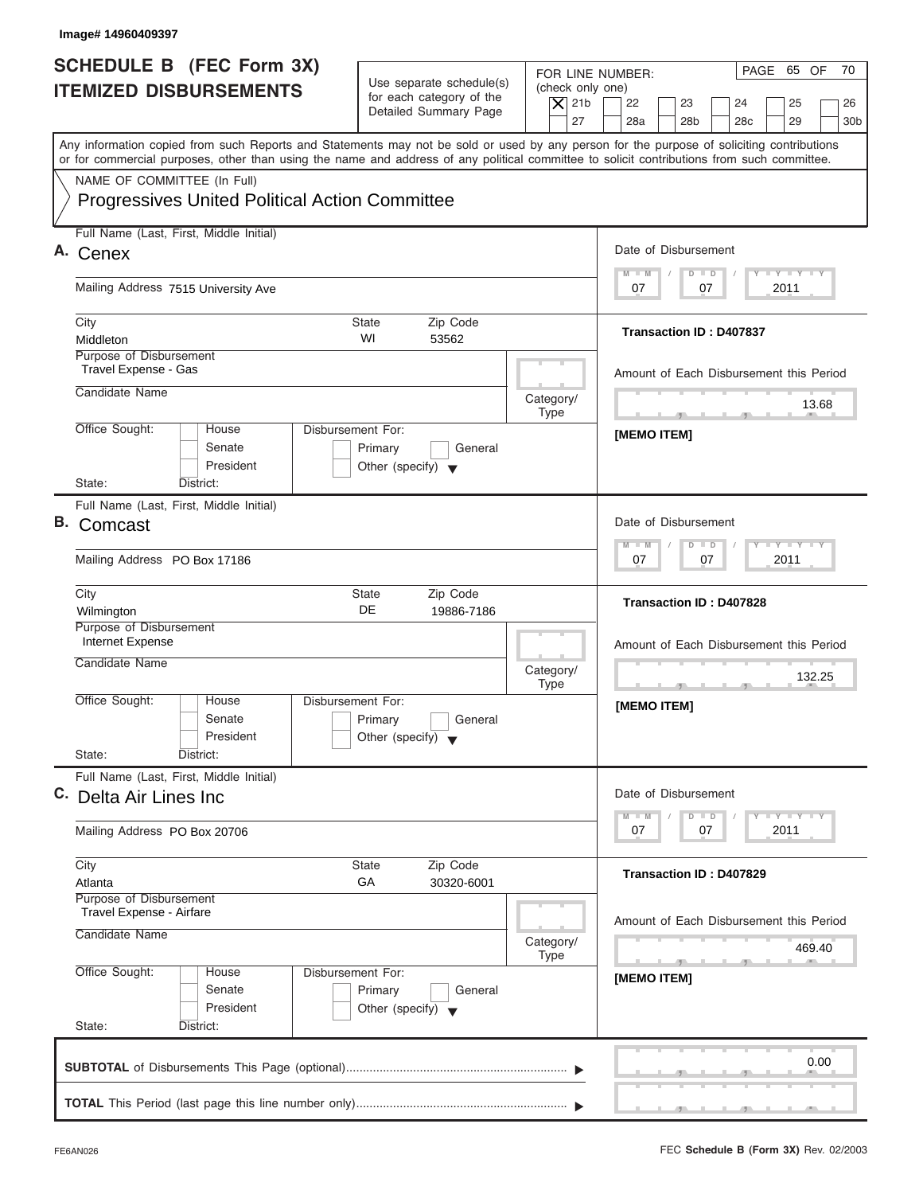Image# 14960409397

# SCHEDULE B (FEC Form 3X) ITEMIZED DISBURSEMENTS

Use separate schedule(s) for each category of the Detailed Summary Page

FOR LINE NUMBER: (check only one)
[X] 21b [ ] 22 [ ] 23 [ ] 24 [ ] 25 [ ] 26 [ ] 27 [ ] 28a [ ] 28b [ ] 28c [ ] 29 [ ] 30b

PAGE 65 OF 70

Any information copied from such Reports and Statements may not be sold or used by any person for the purpose of soliciting contributions or for commercial purposes, other than using the name and address of any political committee to solicit contributions from such committee.

NAME OF COMMITTEE (In Full)
Progressives United Political Action Committee

---

**A.** Full Name (Last, First, Middle Initial): Cenex

Mailing Address: 7515 University Ave

City: Middleton | State: WI | Zip Code: 53562

Purpose of Disbursement: Travel Expense - Gas

Candidate Name:

Category/Type:

Office Sought: [ ] House [ ] Senate [ ] President
State: District:

Disbursement For: [ ] Primary [ ] General [ ] Other (specify)

Date of Disbursement: 07 / 07 / 2011

Transaction ID : D407837

Amount of Each Disbursement this Period: 13.68

[MEMO ITEM]

---

**B.** Full Name (Last, First, Middle Initial): Comcast

Mailing Address: PO Box 17186

City: Wilmington | State: DE | Zip Code: 19886-7186

Purpose of Disbursement: Internet Expense

Candidate Name:

Category/Type:

Office Sought: [ ] House [ ] Senate [ ] President
State: District:

Disbursement For: [ ] Primary [ ] General [ ] Other (specify)

Date of Disbursement: 07 / 07 / 2011

Transaction ID : D407828

Amount of Each Disbursement this Period: 132.25

[MEMO ITEM]

---

**C.** Full Name (Last, First, Middle Initial): Delta Air Lines Inc

Mailing Address: PO Box 20706

City: Atlanta | State: GA | Zip Code: 30320-6001

Purpose of Disbursement: Travel Expense - Airfare

Candidate Name:

Category/Type:

Office Sought: [ ] House [ ] Senate [ ] President
State: District:

Disbursement For: [ ] Primary [ ] General [ ] Other (specify)

Date of Disbursement: 07 / 07 / 2011

Transaction ID : D407829

Amount of Each Disbursement this Period: 469.40

[MEMO ITEM]

---

**SUBTOTAL** of Disbursements This Page (optional) ▶ 0.00

**TOTAL** This Period (last page this line number only) ▶

FE6AN026

FEC **Schedule B (Form 3X)** Rev. 02/2003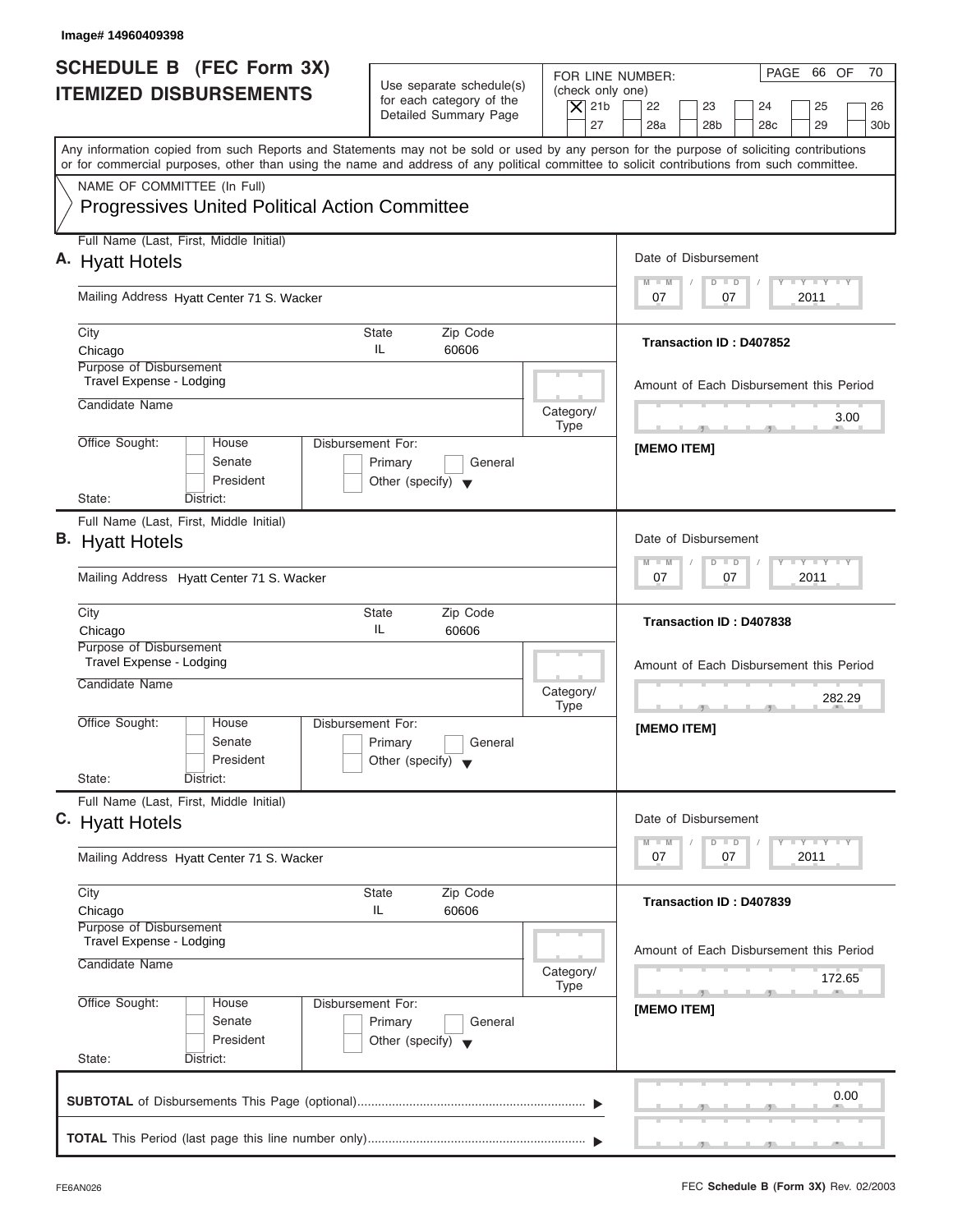Image# 14960409398

# SCHEDULE B (FEC Form 3X) ITEMIZED DISBURSEMENTS

Use separate schedule(s) for each category of the Detailed Summary Page

FOR LINE NUMBER: (check only one)

[X] 21b [ ] 22 [ ] 23 [ ] 24 [ ] 25 [ ] 26 [ ] 27 [ ] 28a [ ] 28b [ ] 28c [ ] 29 [ ] 30b

PAGE 66 OF 70

Any information copied from such Reports and Statements may not be sold or used by any person for the purpose of soliciting contributions or for commercial purposes, other than using the name and address of any political committee to solicit contributions from such committee.

NAME OF COMMITTEE (In Full)

Progressives United Political Action Committee

---

**A.** Full Name (Last, First, Middle Initial): Hyatt Hotels

Mailing Address: Hyatt Center 71 S. Wacker

City: Chicago | State: IL | Zip Code: 60606

Purpose of Disbursement: Travel Expense - Lodging

Candidate Name:

Category/Type:

Office Sought: [ ] House [ ] Senate [ ] President

State: District:

Disbursement For: [ ] Primary [ ] General [ ] Other (specify)

Date of Disbursement: 07 / 07 / 2011

Transaction ID : D407852

Amount of Each Disbursement this Period: 3.00

[MEMO ITEM]

---

**B.** Full Name (Last, First, Middle Initial): Hyatt Hotels

Mailing Address: Hyatt Center 71 S. Wacker

City: Chicago | State: IL | Zip Code: 60606

Purpose of Disbursement: Travel Expense - Lodging

Candidate Name:

Category/Type:

Office Sought: [ ] House [ ] Senate [ ] President

State: District:

Disbursement For: [ ] Primary [ ] General [ ] Other (specify)

Date of Disbursement: 07 / 07 / 2011

Transaction ID : D407838

Amount of Each Disbursement this Period: 282.29

[MEMO ITEM]

---

**C.** Full Name (Last, First, Middle Initial): Hyatt Hotels

Mailing Address: Hyatt Center 71 S. Wacker

City: Chicago | State: IL | Zip Code: 60606

Purpose of Disbursement: Travel Expense - Lodging

Candidate Name:

Category/Type:

Office Sought: [ ] House [ ] Senate [ ] President

State: District:

Disbursement For: [ ] Primary [ ] General [ ] Other (specify)

Date of Disbursement: 07 / 07 / 2011

Transaction ID : D407839

Amount of Each Disbursement this Period: 172.65

[MEMO ITEM]

---

**SUBTOTAL** of Disbursements This Page (optional) ▶ 0.00

**TOTAL** This Period (last page this line number only) ▶

FE6AN026

FEC **Schedule B (Form 3X)** Rev. 02/2003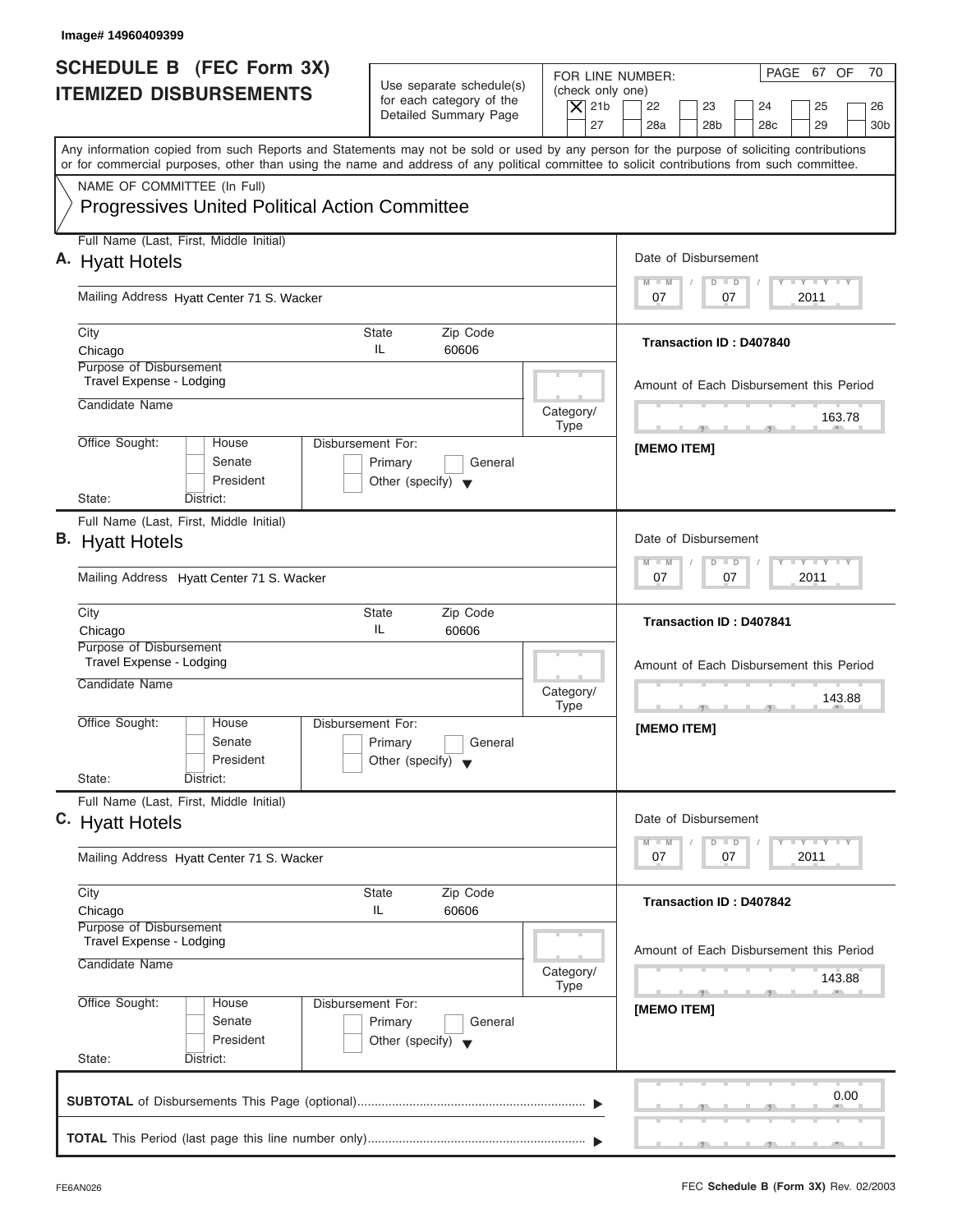Image# 14960409399

# SCHEDULE B (FEC Form 3X) ITEMIZED DISBURSEMENTS

Use separate schedule(s) for each category of the Detailed Summary Page

FOR LINE NUMBER: (check only one)

[X] 21b [ ] 22 [ ] 23 [ ] 24 [ ] 25 [ ] 26 [ ] 27 [ ] 28a [ ] 28b [ ] 28c [ ] 29 [ ] 30b

PAGE 67 OF 70

Any information copied from such Reports and Statements may not be sold or used by any person for the purpose of soliciting contributions or for commercial purposes, other than using the name and address of any political committee to solicit contributions from such committee.

NAME OF COMMITTEE (In Full)

**Progressives United Political Action Committee**

---

**A.** Full Name (Last, First, Middle Initial): **Hyatt Hotels**

Mailing Address: Hyatt Center 71 S. Wacker

City: Chicago | State: IL | Zip Code: 60606

Purpose of Disbursement: Travel Expense - Lodging

Candidate Name:

Category/Type:

Office Sought: [ ] House [ ] Senate [ ] President

State: District:

Disbursement For: [ ] Primary [ ] General [ ] Other (specify)

Date of Disbursement: 07 / 07 / 2011

Transaction ID : D407840

Amount of Each Disbursement this Period: 163.78

[MEMO ITEM]

---

**B.** Full Name (Last, First, Middle Initial): **Hyatt Hotels**

Mailing Address: Hyatt Center 71 S. Wacker

City: Chicago | State: IL | Zip Code: 60606

Purpose of Disbursement: Travel Expense - Lodging

Candidate Name:

Category/Type:

Office Sought: [ ] House [ ] Senate [ ] President

State: District:

Disbursement For: [ ] Primary [ ] General [ ] Other (specify)

Date of Disbursement: 07 / 07 / 2011

Transaction ID : D407841

Amount of Each Disbursement this Period: 143.88

[MEMO ITEM]

---

**C.** Full Name (Last, First, Middle Initial): **Hyatt Hotels**

Mailing Address: Hyatt Center 71 S. Wacker

City: Chicago | State: IL | Zip Code: 60606

Purpose of Disbursement: Travel Expense - Lodging

Candidate Name:

Category/Type:

Office Sought: [ ] House [ ] Senate [ ] President

State: District:

Disbursement For: [ ] Primary [ ] General [ ] Other (specify)

Date of Disbursement: 07 / 07 / 2011

Transaction ID : D407842

Amount of Each Disbursement this Period: 143.88

[MEMO ITEM]

---

**SUBTOTAL** of Disbursements This Page (optional) ▶ 0.00

**TOTAL** This Period (last page this line number only) ▶

FE6AN026

FEC **Schedule B (Form 3X)** Rev. 02/2003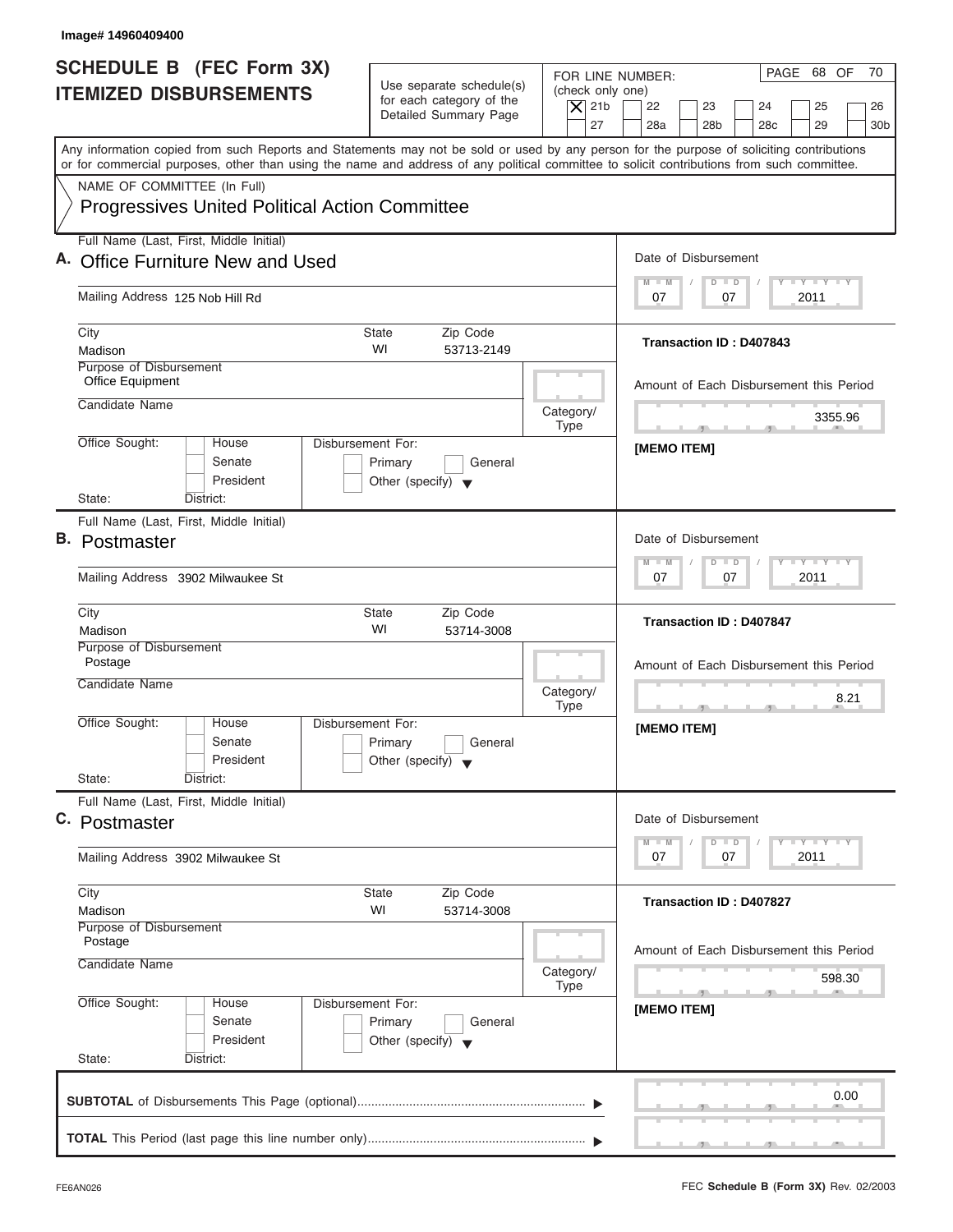Image# 14960409400

# SCHEDULE B (FEC Form 3X) ITEMIZED DISBURSEMENTS

Use separate schedule(s) for each category of the Detailed Summary Page

FOR LINE NUMBER: (check only one)

[X] 21b [ ] 22 [ ] 23 [ ] 24 [ ] 25 [ ] 26 [ ] 27 [ ] 28a [ ] 28b [ ] 28c [ ] 29 [ ] 30b

PAGE 68 OF 70

Any information copied from such Reports and Statements may not be sold or used by any person for the purpose of soliciting contributions or for commercial purposes, other than using the name and address of any political committee to solicit contributions from such committee.

NAME OF COMMITTEE (In Full)

Progressives United Political Action Committee

---

**A.** Full Name (Last, First, Middle Initial): Office Furniture New and Used

Mailing Address: 125 Nob Hill Rd

City: Madison | State: WI | Zip Code: 53713-2149

Purpose of Disbursement: Office Equipment

Candidate Name:

Category/Type:

Office Sought: [ ] House [ ] Senate [ ] President

State: District:

Disbursement For: [ ] Primary [ ] General [ ] Other (specify)

Date of Disbursement: 07 / 07 / 2011

Transaction ID : D407843

Amount of Each Disbursement this Period: 3355.96

[MEMO ITEM]

---

**B.** Full Name (Last, First, Middle Initial): Postmaster

Mailing Address: 3902 Milwaukee St

City: Madison | State: WI | Zip Code: 53714-3008

Purpose of Disbursement: Postage

Candidate Name:

Category/Type:

Office Sought: [ ] House [ ] Senate [ ] President

State: District:

Disbursement For: [ ] Primary [ ] General [ ] Other (specify)

Date of Disbursement: 07 / 07 / 2011

Transaction ID : D407847

Amount of Each Disbursement this Period: 8.21

[MEMO ITEM]

---

**C.** Full Name (Last, First, Middle Initial): Postmaster

Mailing Address: 3902 Milwaukee St

City: Madison | State: WI | Zip Code: 53714-3008

Purpose of Disbursement: Postage

Candidate Name:

Category/Type:

Office Sought: [ ] House [ ] Senate [ ] President

State: District:

Disbursement For: [ ] Primary [ ] General [ ] Other (specify)

Date of Disbursement: 07 / 07 / 2011

Transaction ID : D407827

Amount of Each Disbursement this Period: 598.30

[MEMO ITEM]

---

**SUBTOTAL** of Disbursements This Page (optional): 0.00

**TOTAL** This Period (last page this line number only):

FE6AN026

FEC **Schedule B (Form 3X)** Rev. 02/2003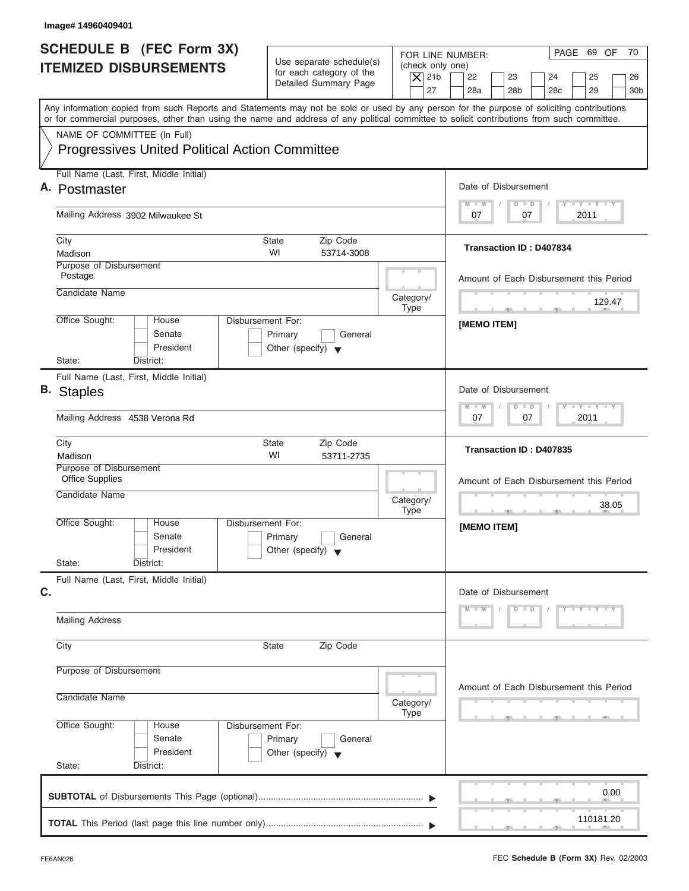Image# 14960409401

# SCHEDULE B (FEC Form 3X)
## ITEMIZED DISBURSEMENTS

Use separate schedule(s) for each category of the Detailed Summary Page

FOR LINE NUMBER: (check only one)

- [X] 21b
- [ ] 22
- [ ] 23
- [ ] 24
- [ ] 25
- [ ] 26
- [ ] 27
- [ ] 28a
- [ ] 28b
- [ ] 28c
- [ ] 29
- [ ] 30b

PAGE 69 OF 70

Any information copied from such Reports and Statements may not be sold or used by any person for the purpose of soliciting contributions or for commercial purposes, other than using the name and address of any political committee to solicit contributions from such committee.

NAME OF COMMITTEE (In Full)

Progressives United Political Action Committee

---

**A.** Full Name (Last, First, Middle Initial): Postmaster

Mailing Address: 3902 Milwaukee St

City: Madison | State: WI | Zip Code: 53714-3008

Purpose of Disbursement: Postage

Candidate Name:

Category/Type:

Office Sought: [ ] House [ ] Senate [ ] President

State: District:

Disbursement For: [ ] Primary [ ] General [ ] Other (specify)

Date of Disbursement: 07 / 07 / 2011

Transaction ID : D407834

Amount of Each Disbursement this Period: 129.47

[MEMO ITEM]

---

**B.** Full Name (Last, First, Middle Initial): Staples

Mailing Address: 4538 Verona Rd

City: Madison | State: WI | Zip Code: 53711-2735

Purpose of Disbursement: Office Supplies

Candidate Name:

Category/Type:

Office Sought: [ ] House [ ] Senate [ ] President

State: District:

Disbursement For: [ ] Primary [ ] General [ ] Other (specify)

Date of Disbursement: 07 / 07 / 2011

Transaction ID : D407835

Amount of Each Disbursement this Period: 38.05

[MEMO ITEM]

---

**C.** Full Name (Last, First, Middle Initial):

Mailing Address:

City: | State: | Zip Code:

Purpose of Disbursement:

Candidate Name:

Category/Type:

Office Sought: [ ] House [ ] Senate [ ] President

State: District:

Disbursement For: [ ] Primary [ ] General [ ] Other (specify)

Date of Disbursement: M M / D D / Y Y Y Y

Amount of Each Disbursement this Period:

---

**SUBTOTAL** of Disbursements This Page (optional): 0.00

**TOTAL** This Period (last page this line number only): 110181.20

FE6AN026

FEC **Schedule B (Form 3X)** Rev. 02/2003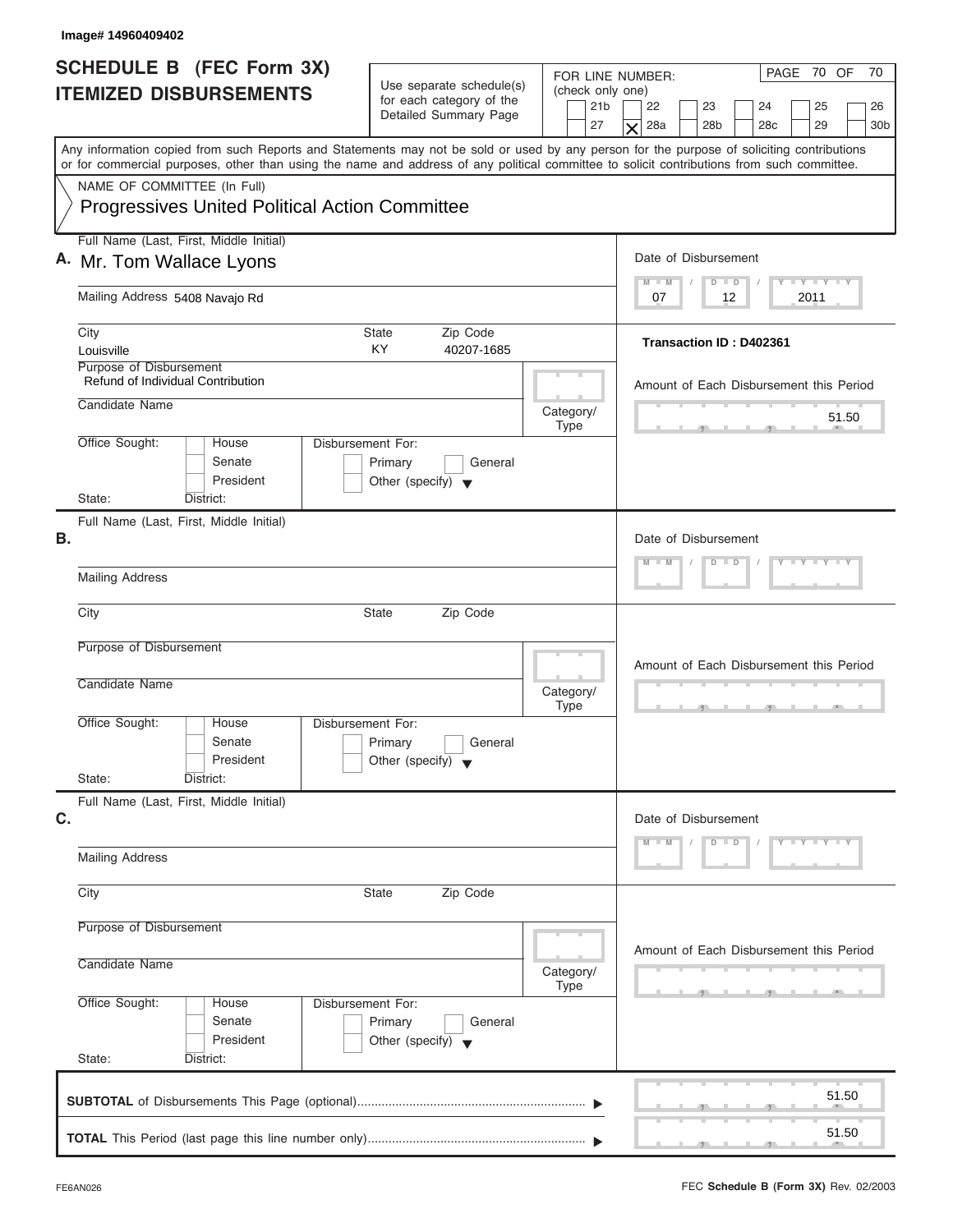Image# 14960409402

# SCHEDULE B (FEC Form 3X)
## ITEMIZED DISBURSEMENTS

Use separate schedule(s) for each category of the Detailed Summary Page

FOR LINE NUMBER: (check only one)

| | | | | | |
|---|---|---|---|---|---|
| 21b | 22 | 23 | 24 | 25 | 26 |
| 27 | X 28a | 28b | 28c | 29 | 30b |

PAGE 70 OF 70

Any information copied from such Reports and Statements may not be sold or used by any person for the purpose of soliciting contributions or for commercial purposes, other than using the name and address of any political committee to solicit contributions from such committee.

NAME OF COMMITTEE (In Full)
Progressives United Political Action Committee

**A.** Full Name (Last, First, Middle Initial)
Mr. Tom Wallace Lyons

Mailing Address 5408 Navajo Rd

City: Louisville
State: KY
Zip Code: 40207-1685

Purpose of Disbursement: Refund of Individual Contribution

Candidate Name:

Category/Type:

Office Sought: House / Senate / President
State: District:

Disbursement For: Primary / General / Other (specify)

Date of Disbursement: 07 / 12 / 2011

Transaction ID : D402361

Amount of Each Disbursement this Period: 51.50

**B.** Full Name (Last, First, Middle Initial)

Mailing Address

City / State / Zip Code

Purpose of Disbursement

Candidate Name

Category/Type

Office Sought: House / Senate / President
State: District:

Disbursement For: Primary / General / Other (specify)

Date of Disbursement: M M / D D / Y Y Y Y

Amount of Each Disbursement this Period

**C.** Full Name (Last, First, Middle Initial)

Mailing Address

City / State / Zip Code

Purpose of Disbursement

Candidate Name

Category/Type

Office Sought: House / Senate / President
State: District:

Disbursement For: Primary / General / Other (specify)

Date of Disbursement: M M / D D / Y Y Y Y

Amount of Each Disbursement this Period

**SUBTOTAL** of Disbursements This Page (optional) ▶ 51.50

**TOTAL** This Period (last page this line number only) ▶ 51.50

FE6AN026

FEC **Schedule B (Form 3X)** Rev. 02/2003